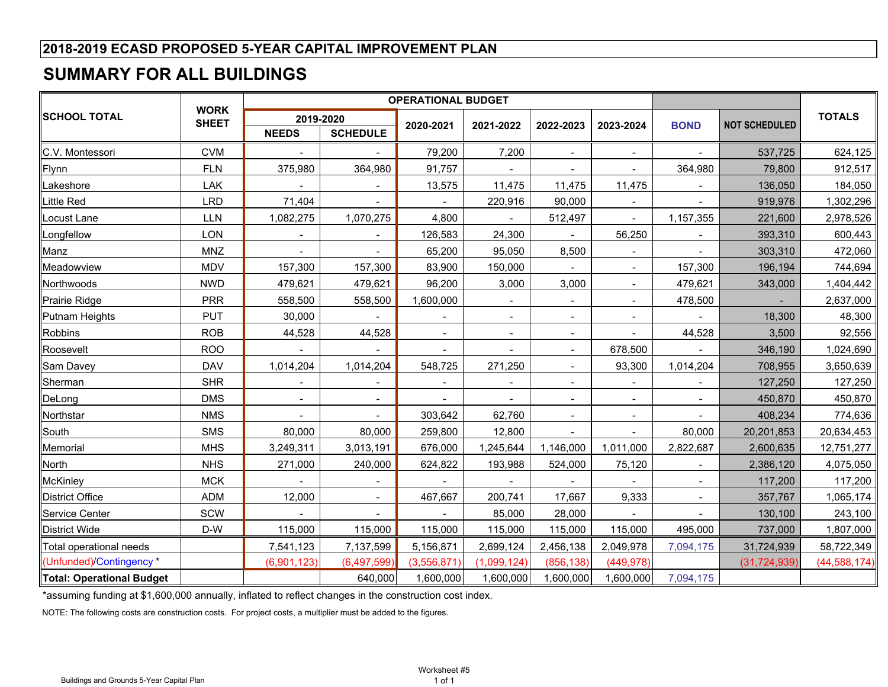## 2018-2019 ECASD PROPOSED 5-YEAR CAPITAL IMPROVEMENT PLAN

# SUMMARY FOR ALL BUILDINGS

| SCHOOL TOTAL | WORK SHEET | OPERATIONAL BUDGET | | | | | | | | TOTALS |
|---|---|---|---|---|---|---|---|---|---|---|
| | | 2019-2020 | | 2020-2021 | 2021-2022 | 2022-2023 | 2023-2024 | BOND | NOT SCHEDULED | |
| | | NEEDS | SCHEDULE | | | | | | | |
| C.V. Montessori | CVM | - | - | 79,200 | 7,200 | - | - | - | 537,725 | 624,125 |
| Flynn | FLN | 375,980 | 364,980 | 91,757 | - | - | - | 364,980 | 79,800 | 912,517 |
| Lakeshore | LAK | - | - | 13,575 | 11,475 | 11,475 | 11,475 | - | 136,050 | 184,050 |
| Little Red | LRD | 71,404 | - | - | 220,916 | 90,000 | - | - | 919,976 | 1,302,296 |
| Locust Lane | LLN | 1,082,275 | 1,070,275 | 4,800 | - | 512,497 | - | 1,157,355 | 221,600 | 2,978,526 |
| Longfellow | LON | - | - | 126,583 | 24,300 | - | 56,250 | - | 393,310 | 600,443 |
| Manz | MNZ | - | - | 65,200 | 95,050 | 8,500 | - | - | 303,310 | 472,060 |
| Meadowview | MDV | 157,300 | 157,300 | 83,900 | 150,000 | - | - | 157,300 | 196,194 | 744,694 |
| Northwoods | NWD | 479,621 | 479,621 | 96,200 | 3,000 | 3,000 | - | 479,621 | 343,000 | 1,404,442 |
| Prairie Ridge | PRR | 558,500 | 558,500 | 1,600,000 | - | - | - | 478,500 | - | 2,637,000 |
| Putnam Heights | PUT | 30,000 | - | - | - | - | - | - | 18,300 | 48,300 |
| Robbins | ROB | 44,528 | 44,528 | - | - | - | - | 44,528 | 3,500 | 92,556 |
| Roosevelt | ROO | - | - | - | - | - | 678,500 | - | 346,190 | 1,024,690 |
| Sam Davey | DAV | 1,014,204 | 1,014,204 | 548,725 | 271,250 | - | 93,300 | 1,014,204 | 708,955 | 3,650,639 |
| Sherman | SHR | - | - | - | - | - | - | - | 127,250 | 127,250 |
| DeLong | DMS | - | - | - | - | - | - | - | 450,870 | 450,870 |
| Northstar | NMS | - | - | 303,642 | 62,760 | - | - | - | 408,234 | 774,636 |
| South | SMS | 80,000 | 80,000 | 259,800 | 12,800 | - | - | 80,000 | 20,201,853 | 20,634,453 |
| Memorial | MHS | 3,249,311 | 3,013,191 | 676,000 | 1,245,644 | 1,146,000 | 1,011,000 | 2,822,687 | 2,600,635 | 12,751,277 |
| North | NHS | 271,000 | 240,000 | 624,822 | 193,988 | 524,000 | 75,120 | - | 2,386,120 | 4,075,050 |
| McKinley | MCK | - | - | - | - | - | - | - | 117,200 | 117,200 |
| District Office | ADM | 12,000 | - | 467,667 | 200,741 | 17,667 | 9,333 | - | 357,767 | 1,065,174 |
| Service Center | SCW | - | - | - | 85,000 | 28,000 | - | - | 130,100 | 243,100 |
| District Wide | D-W | 115,000 | 115,000 | 115,000 | 115,000 | 115,000 | 115,000 | 495,000 | 737,000 | 1,807,000 |
| Total operational needs | | 7,541,123 | 7,137,599 | 5,156,871 | 2,699,124 | 2,456,138 | 2,049,978 | 7,094,175 | 31,724,939 | 58,722,349 |
| (Unfunded)/Contingency * | | (6,901,123) | (6,497,599) | (3,556,871) | (1,099,124) | (856,138) | (449,978) | | (31,724,939) | (44,588,174) |
| **Total: Operational Budget** | | | 640,000 | 1,600,000 | 1,600,000 | 1,600,000 | 1,600,000 | 7,094,175 | | |

*assuming funding at $1,600,000 annually, inflated to reflect changes in the construction cost index.

NOTE: The following costs are construction costs. For project costs, a multiplier must be added to the figures.

Worksheet #5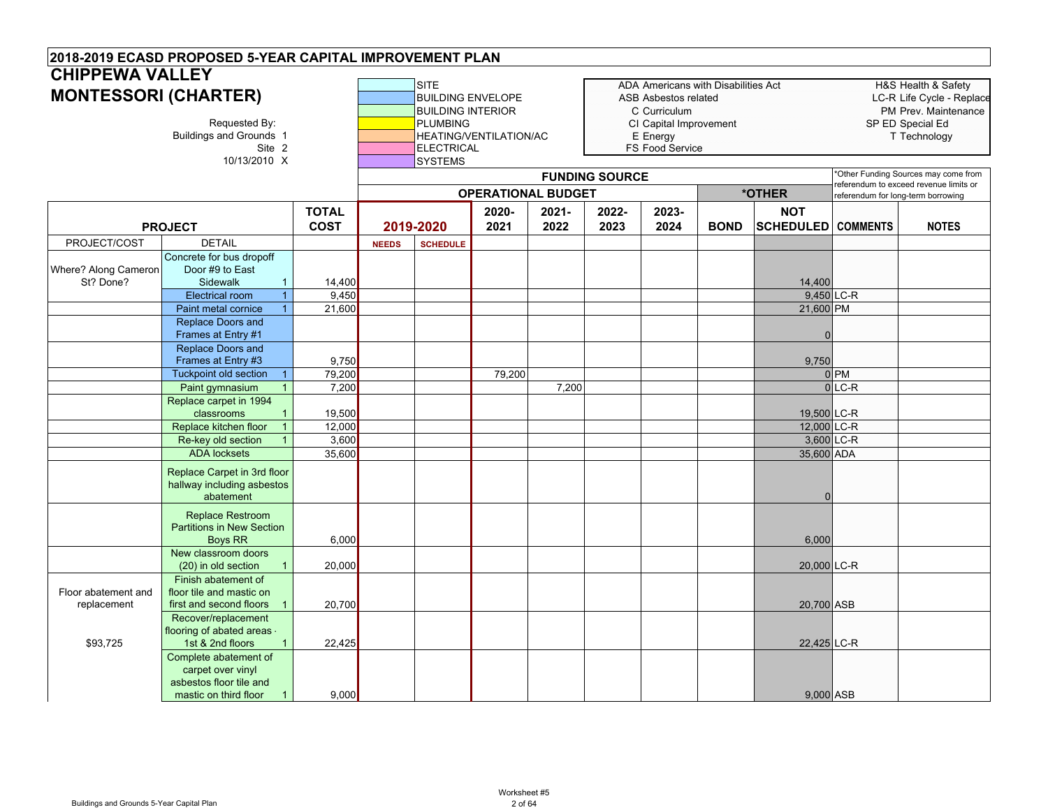## 2018-2019 ECASD PROPOSED 5-YEAR CAPITAL IMPROVEMENT PLAN

# CHIPPEWA VALLEY MONTESSORI (CHARTER)

Requested By:
Buildings and Grounds 1
Site 2
10/13/2010 X

| Color Key |
|---|
| SITE |
| BUILDING ENVELOPE |
| BUILDING INTERIOR |
| PLUMBING |
| HEATING/VENTILATION/AC |
| ELECTRICAL |
| SYSTEMS |

ADA Americans with Disabilities Act
ASB Asbestos related
C Curriculum
CI Capital Improvement
E Energy
FS Food Service

H&S Health & Safety
LC-R Life Cycle - Replace
PM Prev. Maintenance
SP ED Special Ed
T Technology

*Other Funding Sources may come from referendum to exceed revenue limits or referendum for long-term borrowing

| PROJECT | | TOTAL COST | FUNDING SOURCE: OPERATIONAL BUDGET 2019-2020 | | 2020-2021 | 2021-2022 | 2022-2023 | 2023-2024 | *OTHER: BOND | NOT SCHEDULED | COMMENTS | NOTES |
|---|---|---|---|---|---|---|---|---|---|---|---|---|
| PROJECT/COST | DETAIL | | NEEDS | SCHEDULE | | | | | | | | |
| Where? Along Cameron St? Done? | Concrete for bus dropoff Door #9 to East Sidewalk 1 | 14,400 | | | | | | | | 14,400 | | |
| | Electrical room 1 | 9,450 | | | | | | | | 9,450 | LC-R | |
| | Paint metal cornice 1 | 21,600 | | | | | | | | 21,600 | PM | |
| | Replace Doors and Frames at Entry #1 | | | | | | | | | 0 | | |
| | Replace Doors and Frames at Entry #3 | 9,750 | | | | | | | | 9,750 | | |
| | Tuckpoint old section 1 | 79,200 | | | 79,200 | | | | | 0 | PM | |
| | Paint gymnasium 1 | 7,200 | | | | 7,200 | | | | 0 | LC-R | |
| | Replace carpet in 1994 classrooms 1 | 19,500 | | | | | | | | 19,500 | LC-R | |
| | Replace kitchen floor 1 | 12,000 | | | | | | | | 12,000 | LC-R | |
| | Re-key old section 1 | 3,600 | | | | | | | | 3,600 | LC-R | |
| | ADA locksets | 35,600 | | | | | | | | 35,600 | ADA | |
| | Replace Carpet in 3rd floor hallway including asbestos abatement | | | | | | | | | 0 | | |
| | Replace Restroom Partitions in New Section Boys RR | 6,000 | | | | | | | | 6,000 | | |
| | New classroom doors (20) in old section 1 | 20,000 | | | | | | | | 20,000 | LC-R | |
| Floor abatement and replacement | Finish abatement of floor tile and mastic on first and second floors 1 | 20,700 | | | | | | | | 20,700 | ASB | |
| $93,725 | Recover/replacement flooring of abated areas - 1st & 2nd floors 1 | 22,425 | | | | | | | | 22,425 | LC-R | |
| | Complete abatement of carpet over vinyl asbestos floor tile and mastic on third floor 1 | 9,000 | | | | | | | | 9,000 | ASB | |

Worksheet #5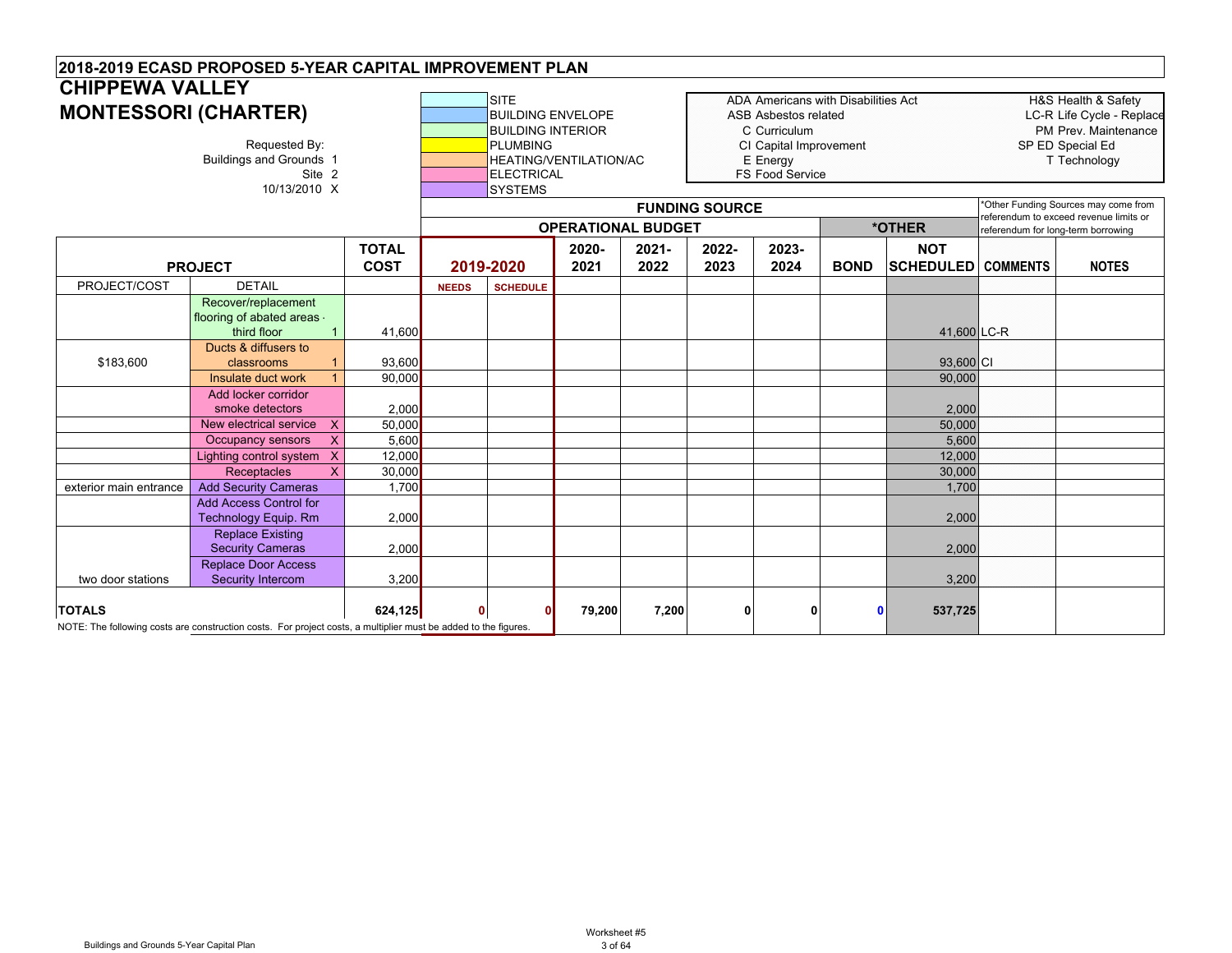## 2018-2019 ECASD PROPOSED 5-YEAR CAPITAL IMPROVEMENT PLAN

# CHIPPEWA VALLEY MONTESSORI (CHARTER)

Requested By:
Buildings and Grounds 1
Site 2
10/13/2010 X

**Category legend (color key):**
- SITE
- BUILDING ENVELOPE
- BUILDING INTERIOR
- PLUMBING
- HEATING/VENTILATION/AC
- ELECTRICAL
- SYSTEMS

**Abbreviations:**
- ADA Americans with Disabilities Act
- ASB Asbestos related
- C Curriculum
- CI Capital Improvement
- E Energy
- FS Food Service
- H&S Health & Safety
- LC-R Life Cycle - Replace
- PM Prev. Maintenance
- SP ED Special Ed
- T Technology

*Other Funding Sources may come from referendum to exceed revenue limits or referendum for long-term borrowing

| PROJECT | | | TOTAL COST | FUNDING SOURCE: OPERATIONAL BUDGET 2019-2020 | | 2020-2021 | 2021-2022 | 2022-2023 | 2023-2024 | BOND | *OTHER: NOT SCHEDULED | COMMENTS | NOTES |
|---|---|---|---|---|---|---|---|---|---|---|---|---|---|
| PROJECT/COST | DETAIL | | | NEEDS | SCHEDULE | | | | | | | | |
| | Recover/replacement flooring of abated areas - third floor | 1 | 41,600 | | | | | | | | 41,600 | LC-R | |
| $183,600 | Ducts & diffusers to classrooms | 1 | 93,600 | | | | | | | | 93,600 | CI | |
| | Insulate duct work | 1 | 90,000 | | | | | | | | 90,000 | | |
| | Add locker corridor smoke detectors | | 2,000 | | | | | | | | 2,000 | | |
| | New electrical service | X | 50,000 | | | | | | | | 50,000 | | |
| | Occupancy sensors | X | 5,600 | | | | | | | | 5,600 | | |
| | Lighting control system | X | 12,000 | | | | | | | | 12,000 | | |
| | Receptacles | X | 30,000 | | | | | | | | 30,000 | | |
| exterior main entrance | Add Security Cameras | | 1,700 | | | | | | | | 1,700 | | |
| | Add Access Control for Technology Equip. Rm | | 2,000 | | | | | | | | 2,000 | | |
| | Replace Existing Security Cameras | | 2,000 | | | | | | | | 2,000 | | |
| two door stations | Replace Door Access Security Intercom | | 3,200 | | | | | | | | 3,200 | | |
| **TOTALS** | | | **624,125** | **0** | **0** | **79,200** | **7,200** | **0** | **0** | **0** | **537,725** | | |

NOTE: The following costs are construction costs. For project costs, a multiplier must be added to the figures.

Worksheet #5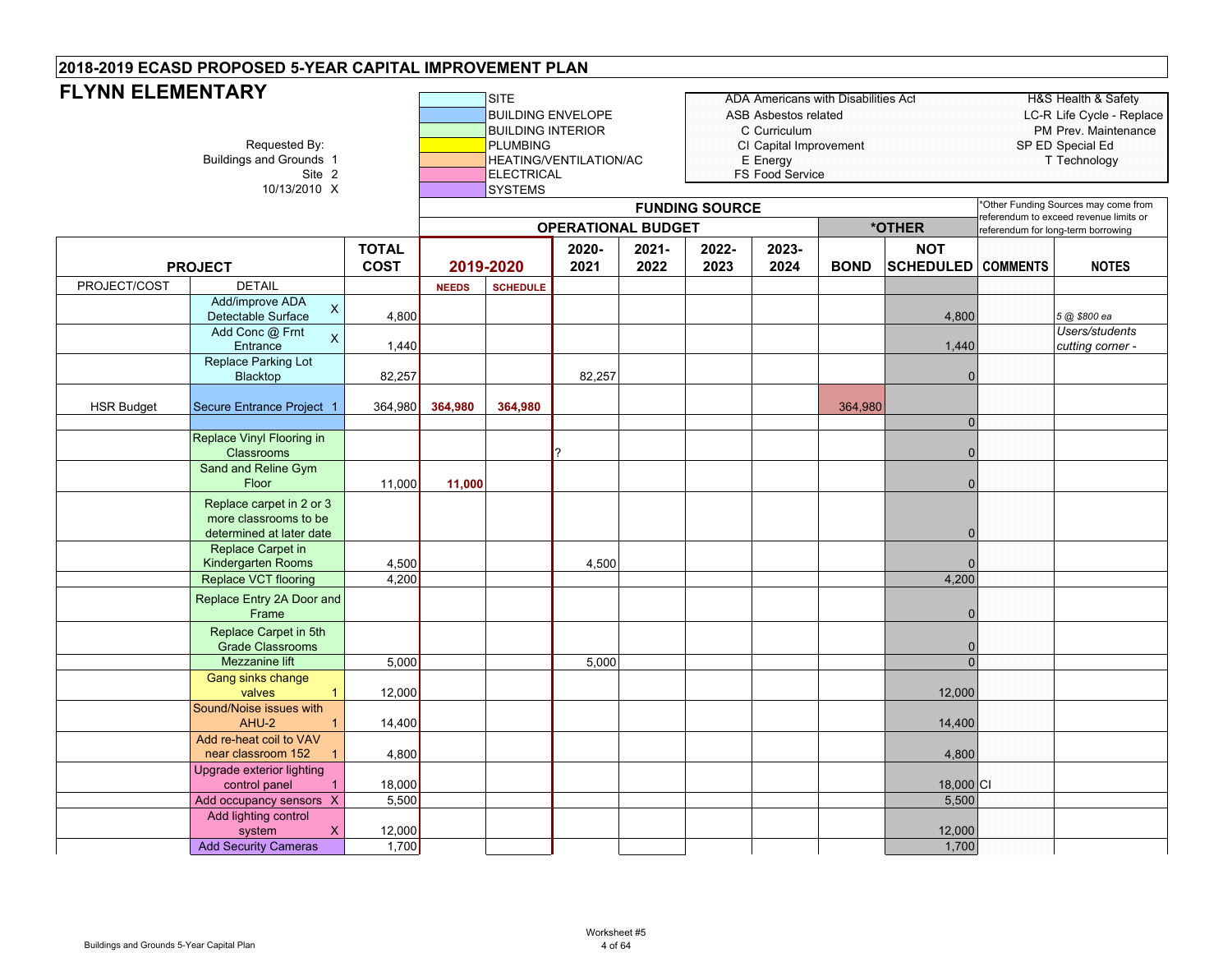# 2018-2019 ECASD PROPOSED 5-YEAR CAPITAL IMPROVEMENT PLAN

## FLYNN ELEMENTARY

Requested By:
Buildings and Grounds 1
Site 2
10/13/2010 X

**Color Legend:** SITE; BUILDING ENVELOPE; BUILDING INTERIOR; PLUMBING; HEATING/VENTILATION/AC; ELECTRICAL; SYSTEMS

| | | |
|---|---|---|
| ADA Americans with Disabilities Act | H&S Health & Safety | |
| ASB Asbestos related | LC-R Life Cycle - Replace | |
| C Curriculum | PM Prev. Maintenance | |
| CI Capital Improvement | SP ED Special Ed | |
| E Energy | T Technology | |
| FS Food Service | | |

*Other Funding Sources may come from referendum to exceed revenue limits or referendum for long-term borrowing

| PROJECT | | TOTAL COST | FUNDING SOURCE: OPERATIONAL BUDGET 2019-2020 | | 2020-2021 | 2021-2022 | 2022-2023 | 2023-2024 | *OTHER: BOND | NOT SCHEDULED | COMMENTS | NOTES |
|---|---|---|---|---|---|---|---|---|---|---|---|---|
| PROJECT/COST | DETAIL | | NEEDS | SCHEDULE | | | | | | | | |
| | Add/improve ADA Detectable Surface X | 4,800 | | | | | | | | 4,800 | | *5 @ $800 ea* |
| | Add Conc @ Frnt Entrance X | 1,440 | | | | | | | | 1,440 | | *Users/students cutting corner -* |
| | Replace Parking Lot Blacktop | 82,257 | | | 82,257 | | | | | 0 | | |
| HSR Budget | Secure Entrance Project 1 | 364,980 | 364,980 | 364,980 | | | | | 364,980 | | | |
| | | | | | | | | | | 0 | | |
| | Replace Vinyl Flooring in Classrooms | | | | ? | | | | | 0 | | |
| | Sand and Reline Gym Floor | 11,000 | 11,000 | | | | | | | 0 | | |
| | Replace carpet in 2 or 3 more classrooms to be determined at later date | | | | | | | | | 0 | | |
| | Replace Carpet in Kindergarten Rooms | 4,500 | | | 4,500 | | | | | 0 | | |
| | Replace VCT flooring | 4,200 | | | | | | | | 4,200 | | |
| | Replace Entry 2A Door and Frame | | | | | | | | | 0 | | |
| | Replace Carpet in 5th Grade Classrooms | | | | | | | | | 0 | | |
| | Mezzanine lift | 5,000 | | | 5,000 | | | | | 0 | | |
| | Gang sinks change valves 1 | 12,000 | | | | | | | | 12,000 | | |
| | Sound/Noise issues with AHU-2 1 | 14,400 | | | | | | | | 14,400 | | |
| | Add re-heat coil to VAV near classroom 152 1 | 4,800 | | | | | | | | 4,800 | | |
| | Upgrade exterior lighting control panel 1 | 18,000 | | | | | | | | 18,000 | CI | |
| | Add occupancy sensors X | 5,500 | | | | | | | | 5,500 | | |
| | Add lighting control system X | 12,000 | | | | | | | | 12,000 | | |
| | Add Security Cameras | 1,700 | | | | | | | | 1,700 | | |

Buildings and Grounds 5-Year Capital Plan

Worksheet #5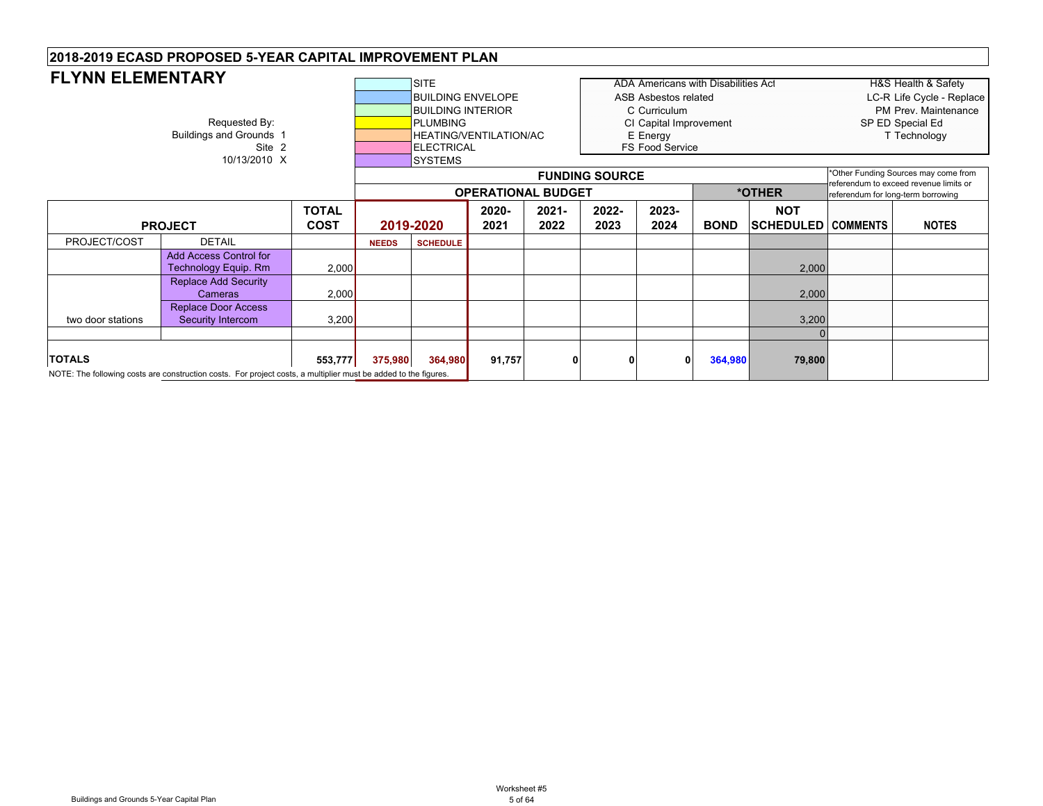## 2018-2019 ECASD PROPOSED 5-YEAR CAPITAL IMPROVEMENT PLAN

# FLYNN ELEMENTARY

Requested By:
Buildings and Grounds 1
Site 2
10/13/2010 X

| Color Key |
|---|
| SITE |
| BUILDING ENVELOPE |
| BUILDING INTERIOR |
| PLUMBING |
| HEATING/VENTILATION/AC |
| ELECTRICAL |
| SYSTEMS |

| Abbreviation | Meaning |
|---|---|
| ADA | Americans with Disabilities Act |
| ASB | Asbestos related |
| C | Curriculum |
| CI | Capital Improvement |
| E | Energy |
| FS | Food Service |
| H&S | Health & Safety |
| LC-R | Life Cycle - Replace |
| PM | Prev. Maintenance |
| SP ED | Special Ed |
| T | Technology |

*Other Funding Sources may come from referendum to exceed revenue limits or referendum for long-term borrowing

| | | | FUNDING SOURCE | | | | | | | | | | |
|---|---|---|---|---|---|---|---|---|---|---|---|---|---|
| | | | OPERATIONAL BUDGET | | | | | | *OTHER | | | | |
| PROJECT | | TOTAL COST | 2019-2020 | | 2020-2021 | 2021-2022 | 2022-2023 | 2023-2024 | BOND | NOT SCHEDULED | COMMENTS | NOTES |
| PROJECT/COST | DETAIL | | NEEDS | SCHEDULE | | | | | | | | |
| | Add Access Control for Technology Equip. Rm | 2,000 | | | | | | | | 2,000 | | |
| | Replace Add Security Cameras | 2,000 | | | | | | | | 2,000 | | |
| two door stations | Replace Door Access Security Intercom | 3,200 | | | | | | | | 3,200 | | |
| | | | | | | | | | | 0 | | |
| **TOTALS** | | **553,777** | **375,980** | **364,980** | **91,757** | **0** | **0** | **0** | **364,980** | **79,800** | | |

NOTE: The following costs are construction costs. For project costs, a multiplier must be added to the figures.

Worksheet #5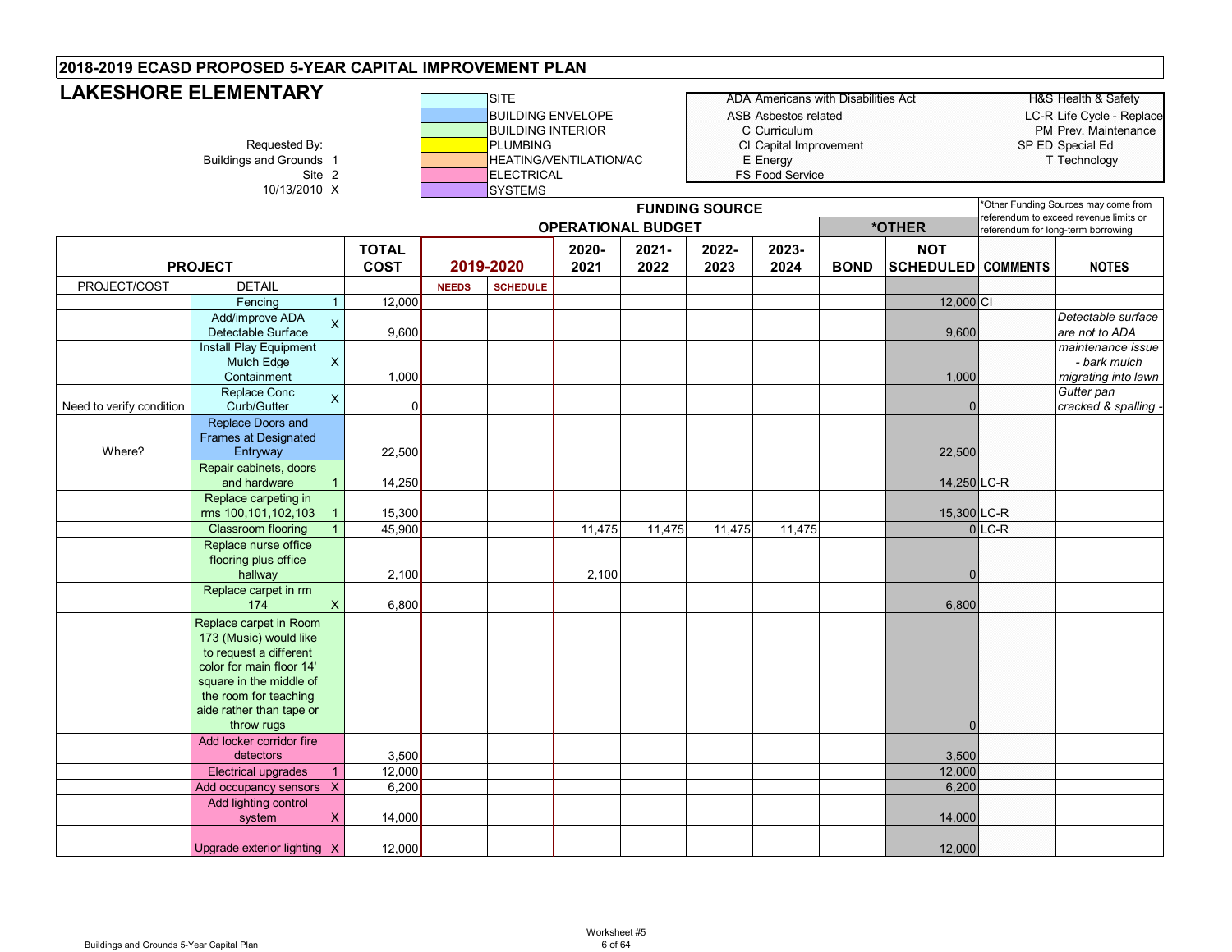## 2018-2019 ECASD PROPOSED 5-YEAR CAPITAL IMPROVEMENT PLAN

# LAKESHORE ELEMENTARY

Requested By:
Buildings and Grounds 1
Site 2
10/13/2010 X

Color key: SITE; BUILDING ENVELOPE; BUILDING INTERIOR; PLUMBING; HEATING/VENTILATION/AC; ELECTRICAL; SYSTEMS

| | |
|---|---|
| ADA | Americans with Disabilities Act |
| ASB | Asbestos related |
| C | Curriculum |
| CI | Capital Improvement |
| E | Energy |
| FS | Food Service |
| H&S | Health & Safety |
| LC-R | Life Cycle - Replace |
| PM | Prev. Maintenance |
| SP ED | Special Ed |
| T | Technology |

*Other Funding Sources may come from referendum to exceed revenue limits or referendum for long-term borrowing

| PROJECT | | TOTAL COST | FUNDING SOURCE – OPERATIONAL BUDGET: 2019-2020 | | 2020-2021 | 2021-2022 | 2022-2023 | 2023-2024 | *OTHER: BOND | NOT SCHEDULED | COMMENTS | NOTES |
|---|---|---|---|---|---|---|---|---|---|---|---|---|
| PROJECT/COST | DETAIL | | NEEDS | SCHEDULE | | | | | | | | |
| | Fencing 1 | 12,000 | | | | | | | | 12,000 | CI | |
| | Add/improve ADA Detectable Surface X | 9,600 | | | | | | | | 9,600 | | *Detectable surface are not to ADA* |
| | Install Play Equipment Mulch Edge Containment X | 1,000 | | | | | | | | 1,000 | | *maintenance issue - bark mulch migrating into lawn* |
| Need to verify condition | Replace Conc Curb/Gutter X | 0 | | | | | | | | 0 | | *Gutter pan cracked & spalling -* |
| Where? | Replace Doors and Frames at Designated Entryway | 22,500 | | | | | | | | 22,500 | | |
| | Repair cabinets, doors and hardware 1 | 14,250 | | | | | | | | 14,250 | LC-R | |
| | Replace carpeting in rms 100,101,102,103 1 | 15,300 | | | | | | | | 15,300 | LC-R | |
| | Classroom flooring 1 | 45,900 | | | 11,475 | 11,475 | 11,475 | 11,475 | | 0 | LC-R | |
| | Replace nurse office flooring plus office hallway | 2,100 | | | 2,100 | | | | | 0 | | |
| | Replace carpet in rm 174 X | 6,800 | | | | | | | | 6,800 | | |
| | Replace carpet in Room 173 (Music) would like to request a different color for main floor 14' square in the middle of the room for teaching aide rather than tape or throw rugs | | | | | | | | | 0 | | |
| | Add locker corridor fire detectors | 3,500 | | | | | | | | 3,500 | | |
| | Electrical upgrades 1 | 12,000 | | | | | | | | 12,000 | | |
| | Add occupancy sensors X | 6,200 | | | | | | | | 6,200 | | |
| | Add lighting control system X | 14,000 | | | | | | | | 14,000 | | |
| | Upgrade exterior lighting X | 12,000 | | | | | | | | 12,000 | | |

Worksheet #5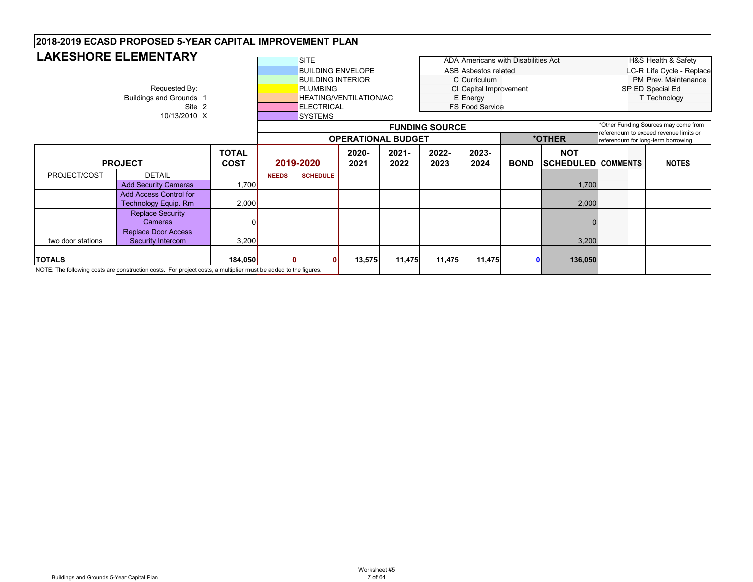# 2018-2019 ECASD PROPOSED 5-YEAR CAPITAL IMPROVEMENT PLAN

## LAKESHORE ELEMENTARY

Requested By:
Buildings and Grounds 1
Site 2
10/13/2010 X

| Color Legend |
|---|
| SITE |
| BUILDING ENVELOPE |
| BUILDING INTERIOR |
| PLUMBING |
| HEATING/VENTILATION/AC |
| ELECTRICAL |
| SYSTEMS |

| Code | Meaning | Code | Meaning |
|---|---|---|---|
| ADA | Americans with Disabilities Act | H&S | Health & Safety |
| ASB | Asbestos related | LC-R | Life Cycle - Replace |
| C | Curriculum | PM | Prev. Maintenance |
| CI | Capital Improvement | SP ED | Special Ed |
| E | Energy | T | Technology |
| FS | Food Service | | |

*Other Funding Sources may come from referendum to exceed revenue limits or referendum for long-term borrowing

| | | | FUNDING SOURCE | | | | | | | | | |
|---|---|---|---|---|---|---|---|---|---|---|---|---|
| | | | OPERATIONAL BUDGET | | | | | | *OTHER | | | |
| PROJECT | | TOTAL COST | 2019-2020 | | 2020-2021 | 2021-2022 | 2022-2023 | 2023-2024 | BOND | NOT SCHEDULED | COMMENTS | NOTES |
| PROJECT/COST | DETAIL | | NEEDS | SCHEDULE | | | | | | | | |
| | Add Security Cameras | 1,700 | | | | | | | | 1,700 | | |
| | Add Access Control for Technology Equip. Rm | 2,000 | | | | | | | | 2,000 | | |
| | Replace Security Cameras | 0 | | | | | | | | 0 | | |
| two door stations | Replace Door Access Security Intercom | 3,200 | | | | | | | | 3,200 | | |
| **TOTALS** | | **184,050** | **0** | **0** | **13,575** | **11,475** | **11,475** | **11,475** | **0** | **136,050** | | |

NOTE: The following costs are construction costs. For project costs, a multiplier must be added to the figures.

Worksheet #5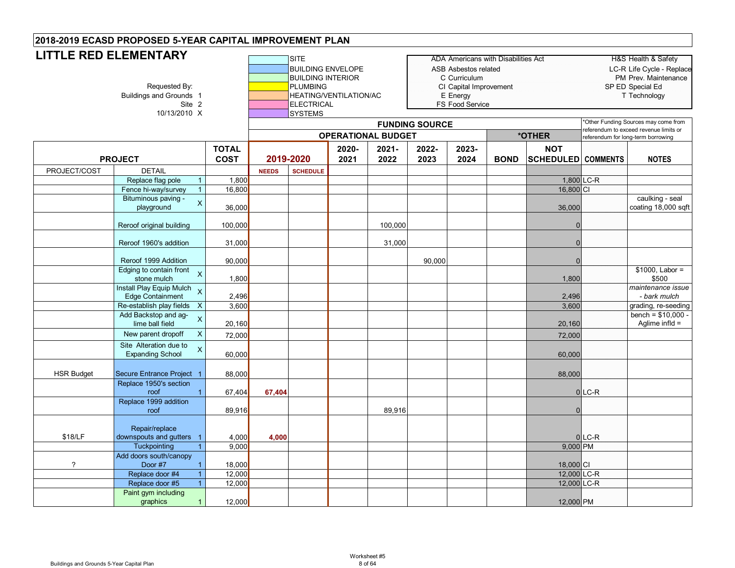## 2018-2019 ECASD PROPOSED 5-YEAR CAPITAL IMPROVEMENT PLAN

# LITTLE RED ELEMENTARY

Requested By:
Buildings and Grounds 1
Site 2
10/13/2010 X

| Color Legend |
|---|
| SITE |
| BUILDING ENVELOPE |
| BUILDING INTERIOR |
| PLUMBING |
| HEATING/VENTILATION/AC |
| ELECTRICAL |
| SYSTEMS |

| Abbreviation | Meaning | Abbreviation | Meaning |
|---|---|---|---|
| ADA | Americans with Disabilities Act | H&S | Health & Safety |
| ASB | Asbestos related | LC-R | Life Cycle - Replace |
| C | Curriculum | PM | Prev. Maintenance |
| CI | Capital Improvement | SP ED | Special Ed |
| E | Energy | T | Technology |
| FS | Food Service | | |

*Other Funding Sources may come from referendum to exceed revenue limits or referendum for long-term borrowing

| | | | | FUNDING SOURCE | | | | | | | | | |
|---|---|---|---|---|---|---|---|---|---|---|---|---|---|
| | | | | OPERATIONAL BUDGET | | | | | | *OTHER | | | |
| PROJECT | | | TOTAL COST | 2019-2020 | | 2020-2021 | 2021-2022 | 2022-2023 | 2023-2024 | BOND | NOT SCHEDULED | COMMENTS | NOTES |
| PROJECT/COST | DETAIL | | | NEEDS | SCHEDULE | | | | | | | | |
| | Replace flag pole | 1 | 1,800 | | | | | | | | 1,800 | LC-R | |
| | Fence hi-way/survey | 1 | 16,800 | | | | | | | | 16,800 | CI | |
| | Bituminous paving - playground | X | 36,000 | | | | | | | | 36,000 | | caulking - seal coating 18,000 sqft |
| | Reroof original building | | 100,000 | | | | 100,000 | | | | 0 | | |
| | Reroof 1960's addition | | 31,000 | | | | 31,000 | | | | 0 | | |
| | Reroof 1999 Addition | | 90,000 | | | | | 90,000 | | | 0 | | |
| | Edging to contain front stone mulch | X | 1,800 | | | | | | | | 1,800 | | $1000, Labor = $500 |
| | Install Play Equip Mulch Edge Containment | X | 2,496 | | | | | | | | 2,496 | | *maintenance issue - bark mulch* |
| | Re-establish play fields | X | 3,600 | | | | | | | | 3,600 | | grading, re-seeding |
| | Add Backstop and ag-lime ball field | X | 20,160 | | | | | | | | 20,160 | | bench = $10,000 - Aglime infld = |
| | New parent dropoff | X | 72,000 | | | | | | | | 72,000 | | |
| | Site Alteration due to Expanding School | X | 60,000 | | | | | | | | 60,000 | | |
| HSR Budget | Secure Entrance Project | 1 | 88,000 | | | | | | | | 88,000 | | |
| | Replace 1950's section roof | 1 | 67,404 | **67,404** | | | | | | | 0 | LC-R | |
| | Replace 1999 addition roof | | 89,916 | | | | 89,916 | | | | 0 | | |
| $18/LF | Repair/replace downspouts and gutters | 1 | 4,000 | **4,000** | | | | | | | 0 | LC-R | |
| | Tuckpointing | 1 | 9,000 | | | | | | | | 9,000 | PM | |
| ? | Add doors south/canopy Door #7 | 1 | 18,000 | | | | | | | | 18,000 | CI | |
| | Replace door #4 | 1 | 12,000 | | | | | | | | 12,000 | LC-R | |
| | Replace door #5 | 1 | 12,000 | | | | | | | | 12,000 | LC-R | |
| | Paint gym including graphics | 1 | 12,000 | | | | | | | | 12,000 | PM | |

Worksheet #5

Buildings and Grounds 5-Year Capital Plan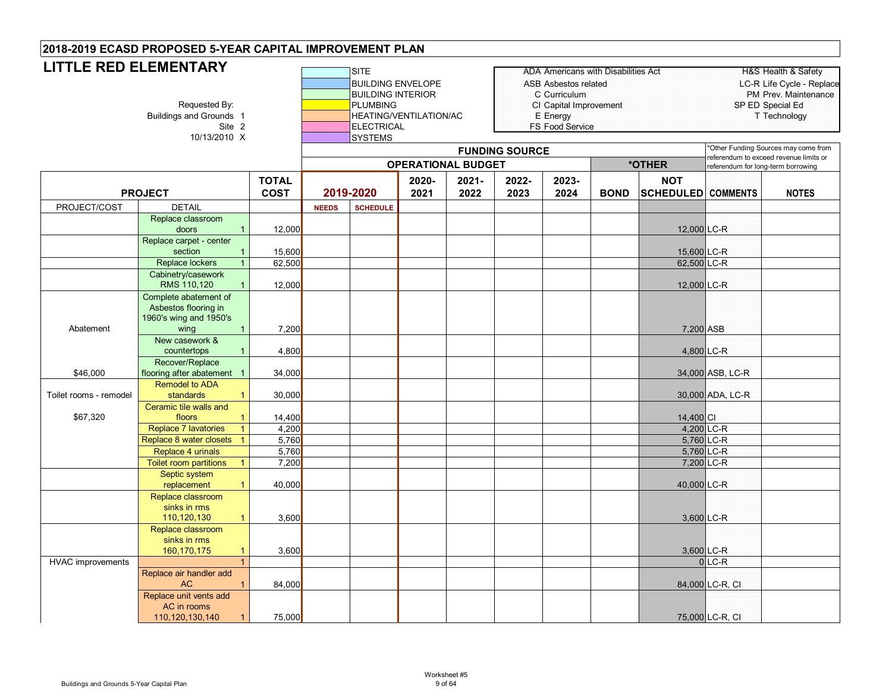# 2018-2019 ECASD PROPOSED 5-YEAR CAPITAL IMPROVEMENT PLAN

## LITTLE RED ELEMENTARY

Requested By:
Buildings and Grounds 1
Site 2
10/13/2010 X

| Color Key |
|---|
| SITE |
| BUILDING ENVELOPE |
| BUILDING INTERIOR |
| PLUMBING |
| HEATING/VENTILATION/AC |
| ELECTRICAL |
| SYSTEMS |

| Abbreviations | |
|---|---|
| ADA Americans with Disabilities Act | H&S Health & Safety |
| ASB Asbestos related | LC-R Life Cycle - Replace |
| C Curriculum | PM Prev. Maintenance |
| CI Capital Improvement | SP ED Special Ed |
| E Energy | T Technology |
| FS Food Service | |

*Other Funding Sources may come from referendum to exceed revenue limits or referendum for long-term borrowing

| | | | FUNDING SOURCE | | | | | | | | | | |
|---|---|---|---|---|---|---|---|---|---|---|---|---|---|
| | | | OPERATIONAL BUDGET | | | | | | *OTHER | | | | |
| PROJECT | | TOTAL COST | 2019-2020 | | 2020-2021 | 2021-2022 | 2022-2023 | 2023-2024 | BOND | NOT SCHEDULED | COMMENTS | NOTES |
| PROJECT/COST | DETAIL | | NEEDS | SCHEDULE | | | | | | | | |
| | Replace classroom doors 1 | 12,000 | | | | | | | | 12,000 | LC-R | |
| | Replace carpet - center section 1 | 15,600 | | | | | | | | 15,600 | LC-R | |
| | Replace lockers 1 | 62,500 | | | | | | | | 62,500 | LC-R | |
| | Cabinetry/casework RMS 110,120 1 | 12,000 | | | | | | | | 12,000 | LC-R | |
| Abatement | Complete abatement of Asbestos flooring in 1960's wing and 1950's wing 1 | 7,200 | | | | | | | | 7,200 | ASB | |
| | New casework & countertops 1 | 4,800 | | | | | | | | 4,800 | LC-R | |
| $46,000 | Recover/Replace flooring after abatement 1 | 34,000 | | | | | | | | 34,000 | ASB, LC-R | |
| Toilet rooms - remodel | Remodel to ADA standards 1 | 30,000 | | | | | | | | 30,000 | ADA, LC-R | |
| $67,320 | Ceramic tile walls and floors 1 | 14,400 | | | | | | | | 14,400 | CI | |
| | Replace 7 lavatories 1 | 4,200 | | | | | | | | 4,200 | LC-R | |
| | Replace 8 water closets 1 | 5,760 | | | | | | | | 5,760 | LC-R | |
| | Replace 4 urinals | 5,760 | | | | | | | | 5,760 | LC-R | |
| | Toilet room partitions 1 | 7,200 | | | | | | | | 7,200 | LC-R | |
| | Septic system replacement 1 | 40,000 | | | | | | | | 40,000 | LC-R | |
| | Replace classroom sinks in rms 110,120,130 1 | 3,600 | | | | | | | | 3,600 | LC-R | |
| | Replace classroom sinks in rms 160,170,175 1 | 3,600 | | | | | | | | 3,600 | LC-R | |
| HVAC improvements | 1 | | | | | | | | | 0 | LC-R | |
| | Replace air handler add AC 1 | 84,000 | | | | | | | | 84,000 | LC-R, CI | |
| | Replace unit vents add AC in rooms 110,120,130,140 1 | 75,000 | | | | | | | | 75,000 | LC-R, CI | |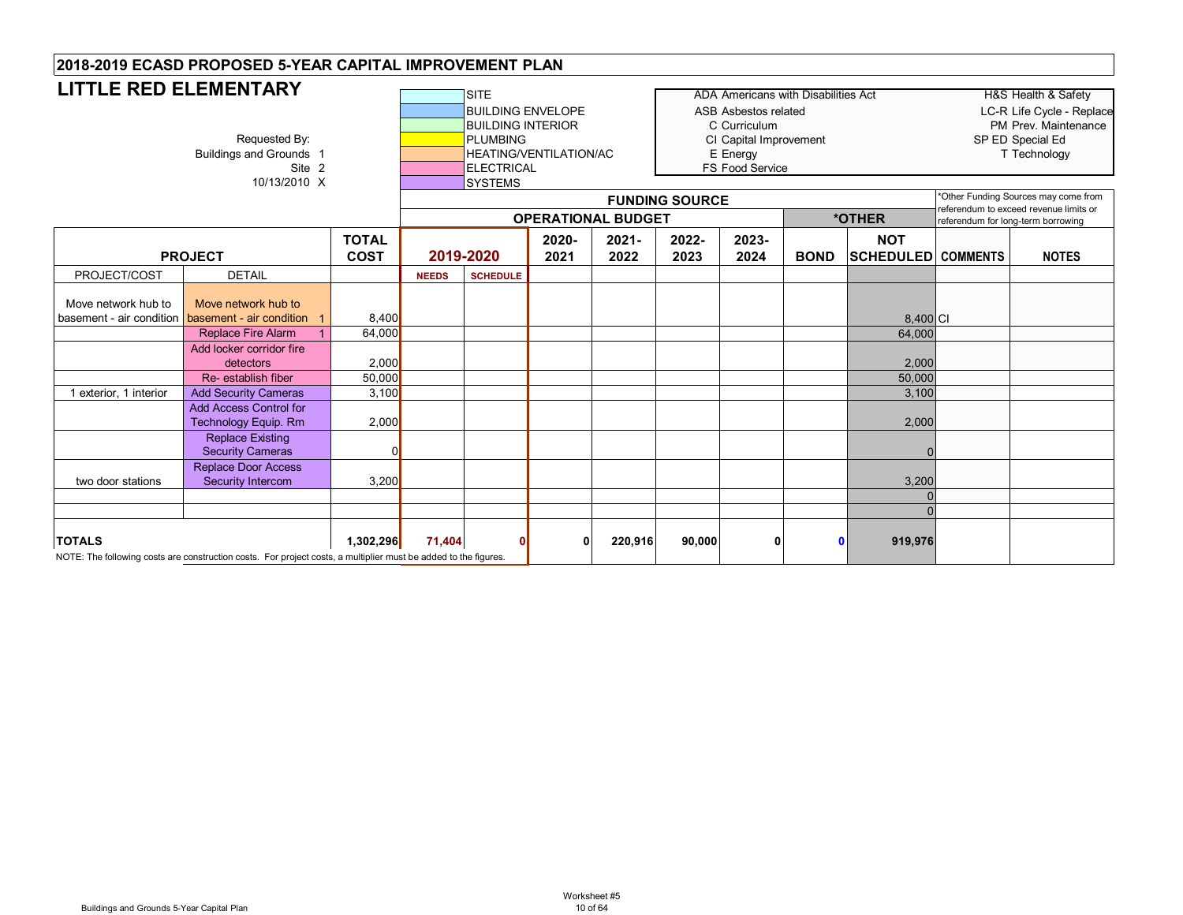# 2018-2019 ECASD PROPOSED 5-YEAR CAPITAL IMPROVEMENT PLAN

## LITTLE RED ELEMENTARY

Requested By:
Buildings and Grounds 1
Site 2
10/13/2010 X

| Color Key |
|---|
| SITE |
| BUILDING ENVELOPE |
| BUILDING INTERIOR |
| PLUMBING |
| HEATING/VENTILATION/AC |
| ELECTRICAL |
| SYSTEMS |

| | |
|---|---|
| ADA Americans with Disabilities Act | H&S Health & Safety |
| ASB Asbestos related | LC-R Life Cycle - Replace |
| C Curriculum | PM Prev. Maintenance |
| CI Capital Improvement | SP ED Special Ed |
| E Energy | T Technology |
| FS Food Service | |

*Other Funding Sources may come from referendum to exceed revenue limits or referendum for long-term borrowing

| PROJECT | | TOTAL COST | FUNDING SOURCE: OPERATIONAL BUDGET 2019-2020 | | 2020-2021 | 2021-2022 | 2022-2023 | 2023-2024 | *OTHER: BOND | NOT SCHEDULED | COMMENTS | NOTES |
|---|---|---|---|---|---|---|---|---|---|---|---|---|
| PROJECT/COST | DETAIL | | NEEDS | SCHEDULE | | | | | | | | |
| Move network hub to basement - air condition | Move network hub to basement - air condition 1 | 8,400 | | | | | | | | 8,400 | CI | |
| | Replace Fire Alarm 1 | 64,000 | | | | | | | | 64,000 | | |
| | Add locker corridor fire detectors | 2,000 | | | | | | | | 2,000 | | |
| | Re- establish fiber | 50,000 | | | | | | | | 50,000 | | |
| 1 exterior, 1 interior | Add Security Cameras | 3,100 | | | | | | | | 3,100 | | |
| | Add Access Control for Technology Equip. Rm | 2,000 | | | | | | | | 2,000 | | |
| | Replace Existing Security Cameras | 0 | | | | | | | | 0 | | |
| two door stations | Replace Door Access Security Intercom | 3,200 | | | | | | | | 3,200 | | |
| | | | | | | | | | | 0 | | |
| | | | | | | | | | | 0 | | |
| **TOTALS** | | **1,302,296** | **71,404** | **0** | **0** | **220,916** | **90,000** | **0** | **0** | **919,976** | | |

NOTE: The following costs are construction costs. For project costs, a multiplier must be added to the figures.

Worksheet #5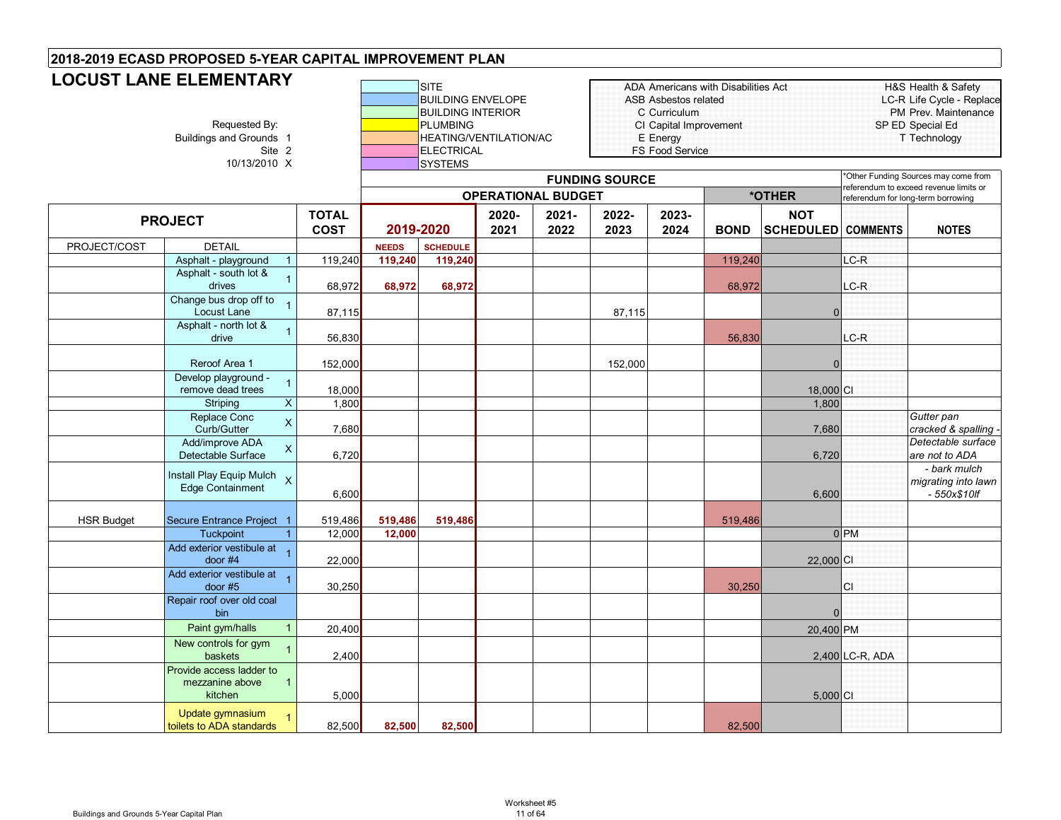# 2018-2019 ECASD PROPOSED 5-YEAR CAPITAL IMPROVEMENT PLAN

## LOCUST LANE ELEMENTARY

Requested By:
Buildings and Grounds 1
Site 2
10/13/2010 X

Color legend: SITE; BUILDING ENVELOPE; BUILDING INTERIOR; PLUMBING; HEATING/VENTILATION/AC; ELECTRICAL; SYSTEMS

ADA Americans with Disabilities Act
ASB Asbestos related
C Curriculum
CI Capital Improvement
E Energy
FS Food Service

H&S Health & Safety
LC-R Life Cycle - Replace
PM Prev. Maintenance
SP ED Special Ed
T Technology

*Other Funding Sources may come from referendum to exceed revenue limits or referendum for long-term borrowing

| PROJECT | | | TOTAL COST | FUNDING SOURCE: OPERATIONAL BUDGET 2019-2020 | | 2020-2021 | 2021-2022 | 2022-2023 | 2023-2024 | *OTHER: BOND | NOT SCHEDULED | COMMENTS | NOTES |
|---|---|---|---|---|---|---|---|---|---|---|---|---|---|
| PROJECT/COST | DETAIL | | | NEEDS | SCHEDULE | | | | | | | | |
| | Asphalt - playground | 1 | 119,240 | 119,240 | 119,240 | | | | | 119,240 | | LC-R | |
| | Asphalt - south lot & drives | 1 | 68,972 | 68,972 | 68,972 | | | | | 68,972 | | LC-R | |
| | Change bus drop off to Locust Lane | 1 | 87,115 | | | | | 87,115 | | | 0 | | |
| | Asphalt - north lot & drive | 1 | 56,830 | | | | | | | 56,830 | | LC-R | |
| | Reroof Area 1 | | 152,000 | | | | | 152,000 | | | 0 | | |
| | Develop playground - remove dead trees | 1 | 18,000 | | | | | | | | 18,000 | CI | |
| | Striping | X | 1,800 | | | | | | | | 1,800 | | |
| | Replace Conc Curb/Gutter | X | 7,680 | | | | | | | | 7,680 | | *Gutter pan cracked & spalling -* |
| | Add/improve ADA Detectable Surface | X | 6,720 | | | | | | | | 6,720 | | *Detectable surface are not to ADA* |
| | Install Play Equip Mulch Edge Containment | X | 6,600 | | | | | | | | 6,600 | | *- bark mulch migrating into lawn - 550x$10lf* |
| HSR Budget | Secure Entrance Project | 1 | 519,486 | 519,486 | 519,486 | | | | | 519,486 | | | |
| | Tuckpoint | 1 | 12,000 | 12,000 | | | | | | | 0 | PM | |
| | Add exterior vestibule at door #4 | 1 | 22,000 | | | | | | | | 22,000 | CI | |
| | Add exterior vestibule at door #5 | 1 | 30,250 | | | | | | | 30,250 | | CI | |
| | Repair roof over old coal bin | | | | | | | | | | 0 | | |
| | Paint gym/halls | 1 | 20,400 | | | | | | | | 20,400 | PM | |
| | New controls for gym baskets | 1 | 2,400 | | | | | | | | 2,400 | LC-R, ADA | |
| | Provide access ladder to mezzanine above kitchen | 1 | 5,000 | | | | | | | | 5,000 | CI | |
| | Update gymnasium toilets to ADA standards | 1 | 82,500 | 82,500 | 82,500 | | | | | 82,500 | | | |

Buildings and Grounds 5-Year Capital Plan

Worksheet #5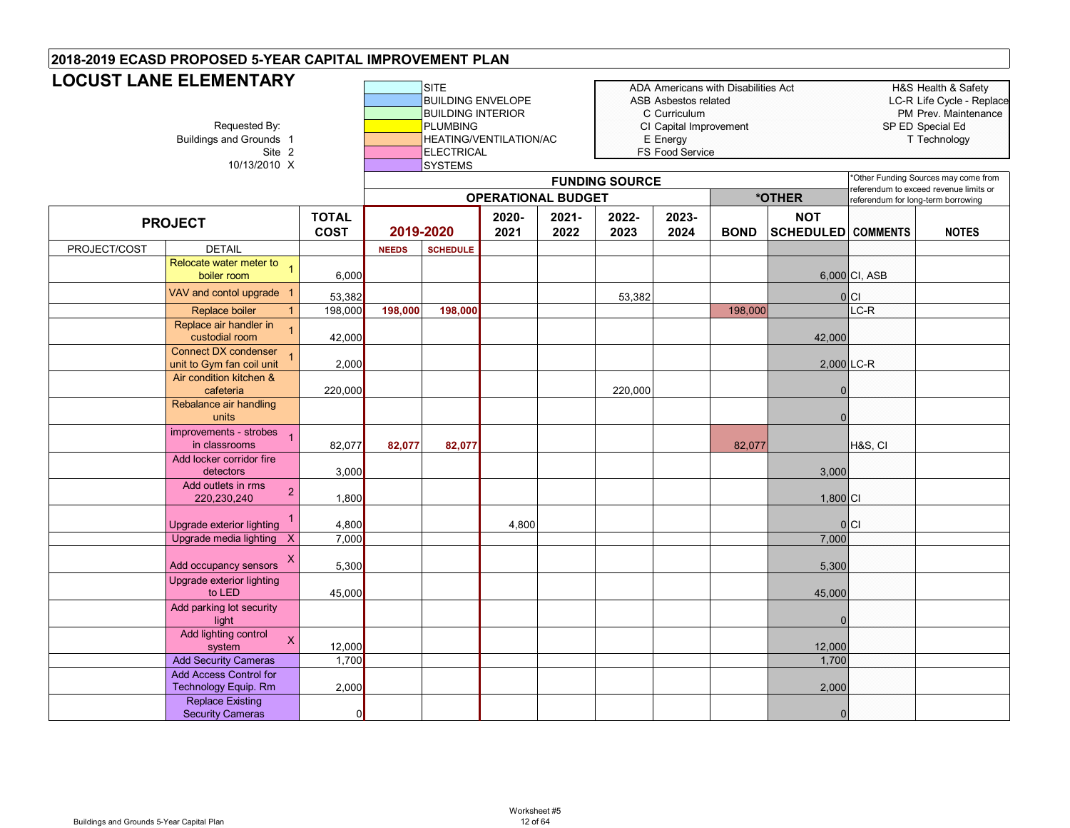## 2018-2019 ECASD PROPOSED 5-YEAR CAPITAL IMPROVEMENT PLAN

# LOCUST LANE ELEMENTARY

Requested By:
Buildings and Grounds 1
Site 2
10/13/2010 X

Categories: SITE; BUILDING ENVELOPE; BUILDING INTERIOR; PLUMBING; HEATING/VENTILATION/AC; ELECTRICAL; SYSTEMS

| Code | Meaning |
|---|---|
| ADA | Americans with Disabilities Act |
| ASB | Asbestos related |
| C | Curriculum |
| CI | Capital Improvement |
| E | Energy |
| FS | Food Service |
| H&S | Health & Safety |
| LC-R | Life Cycle - Replace |
| PM | Prev. Maintenance |
| SP ED | Special Ed |
| T | Technology |

*Other Funding Sources may come from referendum to exceed revenue limits or referendum for long-term borrowing

| PROJECT | | TOTAL COST | FUNDING SOURCE – OPERATIONAL BUDGET 2019-2020 | | 2020-2021 | 2021-2022 | 2022-2023 | 2023-2024 | *OTHER BOND | NOT SCHEDULED | COMMENTS | NOTES |
|---|---|---|---|---|---|---|---|---|---|---|---|---|
| PROJECT/COST | DETAIL | | NEEDS | SCHEDULE | | | | | | | | |
| | Relocate water meter to boiler room 1 | 6,000 | | | | | | | | 6,000 | CI, ASB | |
| | VAV and contol upgrade 1 | 53,382 | | | | | 53,382 | | | 0 | CI | |
| | Replace boiler 1 | 198,000 | 198,000 | 198,000 | | | | | 198,000 | | LC-R | |
| | Replace air handler in custodial room 1 | 42,000 | | | | | | | | 42,000 | | |
| | Connect DX condenser unit to Gym fan coil unit 1 | 2,000 | | | | | | | | 2,000 | LC-R | |
| | Air condition kitchen & cafeteria | 220,000 | | | | | 220,000 | | | 0 | | |
| | Rebalance air handling units | | | | | | | | | 0 | | |
| | improvements - strobes in classrooms 1 | 82,077 | 82,077 | 82,077 | | | | | 82,077 | | H&S, CI | |
| | Add locker corridor fire detectors | 3,000 | | | | | | | | 3,000 | | |
| | Add outlets in rms 220,230,240 2 | 1,800 | | | | | | | | 1,800 | CI | |
| | Upgrade exterior lighting 1 | 4,800 | | | 4,800 | | | | | 0 | CI | |
| | Upgrade media lighting X | 7,000 | | | | | | | | 7,000 | | |
| | Add occupancy sensors X | 5,300 | | | | | | | | 5,300 | | |
| | Upgrade exterior lighting to LED | 45,000 | | | | | | | | 45,000 | | |
| | Add parking lot security light | | | | | | | | | 0 | | |
| | Add lighting control system X | 12,000 | | | | | | | | 12,000 | | |
| | Add Security Cameras | 1,700 | | | | | | | | 1,700 | | |
| | Add Access Control for Technology Equip. Rm | 2,000 | | | | | | | | 2,000 | | |
| | Replace Existing Security Cameras | 0 | | | | | | | | 0 | | |

Worksheet #5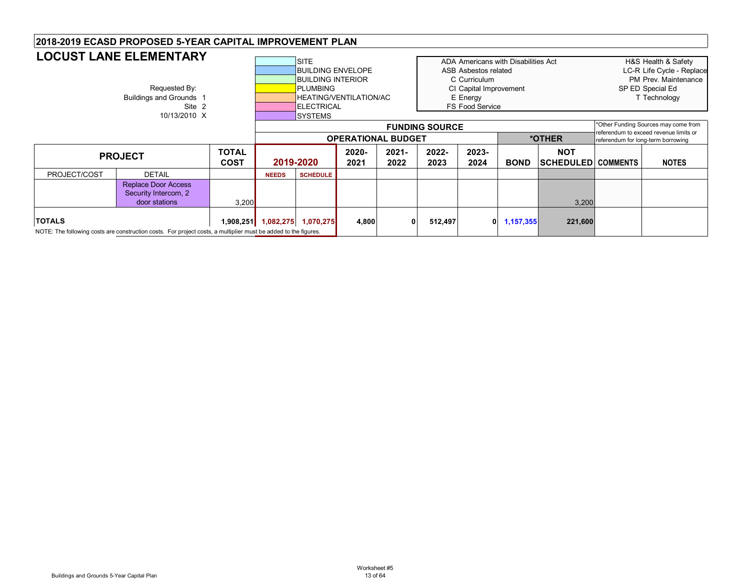# 2018-2019 ECASD PROPOSED 5-YEAR CAPITAL IMPROVEMENT PLAN

## LOCUST LANE ELEMENTARY

Requested By:
Buildings and Grounds 1
Site 2
10/13/2010 X

| Color Key |
|---|
| SITE |
| BUILDING ENVELOPE |
| BUILDING INTERIOR |
| PLUMBING |
| HEATING/VENTILATION/AC |
| ELECTRICAL |
| SYSTEMS |

| Code | Meaning | Code | Meaning |
|---|---|---|---|
| ADA | Americans with Disabilities Act | H&S | Health & Safety |
| ASB | Asbestos related | LC-R | Life Cycle - Replace |
| C | Curriculum | PM | Prev. Maintenance |
| CI | Capital Improvement | SP ED | Special Ed |
| E | Energy | T | Technology |
| FS | Food Service | | |

*Other Funding Sources may come from referendum to exceed revenue limits or referendum for long-term borrowing

| PROJECT | | TOTAL COST | FUNDING SOURCE: OPERATIONAL BUDGET 2019-2020 | | 2020-2021 | 2021-2022 | 2022-2023 | 2023-2024 | *OTHER: BOND | NOT SCHEDULED | COMMENTS | NOTES |
|---|---|---|---|---|---|---|---|---|---|---|---|---|
| PROJECT/COST | DETAIL | | NEEDS | SCHEDULE | | | | | | | | |
| | Replace Door Access Security Intercom, 2 door stations | 3,200 | | | | | | | | 3,200 | | |
| **TOTALS** | | **1,908,251** | **1,082,275** | **1,070,275** | **4,800** | **0** | **512,497** | **0** | **1,157,355** | **221,600** | | |

NOTE: The following costs are construction costs. For project costs, a multiplier must be added to the figures.

Worksheet #5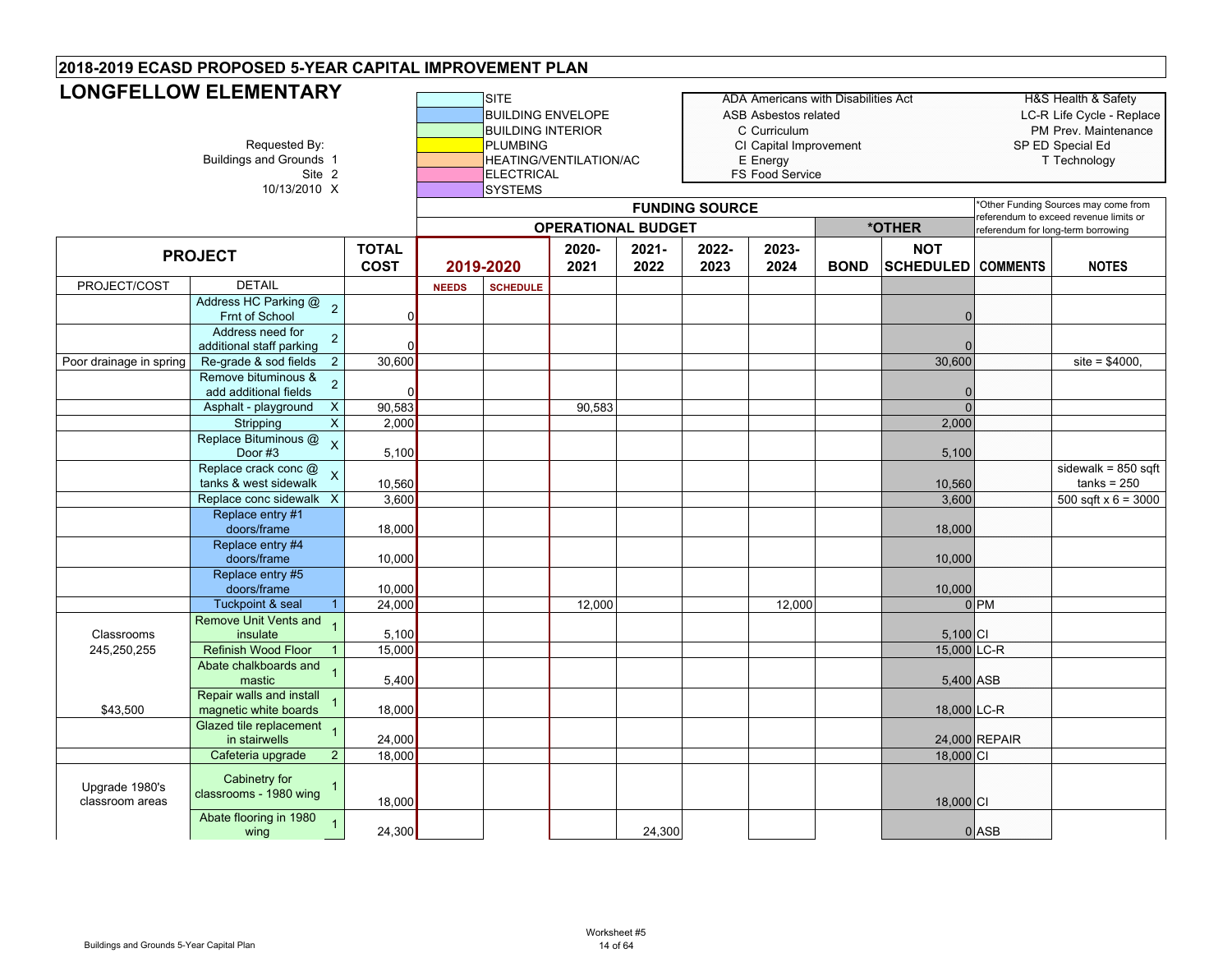## 2018-2019 ECASD PROPOSED 5-YEAR CAPITAL IMPROVEMENT PLAN

# LONGFELLOW ELEMENTARY

Requested By:
Buildings and Grounds 1
Site 2
10/13/2010 X

| Color Key | |
|---|---|
| SITE | |
| BUILDING ENVELOPE | |
| BUILDING INTERIOR | |
| PLUMBING | |
| HEATING/VENTILATION/AC | |
| ELECTRICAL | |
| SYSTEMS | |

| | |
|---|---|
| ADA Americans with Disabilities Act | H&S Health & Safety |
| ASB Asbestos related | LC-R Life Cycle - Replace |
| C Curriculum | PM Prev. Maintenance |
| CI Capital Improvement | SP ED Special Ed |
| E Energy | T Technology |
| FS Food Service | |

*Other Funding Sources may come from referendum to exceed revenue limits or referendum for long-term borrowing

| PROJECT | | | TOTAL COST | FUNDING SOURCE – OPERATIONAL BUDGET 2019-2020 | | 2020-2021 | 2021-2022 | 2022-2023 | 2023-2024 | *OTHER BOND | NOT SCHEDULED | COMMENTS | NOTES |
|---|---|---|---|---|---|---|---|---|---|---|---|---|---|
| PROJECT/COST | DETAIL | | | NEEDS | SCHEDULE | | | | | | | | |
| | Address HC Parking @ Frnt of School | 2 | 0 | | | | | | | | 0 | | |
| | Address need for additional staff parking | 2 | 0 | | | | | | | | 0 | | |
| Poor drainage in spring | Re-grade & sod fields | 2 | 30,600 | | | | | | | | 30,600 | | site = $4000, |
| | Remove bituminous & add additional fields | 2 | 0 | | | | | | | | 0 | | |
| | Asphalt - playground | X | 90,583 | | | 90,583 | | | | | 0 | | |
| | Stripping | X | 2,000 | | | | | | | | 2,000 | | |
| | Replace Bituminous @ Door #3 | X | 5,100 | | | | | | | | 5,100 | | |
| | Replace crack conc @ tanks & west sidewalk | X | 10,560 | | | | | | | | 10,560 | | sidewalk = 850 sqft tanks = 250 |
| | Replace conc sidewalk | X | 3,600 | | | | | | | | 3,600 | | 500 sqft x 6 = 3000 |
| | Replace entry #1 doors/frame | | 18,000 | | | | | | | | 18,000 | | |
| | Replace entry #4 doors/frame | | 10,000 | | | | | | | | 10,000 | | |
| | Replace entry #5 doors/frame | | 10,000 | | | | | | | | 10,000 | | |
| | Tuckpoint & seal | 1 | 24,000 | | | 12,000 | | | 12,000 | | 0 | PM | |
| Classrooms | Remove Unit Vents and insulate | 1 | 5,100 | | | | | | | | 5,100 | CI | |
| 245,250,255 | Refinish Wood Floor | 1 | 15,000 | | | | | | | | 15,000 | LC-R | |
| | Abate chalkboards and mastic | 1 | 5,400 | | | | | | | | 5,400 | ASB | |
| $43,500 | Repair walls and install magnetic white boards | 1 | 18,000 | | | | | | | | 18,000 | LC-R | |
| | Glazed tile replacement in stairwells | 1 | 24,000 | | | | | | | | 24,000 | REPAIR | |
| | Cafeteria upgrade | 2 | 18,000 | | | | | | | | 18,000 | CI | |
| Upgrade 1980's classroom areas | Cabinetry for classrooms - 1980 wing | 1 | 18,000 | | | | | | | | 18,000 | CI | |
| | Abate flooring in 1980 wing | 1 | 24,300 | | | | 24,300 | | | | 0 | ASB | |

Worksheet #5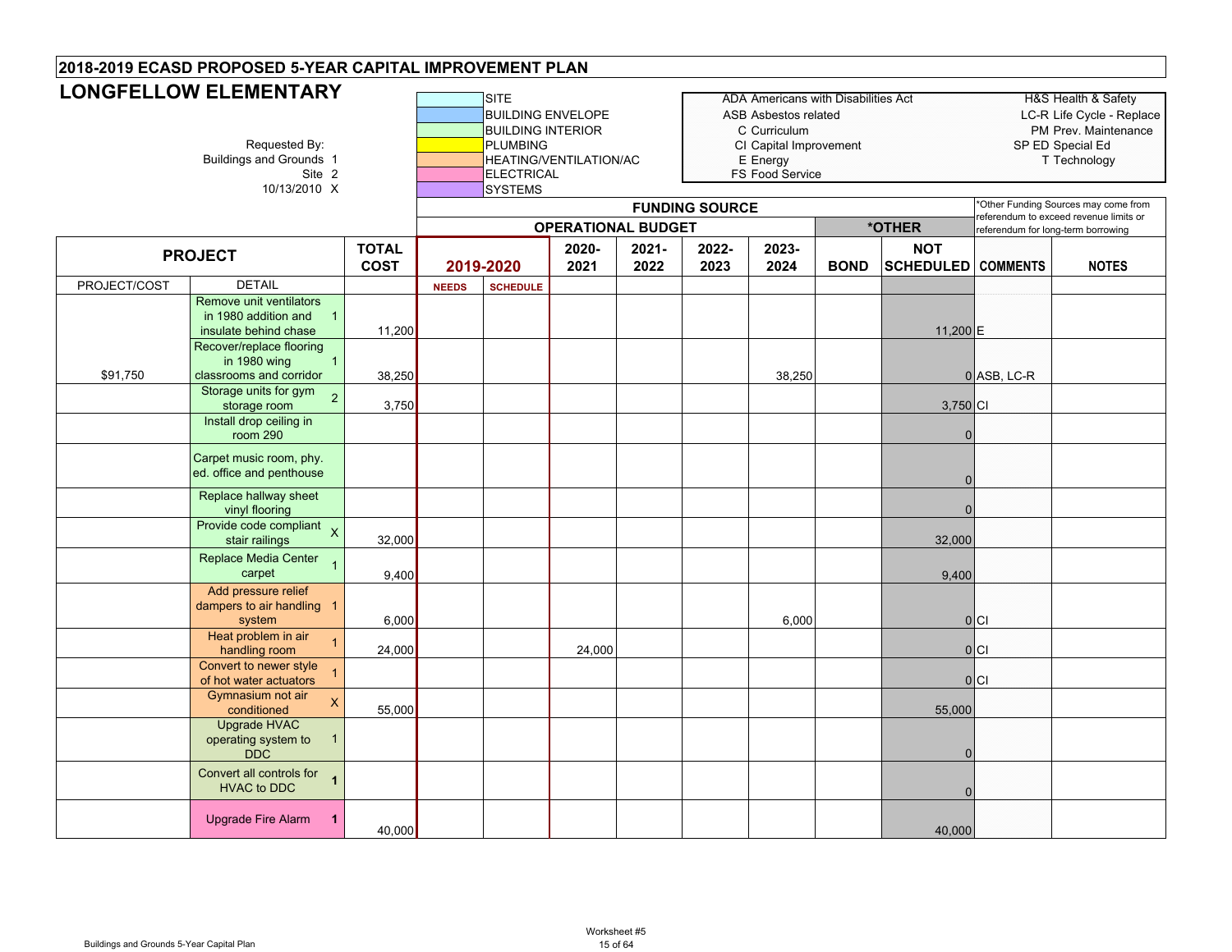# 2018-2019 ECASD PROPOSED 5-YEAR CAPITAL IMPROVEMENT PLAN

## LONGFELLOW ELEMENTARY

Requested By:
Buildings and Grounds 1
Site 2
10/13/2010 X

Color legend: SITE; BUILDING ENVELOPE; BUILDING INTERIOR; PLUMBING; HEATING/VENTILATION/AC; ELECTRICAL; SYSTEMS

ADA Americans with Disabilities Act
ASB Asbestos related
C Curriculum
CI Capital Improvement
E Energy
FS Food Service

H&S Health & Safety
LC-R Life Cycle - Replace
PM Prev. Maintenance
SP ED Special Ed
T Technology

*Other Funding Sources may come from referendum to exceed revenue limits or referendum for long-term borrowing

| PROJECT | | | TOTAL COST | FUNDING SOURCE – OPERATIONAL BUDGET | | | | | | | *OTHER | | | |
|---|---|---|---|---|---|---|---|---|---|---|---|---|---|---|
| | | | | 2019-2020 | | 2020-2021 | 2021-2022 | 2022-2023 | 2023-2024 | BOND | NOT SCHEDULED | COMMENTS | NOTES |
| PROJECT/COST | DETAIL | | | NEEDS | SCHEDULE | | | | | | | | |
| | Remove unit ventilators in 1980 addition and insulate behind chase | 1 | 11,200 | | | | | | | | 11,200 | E | |
| $91,750 | Recover/replace flooring in 1980 wing classrooms and corridor | 1 | 38,250 | | | | | | 38,250 | | 0 | ASB, LC-R | |
| | Storage units for gym storage room | 2 | 3,750 | | | | | | | | 3,750 | CI | |
| | Install drop ceiling in room 290 | | | | | | | | | | 0 | | |
| | Carpet music room, phy. ed. office and penthouse | | | | | | | | | | 0 | | |
| | Replace hallway sheet vinyl flooring | | | | | | | | | | 0 | | |
| | Provide code compliant stair railings | X | 32,000 | | | | | | | | 32,000 | | |
| | Replace Media Center carpet | 1 | 9,400 | | | | | | | | 9,400 | | |
| | Add pressure relief dampers to air handling system | 1 | 6,000 | | | | | | 6,000 | | 0 | CI | |
| | Heat problem in air handling room | 1 | 24,000 | | | 24,000 | | | | | 0 | CI | |
| | Convert to newer style of hot water actuators | 1 | | | | | | | | | 0 | CI | |
| | Gymnasium not air conditioned | X | 55,000 | | | | | | | | 55,000 | | |
| | Upgrade HVAC operating system to DDC | 1 | | | | | | | | | 0 | | |
| | Convert all controls for HVAC to DDC | 1 | | | | | | | | | 0 | | |
| | Upgrade Fire Alarm | 1 | 40,000 | | | | | | | | 40,000 | | |

Buildings and Grounds 5-Year Capital Plan

Worksheet #5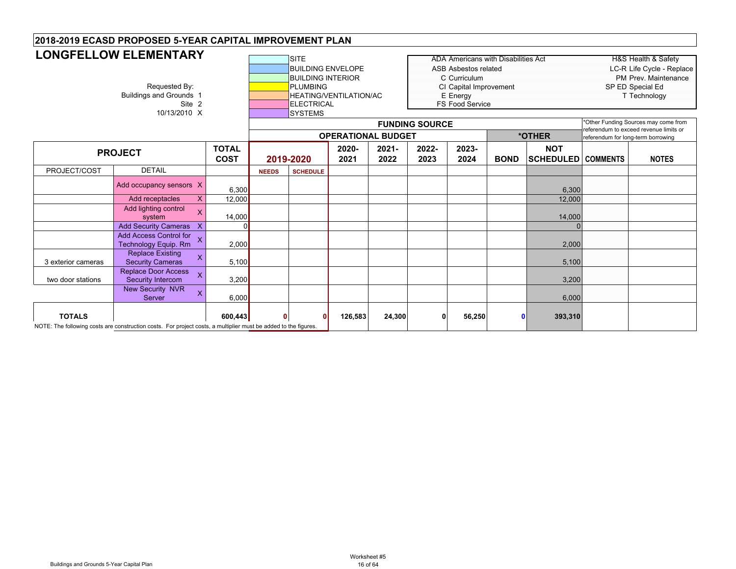## 2018-2019 ECASD PROPOSED 5-YEAR CAPITAL IMPROVEMENT PLAN

# LONGFELLOW ELEMENTARY

Requested By:
Buildings and Grounds 1
Site 2
10/13/2010 X

| Color Key |
|---|
| SITE |
| BUILDING ENVELOPE |
| BUILDING INTERIOR |
| PLUMBING |
| HEATING/VENTILATION/AC |
| ELECTRICAL |
| SYSTEMS |

| Abbreviations | |
|---|---|
| ADA Americans with Disabilities Act | H&S Health & Safety |
| ASB Asbestos related | LC-R Life Cycle - Replace |
| C Curriculum | PM Prev. Maintenance |
| CI Capital Improvement | SP ED Special Ed |
| E Energy | T Technology |
| FS Food Service | |

*Other Funding Sources may come from referendum to exceed revenue limits or referendum for long-term borrowing

| PROJECT | | | TOTAL COST | FUNDING SOURCE – OPERATIONAL BUDGET 2019-2020 | | 2020-2021 | 2021-2022 | 2022-2023 | 2023-2024 | *OTHER BOND | NOT SCHEDULED | COMMENTS | NOTES |
|---|---|---|---|---|---|---|---|---|---|---|---|---|---|
| PROJECT/COST | DETAIL | | | NEEDS | SCHEDULE | | | | | | | | |
| | Add occupancy sensors | X | 6,300 | | | | | | | | 6,300 | | |
| | Add receptacles | X | 12,000 | | | | | | | | 12,000 | | |
| | Add lighting control system | X | 14,000 | | | | | | | | 14,000 | | |
| | Add Security Cameras | X | 0 | | | | | | | | 0 | | |
| | Add Access Control for Technology Equip. Rm | X | 2,000 | | | | | | | | 2,000 | | |
| 3 exterior cameras | Replace Existing Security Cameras | X | 5,100 | | | | | | | | 5,100 | | |
| two door stations | Replace Door Access Security Intercom | X | 3,200 | | | | | | | | 3,200 | | |
| | New Security NVR Server | X | 6,000 | | | | | | | | 6,000 | | |
| TOTALS | | | 600,443 | 0 | 0 | 126,583 | 24,300 | 0 | 56,250 | 0 | 393,310 | | |

NOTE: The following costs are construction costs. For project costs, a multiplier must be added to the figures.

Buildings and Grounds 5-Year Capital Plan

Worksheet #5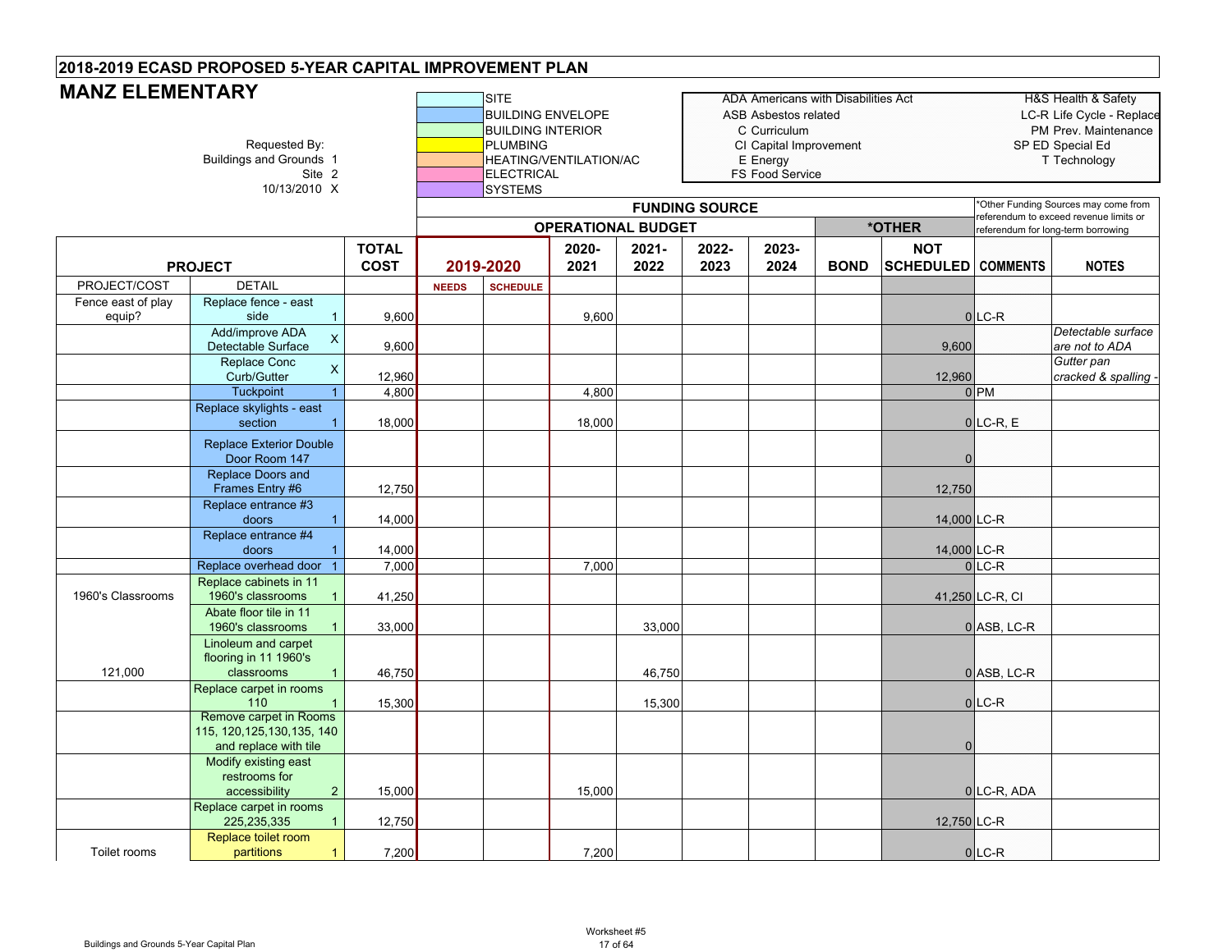## 2018-2019 ECASD PROPOSED 5-YEAR CAPITAL IMPROVEMENT PLAN

# MANZ ELEMENTARY

Requested By:
Buildings and Grounds 1
Site 2
10/13/2010 X

| Color Legend |
|---|
| SITE |
| BUILDING ENVELOPE |
| BUILDING INTERIOR |
| PLUMBING |
| HEATING/VENTILATION/AC |
| ELECTRICAL |
| SYSTEMS |

| Abbreviations | |
|---|---|
| ADA Americans with Disabilities Act | H&S Health & Safety |
| ASB Asbestos related | LC-R Life Cycle - Replace |
| C Curriculum | PM Prev. Maintenance |
| CI Capital Improvement | SP ED Special Ed |
| E Energy | T Technology |
| FS Food Service | |

*Other Funding Sources may come from referendum to exceed revenue limits or referendum for long-term borrowing

| | | | FUNDING SOURCE | | | | | | | | | |
|---|---|---|---|---|---|---|---|---|---|---|---|---|
| | | | OPERATIONAL BUDGET | | | | | | *OTHER | | | |
| PROJECT | | TOTAL COST | 2019-2020 | | 2020-2021 | 2021-2022 | 2022-2023 | 2023-2024 | BOND | NOT SCHEDULED | COMMENTS | NOTES |
| PROJECT/COST | DETAIL | | NEEDS | SCHEDULE | | | | | | | | |
| Fence east of play equip? | Replace fence - east side 1 | 9,600 | | | 9,600 | | | | | 0 | LC-R | |
| | Add/improve ADA Detectable Surface X | 9,600 | | | | | | | | 9,600 | | Detectable surface are not to ADA |
| | Replace Conc Curb/Gutter X | 12,960 | | | | | | | | 12,960 | | Gutter pan cracked & spalling - |
| | Tuckpoint 1 | 4,800 | | | 4,800 | | | | | 0 | PM | |
| | Replace skylights - east section 1 | 18,000 | | | 18,000 | | | | | 0 | LC-R, E | |
| | Replace Exterior Double Door Room 147 | | | | | | | | | 0 | | |
| | Replace Doors and Frames Entry #6 | 12,750 | | | | | | | | 12,750 | | |
| | Replace entrance #3 doors 1 | 14,000 | | | | | | | | 14,000 | LC-R | |
| | Replace entrance #4 doors 1 | 14,000 | | | | | | | | 14,000 | LC-R | |
| | Replace overhead door 1 | 7,000 | | | 7,000 | | | | | 0 | LC-R | |
| 1960's Classrooms | Replace cabinets in 11 1960's classrooms 1 | 41,250 | | | | | | | | 41,250 | LC-R, CI | |
| | Abate floor tile in 11 1960's classrooms 1 | 33,000 | | | | 33,000 | | | | 0 | ASB, LC-R | |
| 121,000 | Linoleum and carpet flooring in 11 1960's classrooms 1 | 46,750 | | | | 46,750 | | | | 0 | ASB, LC-R | |
| | Replace carpet in rooms 110 1 | 15,300 | | | | 15,300 | | | | 0 | LC-R | |
| | Remove carpet in Rooms 115, 120,125,130,135, 140 and replace with tile | | | | | | | | | 0 | | |
| | Modify existing east restrooms for accessibility 2 | 15,000 | | | 15,000 | | | | | 0 | LC-R, ADA | |
| | Replace carpet in rooms 225,235,335 1 | 12,750 | | | | | | | | 12,750 | LC-R | |
| Toilet rooms | Replace toilet room partitions 1 | 7,200 | | | 7,200 | | | | | 0 | LC-R | |

Buildings and Grounds 5-Year Capital Plan

Worksheet #5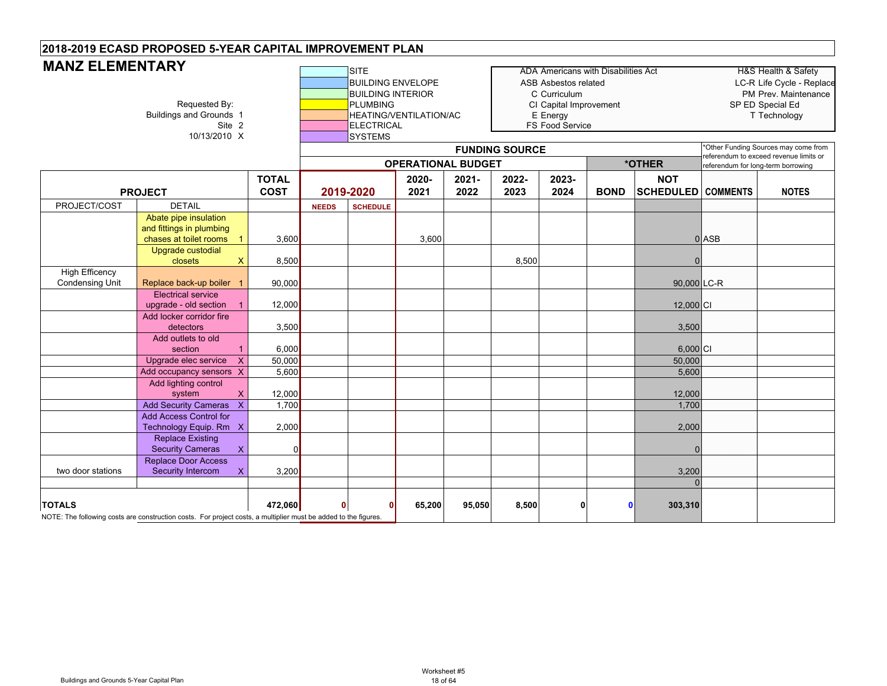# 2018-2019 ECASD PROPOSED 5-YEAR CAPITAL IMPROVEMENT PLAN

## MANZ ELEMENTARY

Requested By:
Buildings and Grounds 1
Site 2
10/13/2010 X

| Color Legend |
|---|
| SITE |
| BUILDING ENVELOPE |
| BUILDING INTERIOR |
| PLUMBING |
| HEATING/VENTILATION/AC |
| ELECTRICAL |
| SYSTEMS |

| Abbreviations | |
|---|---|
| ADA Americans with Disabilities Act | H&S Health & Safety |
| ASB Asbestos related | LC-R Life Cycle - Replace |
| C Curriculum | PM Prev. Maintenance |
| CI Capital Improvement | SP ED Special Ed |
| E Energy | T Technology |
| FS Food Service | |

*Other Funding Sources may come from referendum to exceed revenue limits or referendum for long-term borrowing

| | | | FUNDING SOURCE | | | | | | | | | | |
|---|---|---|---|---|---|---|---|---|---|---|---|---|---|
| | | | OPERATIONAL BUDGET | | | | | | *OTHER | | | | |
| PROJECT | | TOTAL COST | 2019-2020 | | 2020-2021 | 2021-2022 | 2022-2023 | 2023-2024 | BOND | NOT SCHEDULED | COMMENTS | NOTES |
| PROJECT/COST | DETAIL | | NEEDS | SCHEDULE | | | | | | | | |
| | Abate pipe insulation and fittings in plumbing chases at toilet rooms 1 | 3,600 | | | 3,600 | | | | | 0 | ASB | |
| | Upgrade custodial closets X | 8,500 | | | | | 8,500 | | | 0 | | |
| High Efficency Condensing Unit | Replace back-up boiler 1 | 90,000 | | | | | | | | 90,000 | LC-R | |
| | Electrical service upgrade - old section 1 | 12,000 | | | | | | | | 12,000 | CI | |
| | Add locker corridor fire detectors | 3,500 | | | | | | | | 3,500 | | |
| | Add outlets to old section 1 | 6,000 | | | | | | | | 6,000 | CI | |
| | Upgrade elec service X | 50,000 | | | | | | | | 50,000 | | |
| | Add occupancy sensors X | 5,600 | | | | | | | | 5,600 | | |
| | Add lighting control system X | 12,000 | | | | | | | | 12,000 | | |
| | Add Security Cameras X | 1,700 | | | | | | | | 1,700 | | |
| | Add Access Control for Technology Equip. Rm X | 2,000 | | | | | | | | 2,000 | | |
| | Replace Existing Security Cameras X | 0 | | | | | | | | 0 | | |
| two door stations | Replace Door Access Security Intercom X | 3,200 | | | | | | | | 3,200 | | |
| | | | | | | | | | | 0 | | |
| **TOTALS** | | **472,060** | **0** | **0** | **65,200** | **95,050** | **8,500** | **0** | **0** | **303,310** | | |

NOTE: The following costs are construction costs. For project costs, a multiplier must be added to the figures.

Worksheet #5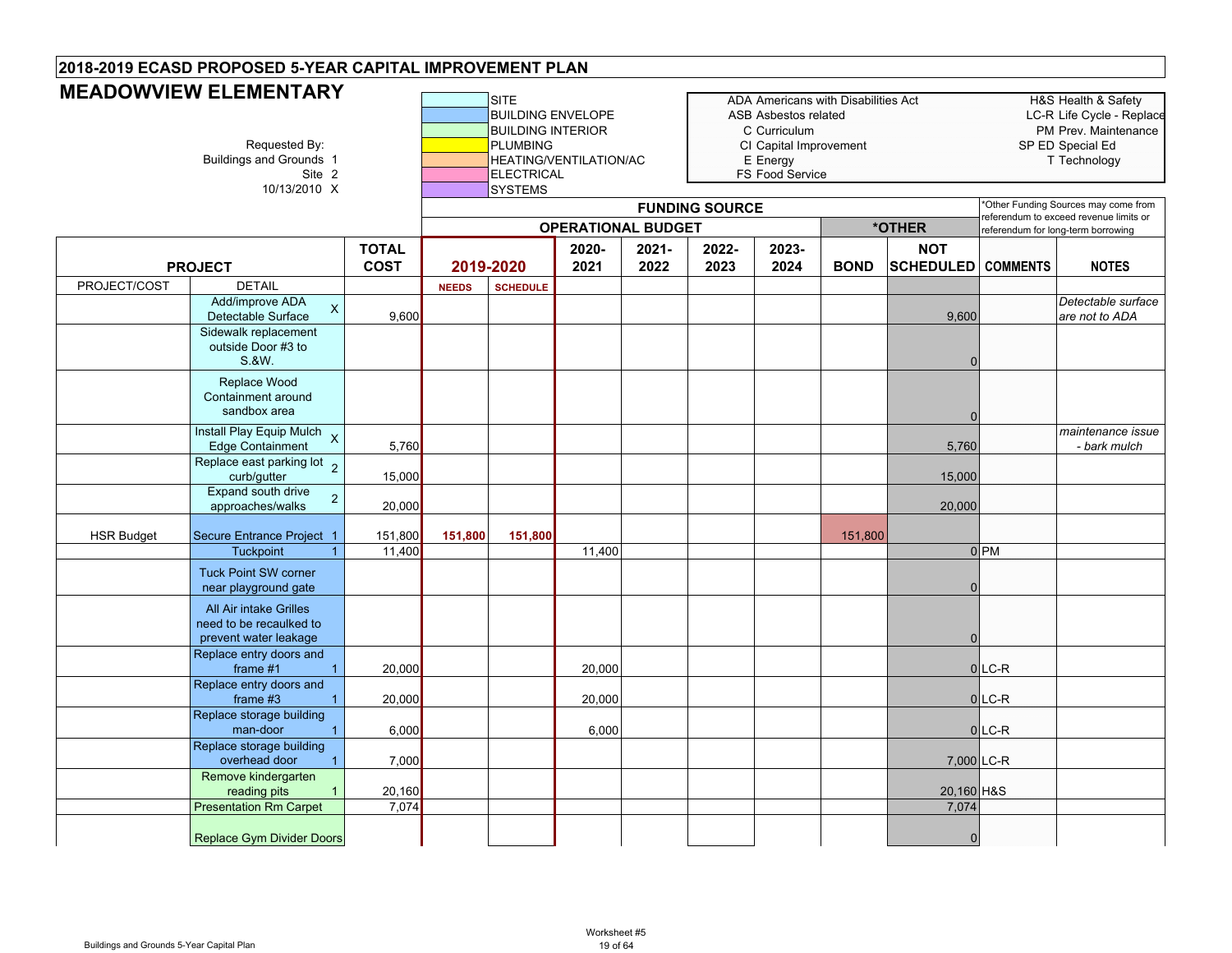# 2018-2019 ECASD PROPOSED 5-YEAR CAPITAL IMPROVEMENT PLAN

## MEADOWVIEW ELEMENTARY

Requested By:
Buildings and Grounds 1
Site 2
10/13/2010 X

**Legend (colors):** SITE; BUILDING ENVELOPE; BUILDING INTERIOR; PLUMBING; HEATING/VENTILATION/AC; ELECTRICAL; SYSTEMS

ADA Americans with Disabilities Act
ASB Asbestos related
C Curriculum
CI Capital Improvement
E Energy
FS Food Service

H&S Health & Safety
LC-R Life Cycle - Replace
PM Prev. Maintenance
SP ED Special Ed
T Technology

*Other Funding Sources may come from referendum to exceed revenue limits or referendum for long-term borrowing

| PROJECT | | | TOTAL COST | FUNDING SOURCE: OPERATIONAL BUDGET 2019-2020 | | 2020-2021 | 2021-2022 | 2022-2023 | 2023-2024 | *OTHER: BOND | NOT SCHEDULED | COMMENTS | NOTES |
|---|---|---|---|---|---|---|---|---|---|---|---|---|---|
| PROJECT/COST | DETAIL | | | NEEDS | SCHEDULE | | | | | | | | |
| | Add/improve ADA Detectable Surface | X | 9,600 | | | | | | | | 9,600 | | *Detectable surface are not to ADA* |
| | Sidewalk replacement outside Door #3 to S.&W. | | | | | | | | | | 0 | | |
| | Replace Wood Containment around sandbox area | | | | | | | | | | 0 | | |
| | Install Play Equip Mulch Edge Containment | X | 5,760 | | | | | | | | 5,760 | | *maintenance issue - bark mulch* |
| | Replace east parking lot curb/gutter | 2 | 15,000 | | | | | | | | 15,000 | | |
| | Expand south drive approaches/walks | 2 | 20,000 | | | | | | | | 20,000 | | |
| HSR Budget | Secure Entrance Project | 1 | 151,800 | 151,800 | 151,800 | | | | | 151,800 | | | |
| | Tuckpoint | 1 | 11,400 | | | 11,400 | | | | | 0 | PM | |
| | Tuck Point SW corner near playground gate | | | | | | | | | | 0 | | |
| | All Air intake Grilles need to be recaulked to prevent water leakage | | | | | | | | | | 0 | | |
| | Replace entry doors and frame #1 | 1 | 20,000 | | | 20,000 | | | | | 0 | LC-R | |
| | Replace entry doors and frame #3 | 1 | 20,000 | | | 20,000 | | | | | 0 | LC-R | |
| | Replace storage building man-door | 1 | 6,000 | | | 6,000 | | | | | 0 | LC-R | |
| | Replace storage building overhead door | 1 | 7,000 | | | | | | | | 7,000 | LC-R | |
| | Remove kindergarten reading pits | 1 | 20,160 | | | | | | | | 20,160 | H&S | |
| | Presentation Rm Carpet | | 7,074 | | | | | | | | 7,074 | | |
| | Replace Gym Divider Doors | | | | | | | | | | 0 | | |

Worksheet #5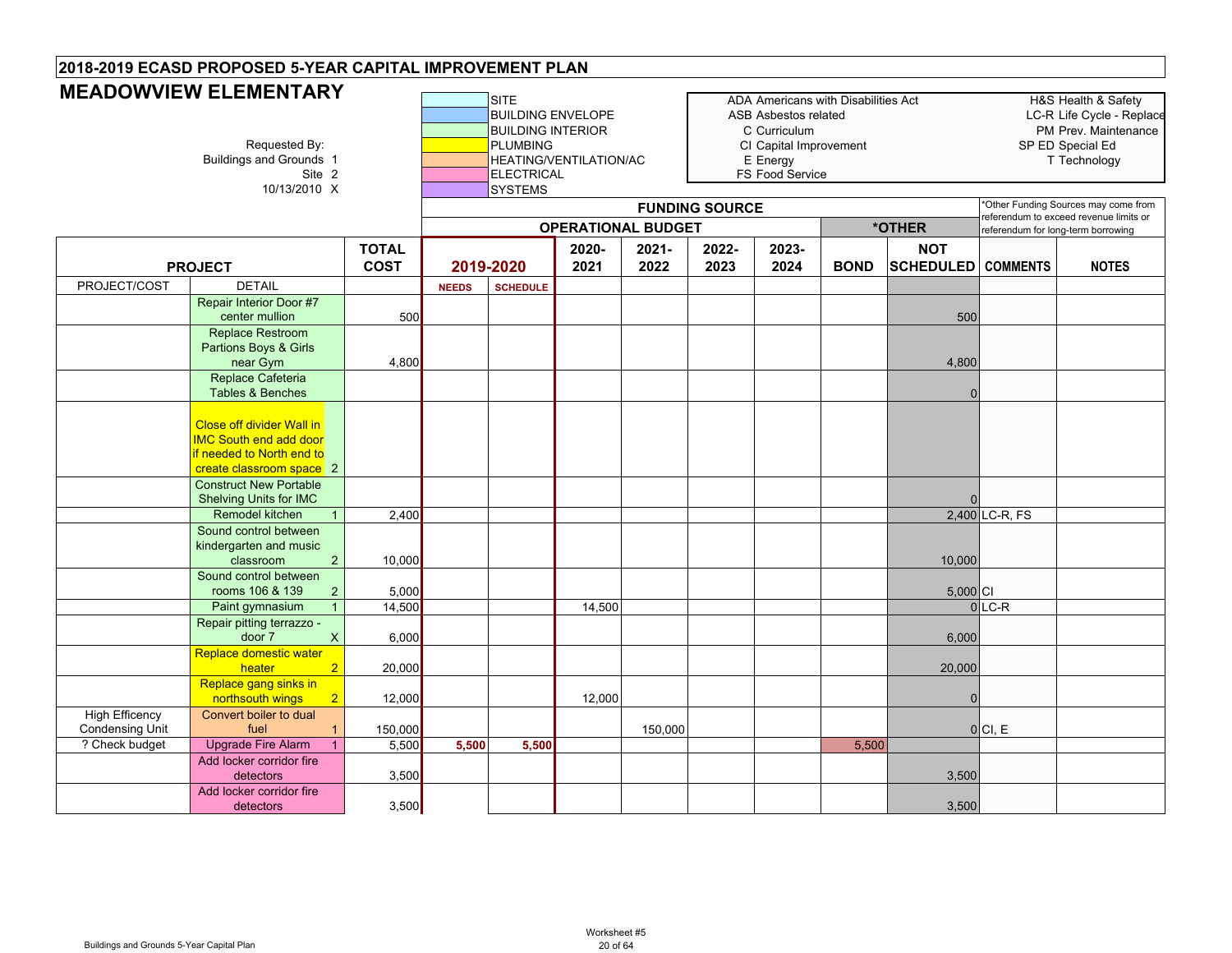## 2018-2019 ECASD PROPOSED 5-YEAR CAPITAL IMPROVEMENT PLAN

# MEADOWVIEW ELEMENTARY

Requested By:
Buildings and Grounds 1
Site 2
10/13/2010 X

| Color Legend |
|---|
| SITE |
| BUILDING ENVELOPE |
| BUILDING INTERIOR |
| PLUMBING |
| HEATING/VENTILATION/AC |
| ELECTRICAL |
| SYSTEMS |

| Code | Meaning | Code | Meaning |
|---|---|---|---|
| ADA | Americans with Disabilities Act | H&S | Health & Safety |
| ASB | Asbestos related | LC-R | Life Cycle - Replace |
| C | Curriculum | PM | Prev. Maintenance |
| CI | Capital Improvement | SP ED | Special Ed |
| E | Energy | T | Technology |
| FS | Food Service | | |

*Other Funding Sources may come from referendum to exceed revenue limits or referendum for long-term borrowing

| PROJECT | | | TOTAL COST | FUNDING SOURCE — OPERATIONAL BUDGET | | | | | | *OTHER | | | |
|---|---|---|---|---|---|---|---|---|---|---|---|---|---|
| | | | | 2019-2020 | | 2020-2021 | 2021-2022 | 2022-2023 | 2023-2024 | BOND | NOT SCHEDULED | COMMENTS | NOTES |
| PROJECT/COST | DETAIL | | | NEEDS | SCHEDULE | | | | | | | | |
| | Repair Interior Door #7 center mullion | | 500 | | | | | | | | 500 | | |
| | Replace Restroom Partions Boys & Girls near Gym | | 4,800 | | | | | | | | 4,800 | | |
| | Replace Cafeteria Tables & Benches | | | | | | | | | | 0 | | |
| | Close off divider Wall in IMC South end add door if needed to North end to create classroom space | 2 | | | | | | | | | | | |
| | Construct New Portable Shelving Units for IMC | | | | | | | | | | 0 | | |
| | Remodel kitchen | 1 | 2,400 | | | | | | | | 2,400 | LC-R, FS | |
| | Sound control between kindergarten and music classroom | 2 | 10,000 | | | | | | | | 10,000 | | |
| | Sound control between rooms 106 & 139 | 2 | 5,000 | | | | | | | | 5,000 | CI | |
| | Paint gymnasium | 1 | 14,500 | | | 14,500 | | | | | 0 | LC-R | |
| | Repair pitting terrazzo - door 7 | X | 6,000 | | | | | | | | 6,000 | | |
| | Replace domestic water heater | 2 | 20,000 | | | | | | | | 20,000 | | |
| | Replace gang sinks in northsouth wings | 2 | 12,000 | | | 12,000 | | | | | 0 | | |
| High Efficency Condensing Unit | Convert boiler to dual fuel | 1 | 150,000 | | | | 150,000 | | | | 0 | CI, E | |
| ? Check budget | Upgrade Fire Alarm | 1 | 5,500 | 5,500 | 5,500 | | | | | 5,500 | | | |
| | Add locker corridor fire detectors | | 3,500 | | | | | | | | 3,500 | | |
| | Add locker corridor fire detectors | | 3,500 | | | | | | | | 3,500 | | |

Buildings and Grounds 5-Year Capital Plan

Worksheet #5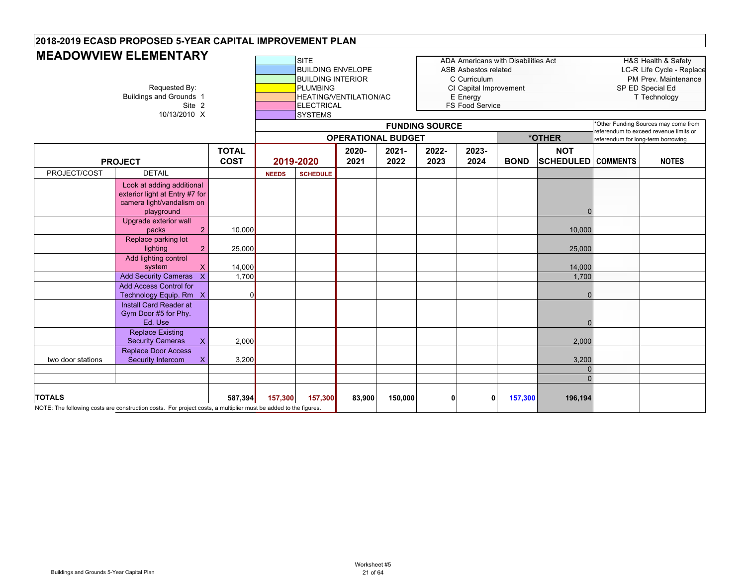## 2018-2019 ECASD PROPOSED 5-YEAR CAPITAL IMPROVEMENT PLAN

# MEADOWVIEW ELEMENTARY

Requested By:
Buildings and Grounds 1
Site 2
10/13/2010 X

| Color Legend |
|---|
| SITE |
| BUILDING ENVELOPE |
| BUILDING INTERIOR |
| PLUMBING |
| HEATING/VENTILATION/AC |
| ELECTRICAL |
| SYSTEMS |

| Abbreviation | Meaning |
|---|---|
| ADA | Americans with Disabilities Act |
| ASB | Asbestos related |
| C | Curriculum |
| CI | Capital Improvement |
| E | Energy |
| FS | Food Service |
| H&S | Health & Safety |
| LC-R | Life Cycle - Replace |
| PM | Prev. Maintenance |
| SP ED | Special Ed |
| T | Technology |

*Other Funding Sources may come from referendum to exceed revenue limits or referendum for long-term borrowing

| PROJECT | | | TOTAL COST | FUNDING SOURCE: OPERATIONAL BUDGET 2019-2020 | | 2020-2021 | 2021-2022 | 2022-2023 | 2023-2024 | *OTHER: BOND | NOT SCHEDULED | COMMENTS | NOTES |
|---|---|---|---|---|---|---|---|---|---|---|---|---|---|
| PROJECT/COST | DETAIL | | | NEEDS | SCHEDULE | | | | | | | | |
| | Look at adding additional exterior light at Entry #7 for camera light/vandalism on playground | | | | | | | | | | 0 | | |
| | Upgrade exterior wall packs | 2 | 10,000 | | | | | | | | 10,000 | | |
| | Replace parking lot lighting | 2 | 25,000 | | | | | | | | 25,000 | | |
| | Add lighting control system | X | 14,000 | | | | | | | | 14,000 | | |
| | Add Security Cameras | X | 1,700 | | | | | | | | 1,700 | | |
| | Add Access Control for Technology Equip. Rm | X | 0 | | | | | | | | 0 | | |
| | Install Card Reader at Gym Door #5 for Phy. Ed. Use | | | | | | | | | | 0 | | |
| | Replace Existing Security Cameras | X | 2,000 | | | | | | | | 2,000 | | |
| two door stations | Replace Door Access Security Intercom | X | 3,200 | | | | | | | | 3,200 | | |
| | | | | | | | | | | | 0 | | |
| | | | | | | | | | | | 0 | | |
| **TOTALS** | | | **587,394** | **157,300** | **157,300** | **83,900** | **150,000** | **0** | **0** | **157,300** | **196,194** | | |

NOTE: The following costs are construction costs. For project costs, a multiplier must be added to the figures.

Buildings and Grounds 5-Year Capital Plan

Worksheet #5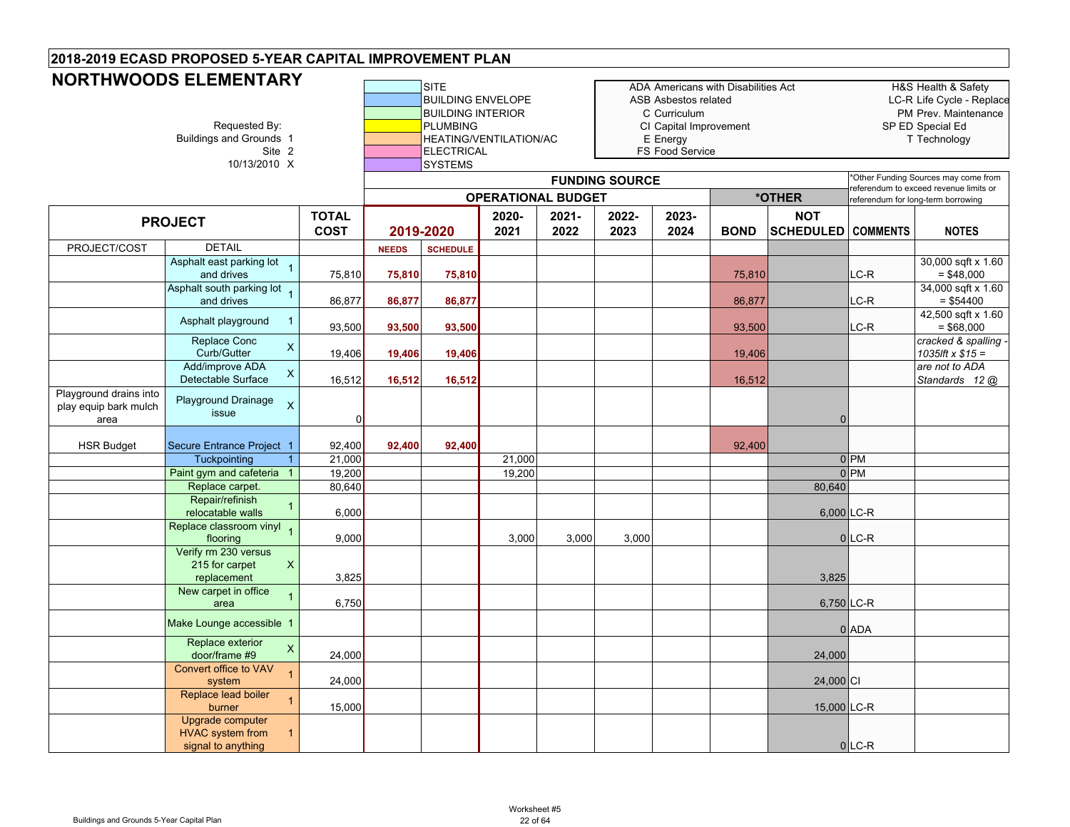## 2018-2019 ECASD PROPOSED 5-YEAR CAPITAL IMPROVEMENT PLAN

# NORTHWOODS ELEMENTARY

Requested By:
Buildings and Grounds 1
Site 2
10/13/2010 X

| Color Legend |
|---|
| SITE |
| BUILDING ENVELOPE |
| BUILDING INTERIOR |
| PLUMBING |
| HEATING/VENTILATION/AC |
| ELECTRICAL |
| SYSTEMS |

| Code | Meaning | Code | Meaning |
|---|---|---|---|
| ADA | Americans with Disabilities Act | H&S | Health & Safety |
| ASB | Asbestos related | LC-R | Life Cycle - Replace |
| C | Curriculum | PM | Prev. Maintenance |
| CI | Capital Improvement | SP ED | Special Ed |
| E | Energy | T | Technology |
| FS | Food Service | | |

*Other Funding Sources may come from referendum to exceed revenue limits or referendum for long-term borrowing

| PROJECT | | | TOTAL COST | FUNDING SOURCE – OPERATIONAL BUDGET 2019-2020 | | 2020-2021 | 2021-2022 | 2022-2023 | 2023-2024 | *OTHER BOND | NOT SCHEDULED | COMMENTS | NOTES |
|---|---|---|---|---|---|---|---|---|---|---|---|---|---|
| PROJECT/COST | DETAIL | | | NEEDS | SCHEDULE | | | | | | | | |
| | Asphalt east parking lot and drives | 1 | 75,810 | 75,810 | 75,810 | | | | | 75,810 | | LC-R | 30,000 sqft x 1.60 = $48,000 |
| | Asphalt south parking lot and drives | 1 | 86,877 | 86,877 | 86,877 | | | | | 86,877 | | LC-R | 34,000 sqft x 1.60 = $54400 |
| | Asphalt playground | 1 | 93,500 | 93,500 | 93,500 | | | | | 93,500 | | LC-R | 42,500 sqft x 1.60 = $68,000 |
| | Replace Conc Curb/Gutter | X | 19,406 | 19,406 | 19,406 | | | | | 19,406 | | | *cracked & spalling - 1035lft x $15 =* |
| | Add/improve ADA Detectable Surface | X | 16,512 | 16,512 | 16,512 | | | | | 16,512 | | | *are not to ADA Standards 12 @* |
| Playground drains into play equip bark mulch area | Playground Drainage issue | X | 0 | | | | | | | | 0 | | |
| HSR Budget | Secure Entrance Project | 1 | 92,400 | 92,400 | 92,400 | | | | | 92,400 | | | |
| | Tuckpointing | 1 | 21,000 | | | 21,000 | | | | | 0 | PM | |
| | Paint gym and cafeteria | 1 | 19,200 | | | 19,200 | | | | | 0 | PM | |
| | Replace carpet. | | 80,640 | | | | | | | | 80,640 | | |
| | Repair/refinish relocatable walls | 1 | 6,000 | | | | | | | | 6,000 | LC-R | |
| | Replace classroom vinyl flooring | 1 | 9,000 | | | 3,000 | 3,000 | 3,000 | | | 0 | LC-R | |
| | Verify rm 230 versus 215 for carpet replacement | X | 3,825 | | | | | | | | 3,825 | | |
| | New carpet in office area | 1 | 6,750 | | | | | | | | 6,750 | LC-R | |
| | Make Lounge accessible | 1 | | | | | | | | | 0 | ADA | |
| | Replace exterior door/frame #9 | X | 24,000 | | | | | | | | 24,000 | | |
| | Convert office to VAV system | 1 | 24,000 | | | | | | | | 24,000 | CI | |
| | Replace lead boiler burner | 1 | 15,000 | | | | | | | | 15,000 | LC-R | |
| | Upgrade computer HVAC system from signal to anything | 1 | | | | | | | | | 0 | LC-R | |

Worksheet #5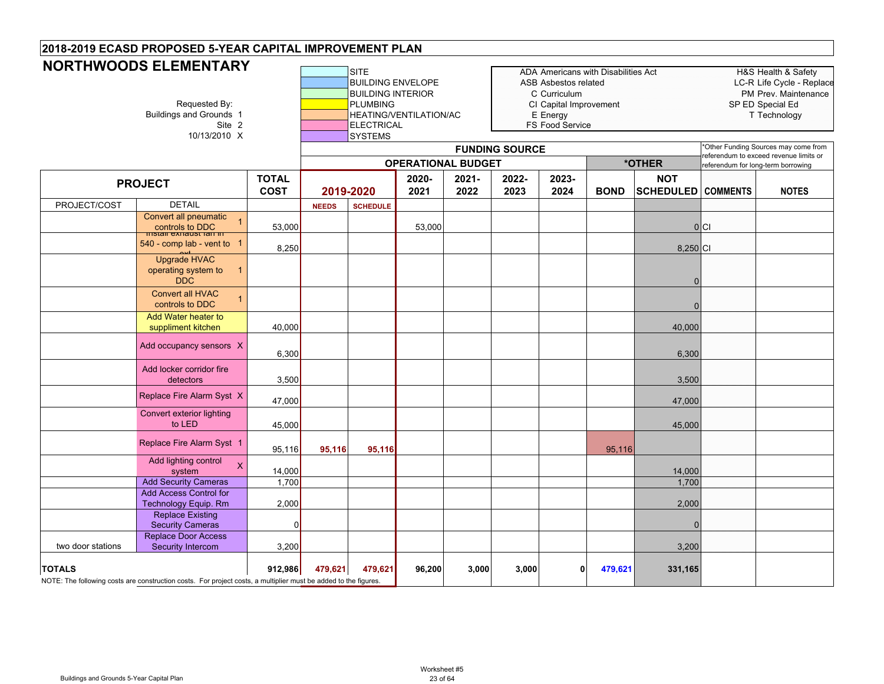## 2018-2019 ECASD PROPOSED 5-YEAR CAPITAL IMPROVEMENT PLAN

# NORTHWOODS ELEMENTARY

Requested By:
Buildings and Grounds 1
Site 2
10/13/2010 X

Color legend: SITE; BUILDING ENVELOPE; BUILDING INTERIOR; PLUMBING; HEATING/VENTILATION/AC; ELECTRICAL; SYSTEMS

ADA Americans with Disabilities Act
ASB Asbestos related
C Curriculum
CI Capital Improvement
E Energy
FS Food Service

H&S Health & Safety
LC-R Life Cycle - Replace
PM Prev. Maintenance
SP ED Special Ed
T Technology

*Other Funding Sources may come from referendum to exceed revenue limits or referendum for long-term borrowing

| PROJECT | | TOTAL COST | FUNDING SOURCE: OPERATIONAL BUDGET 2019-2020 | | 2020-2021 | 2021-2022 | 2022-2023 | 2023-2024 | *OTHER: BOND | NOT SCHEDULED | COMMENTS | NOTES |
|---|---|---|---|---|---|---|---|---|---|---|---|---|
| PROJECT/COST | DETAIL | | NEEDS | SCHEDULE | | | | | | | | |
| | Convert all pneumatic controls to DDC 1 | 53,000 | | | 53,000 | | | | | 0 | CI | |
| | Install exhaust fan in 540 - comp lab - vent to ext 1 | 8,250 | | | | | | | | 8,250 | CI | |
| | Upgrade HVAC operating system to DDC 1 | | | | | | | | | 0 | | |
| | Convert all HVAC controls to DDC 1 | | | | | | | | | 0 | | |
| | Add Water heater to suppliment kitchen | 40,000 | | | | | | | | 40,000 | | |
| | Add occupancy sensors X | 6,300 | | | | | | | | 6,300 | | |
| | Add locker corridor fire detectors | 3,500 | | | | | | | | 3,500 | | |
| | Replace Fire Alarm Syst X | 47,000 | | | | | | | | 47,000 | | |
| | Convert exterior lighting to LED | 45,000 | | | | | | | | 45,000 | | |
| | Replace Fire Alarm Syst 1 | 95,116 | 95,116 | 95,116 | | | | | 95,116 | | | |
| | Add lighting control system X | 14,000 | | | | | | | | 14,000 | | |
| | Add Security Cameras | 1,700 | | | | | | | | 1,700 | | |
| | Add Access Control for Technology Equip. Rm | 2,000 | | | | | | | | 2,000 | | |
| | Replace Existing Security Cameras | 0 | | | | | | | | 0 | | |
| two door stations | Replace Door Access Security Intercom | 3,200 | | | | | | | | 3,200 | | |
| **TOTALS** | | 912,986 | 479,621 | 479,621 | 96,200 | 3,000 | 3,000 | 0 | 479,621 | 331,165 | | |

NOTE: The following costs are construction costs. For project costs, a multiplier must be added to the figures.

Buildings and Grounds 5-Year Capital Plan

Worksheet #5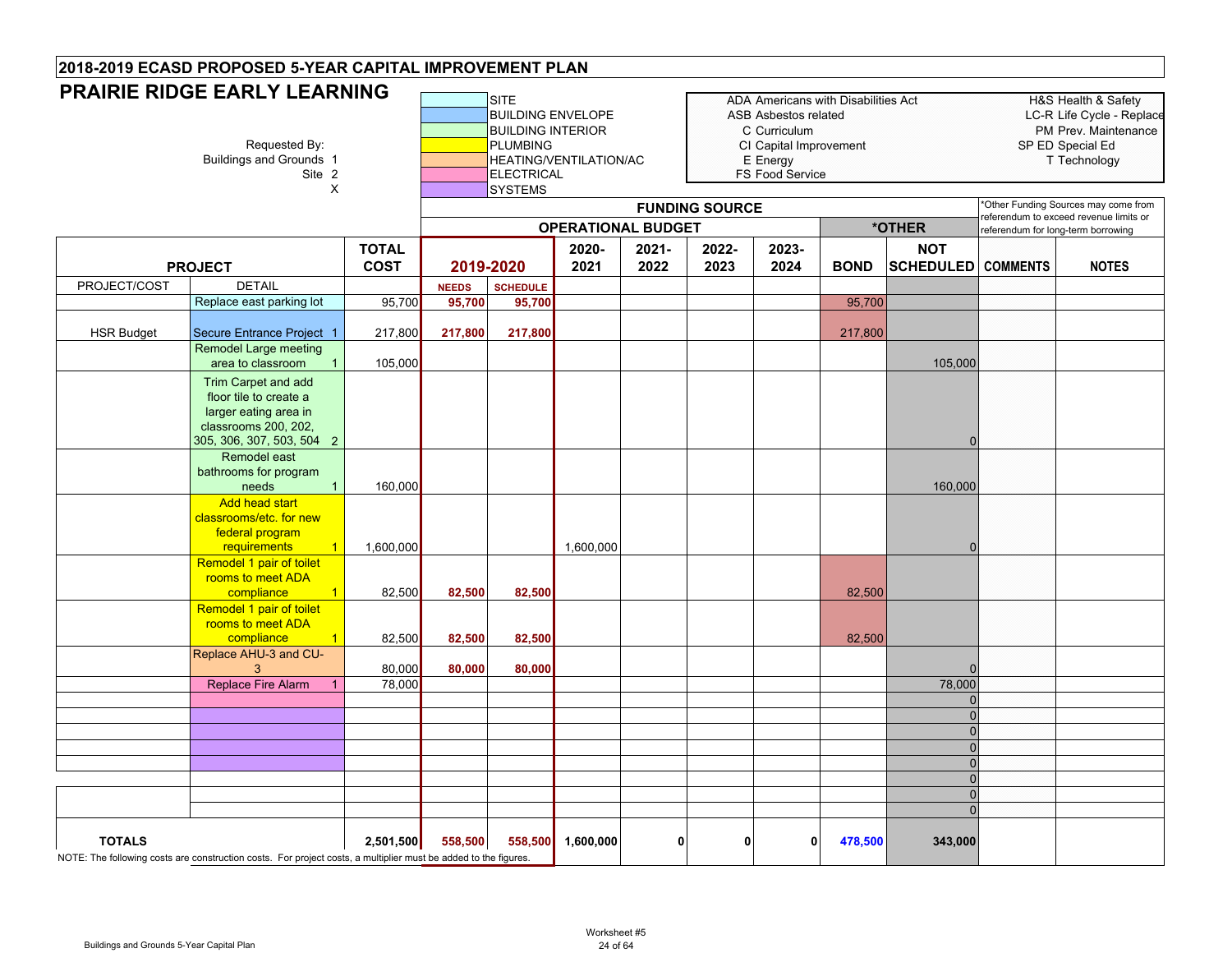# 2018-2019 ECASD PROPOSED 5-YEAR CAPITAL IMPROVEMENT PLAN

## PRAIRIE RIDGE EARLY LEARNING

Requested By:
Buildings and Grounds 1
Site 2
X

Color legend: SITE; BUILDING ENVELOPE; BUILDING INTERIOR; PLUMBING; HEATING/VENTILATION/AC; ELECTRICAL; SYSTEMS

ADA Americans with Disabilities Act
ASB Asbestos related
C Curriculum
CI Capital Improvement
E Energy
FS Food Service

H&S Health & Safety
LC-R Life Cycle - Replace
PM Prev. Maintenance
SP ED Special Ed
T Technology

*Other Funding Sources may come from referendum to exceed revenue limits or referendum for long-term borrowing

| PROJECT | | TOTAL COST | FUNDING SOURCE: OPERATIONAL BUDGET 2019-2020 | | 2020-2021 | 2021-2022 | 2022-2023 | 2023-2024 | *OTHER: BOND | NOT SCHEDULED | COMMENTS | NOTES |
|---|---|---|---|---|---|---|---|---|---|---|---|---|
| PROJECT/COST | DETAIL | | NEEDS | SCHEDULE | | | | | | | | |
| | Replace east parking lot | 95,700 | 95,700 | 95,700 | | | | | 95,700 | | | |
| HSR Budget | Secure Entrance Project 1 | 217,800 | 217,800 | 217,800 | | | | | 217,800 | | | |
| | Remodel Large meeting area to classroom 1 | 105,000 | | | | | | | | 105,000 | | |
| | Trim Carpet and add floor tile to create a larger eating area in classrooms 200, 202, 305, 306, 307, 503, 504 2 | | | | | | | | | 0 | | |
| | Remodel east bathrooms for program needs 1 | 160,000 | | | | | | | | 160,000 | | |
| | Add head start classrooms/etc. for new federal program requirements 1 | 1,600,000 | | | 1,600,000 | | | | | 0 | | |
| | Remodel 1 pair of toilet rooms to meet ADA compliance 1 | 82,500 | 82,500 | 82,500 | | | | | 82,500 | | | |
| | Remodel 1 pair of toilet rooms to meet ADA compliance 1 | 82,500 | 82,500 | 82,500 | | | | | 82,500 | | | |
| | Replace AHU-3 and CU-3 | 80,000 | 80,000 | 80,000 | | | | | | 0 | | |
| | Replace Fire Alarm 1 | 78,000 | | | | | | | | 78,000 | | |
| | | | | | | | | | | 0 | | |
| | | | | | | | | | | 0 | | |
| | | | | | | | | | | 0 | | |
| | | | | | | | | | | 0 | | |
| | | | | | | | | | | 0 | | |
| | | | | | | | | | | 0 | | |
| | | | | | | | | | | 0 | | |
| | | | | | | | | | | 0 | | |
| **TOTALS** | | **2,501,500** | **558,500** | **558,500** | **1,600,000** | **0** | **0** | **0** | **478,500** | **343,000** | | |

NOTE: The following costs are construction costs. For project costs, a multiplier must be added to the figures.

Worksheet #5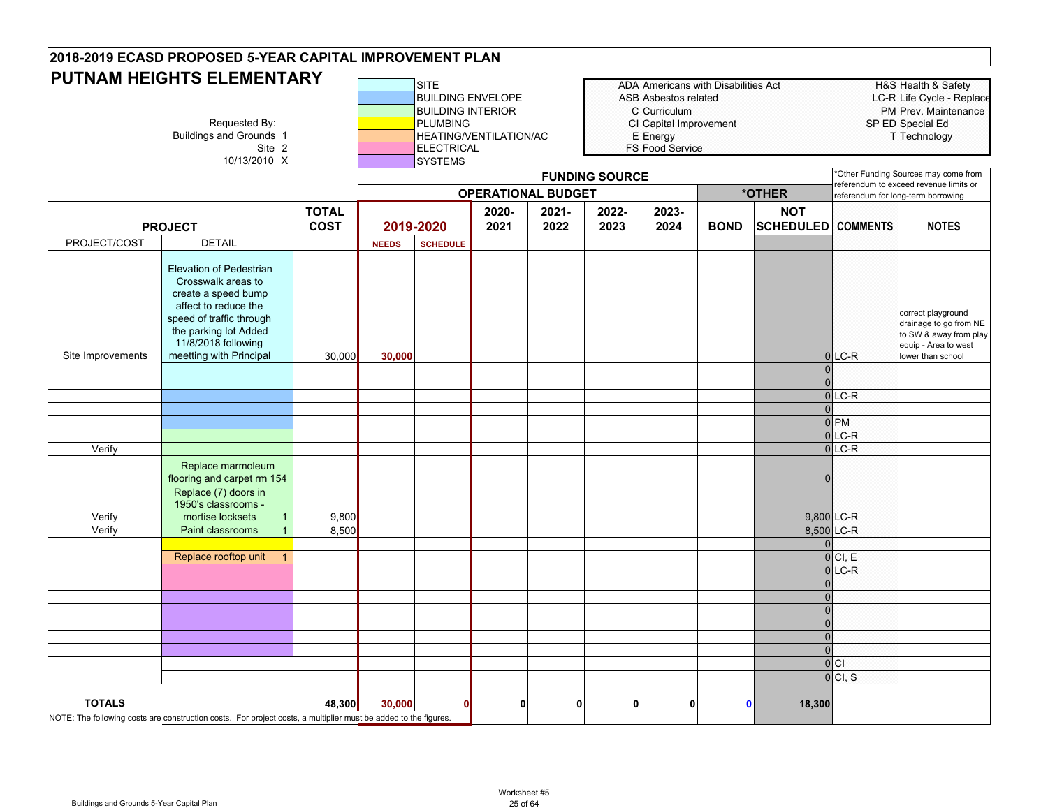# 2018-2019 ECASD PROPOSED 5-YEAR CAPITAL IMPROVEMENT PLAN

## PUTNAM HEIGHTS ELEMENTARY

Requested By:
Buildings and Grounds 1
Site 2
10/13/2010 X

Color legend: SITE; BUILDING ENVELOPE; BUILDING INTERIOR; PLUMBING; HEATING/VENTILATION/AC; ELECTRICAL; SYSTEMS

ADA Americans with Disabilities Act
ASB Asbestos related
C Curriculum
CI Capital Improvement
E Energy
FS Food Service

H&S Health & Safety
LC-R Life Cycle - Replace
PM Prev. Maintenance
SP ED Special Ed
T Technology

*Other Funding Sources may come from referendum to exceed revenue limits or referendum for long-term borrowing

| PROJECT | | TOTAL COST | FUNDING SOURCE — OPERATIONAL BUDGET: 2019-2020 | | 2020-2021 | 2021-2022 | 2022-2023 | 2023-2024 | *OTHER: BOND | NOT SCHEDULED | COMMENTS | NOTES |
|---|---|---|---|---|---|---|---|---|---|---|---|---|
| PROJECT/COST | DETAIL | | NEEDS | SCHEDULE | | | | | | | | |
| Site Improvements | Elevation of Pedestrian Crosswalk areas to create a speed bump affect to reduce the speed of traffic through the parking lot Added 11/8/2018 following meetting with Principal | 30,000 | 30,000 | | | | | | | 0 | LC-R | correct playground drainage to go from NE to SW & away from play equip - Area to west lower than school |
| | | | | | | | | | | 0 | | |
| | | | | | | | | | | 0 | | |
| | | | | | | | | | | 0 | LC-R | |
| | | | | | | | | | | 0 | | |
| | | | | | | | | | | 0 | PM | |
| | | | | | | | | | | 0 | LC-R | |
| Verify | | | | | | | | | | 0 | LC-R | |
| | Replace marmoleum flooring and carpet rm 154 | | | | | | | | | 0 | | |
| Verify | Replace (7) doors in 1950's classrooms - mortise locksets 1 | 9,800 | | | | | | | | 9,800 | LC-R | |
| Verify | Paint classrooms 1 | 8,500 | | | | | | | | 8,500 | LC-R | |
| | | | | | | | | | | 0 | | |
| | Replace rooftop unit 1 | | | | | | | | | 0 | CI, E | |
| | | | | | | | | | | 0 | LC-R | |
| | | | | | | | | | | 0 | | |
| | | | | | | | | | | 0 | | |
| | | | | | | | | | | 0 | | |
| | | | | | | | | | | 0 | | |
| | | | | | | | | | | 0 | | |
| | | | | | | | | | | 0 | | |
| | | | | | | | | | | 0 | CI | |
| | | | | | | | | | | 0 | CI, S | |
| **TOTALS** | | **48,300** | **30,000** | **0** | **0** | **0** | **0** | **0** | **0** | **18,300** | | |

NOTE: The following costs are construction costs. For project costs, a multiplier must be added to the figures.

Buildings and Grounds 5-Year Capital Plan

Worksheet #5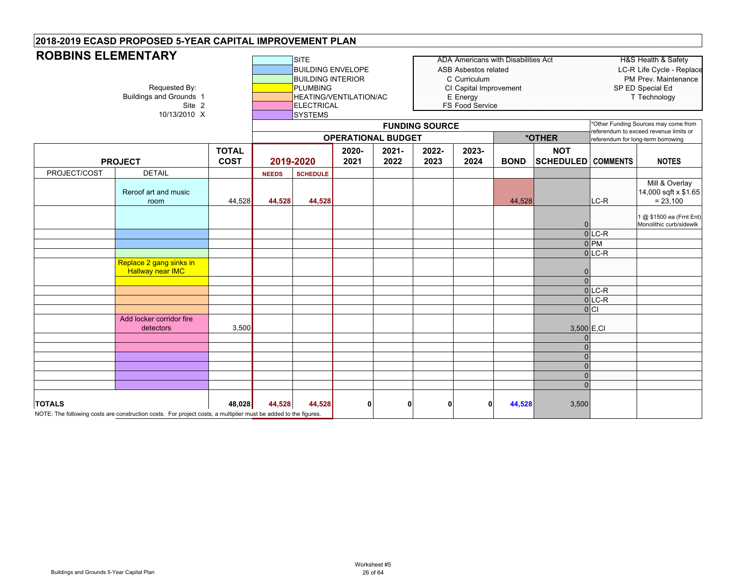## 2018-2019 ECASD PROPOSED 5-YEAR CAPITAL IMPROVEMENT PLAN

# ROBBINS ELEMENTARY

Requested By:
Buildings and Grounds 1
Site 2
10/13/2010 X

**Categories:** SITE, BUILDING ENVELOPE, BUILDING INTERIOR, PLUMBING, HEATING/VENTILATION/AC, ELECTRICAL, SYSTEMS

**Codes:**
- ADA Americans with Disabilities Act
- ASB Asbestos related
- C Curriculum
- CI Capital Improvement
- E Energy
- FS Food Service
- H&S Health & Safety
- LC-R Life Cycle - Replace
- PM Prev. Maintenance
- SP ED Special Ed
- T Technology

*Other Funding Sources may come from referendum to exceed revenue limits or referendum for long-term borrowing

| PROJECT | | TOTAL COST | FUNDING SOURCE - OPERATIONAL BUDGET | | | | | | *OTHER | | | |
|---|---|---|---|---|---|---|---|---|---|---|---|---|
| | | | 2019-2020 | | 2020-2021 | 2021-2022 | 2022-2023 | 2023-2024 | BOND | NOT SCHEDULED | COMMENTS | NOTES |
| PROJECT/COST | DETAIL | | NEEDS | SCHEDULE | | | | | | | | |
| | Reroof art and music room | 44,528 | 44,528 | 44,528 | | | | | 44,528 | | LC-R | Mill & Overlay 14,000 sqft x $1.65 = 23,100 |
| | | | | | | | | | | 0 | | 1 @ $1500 ea (Frnt Ent) Monolithic curb/sidewlk |
| | | | | | | | | | | 0 | LC-R | |
| | | | | | | | | | | 0 | PM | |
| | | | | | | | | | | 0 | LC-R | |
| | Replace 2 gang sinks in Hallway near IMC | | | | | | | | | 0 | | |
| | | | | | | | | | | 0 | | |
| | | | | | | | | | | 0 | LC-R | |
| | | | | | | | | | | 0 | LC-R | |
| | | | | | | | | | | 0 | CI | |
| | Add locker corridor fire detectors | 3,500 | | | | | | | | 3,500 | E,CI | |
| | | | | | | | | | | 0 | | |
| | | | | | | | | | | 0 | | |
| | | | | | | | | | | 0 | | |
| | | | | | | | | | | 0 | | |
| | | | | | | | | | | 0 | | |
| | | | | | | | | | | 0 | | |
| **TOTALS** | | **48,028** | **44,528** | **44,528** | **0** | **0** | **0** | **0** | **44,528** | 3,500 | | |

NOTE: The following costs are construction costs. For project costs, a multiplier must be added to the figures.

Worksheet #5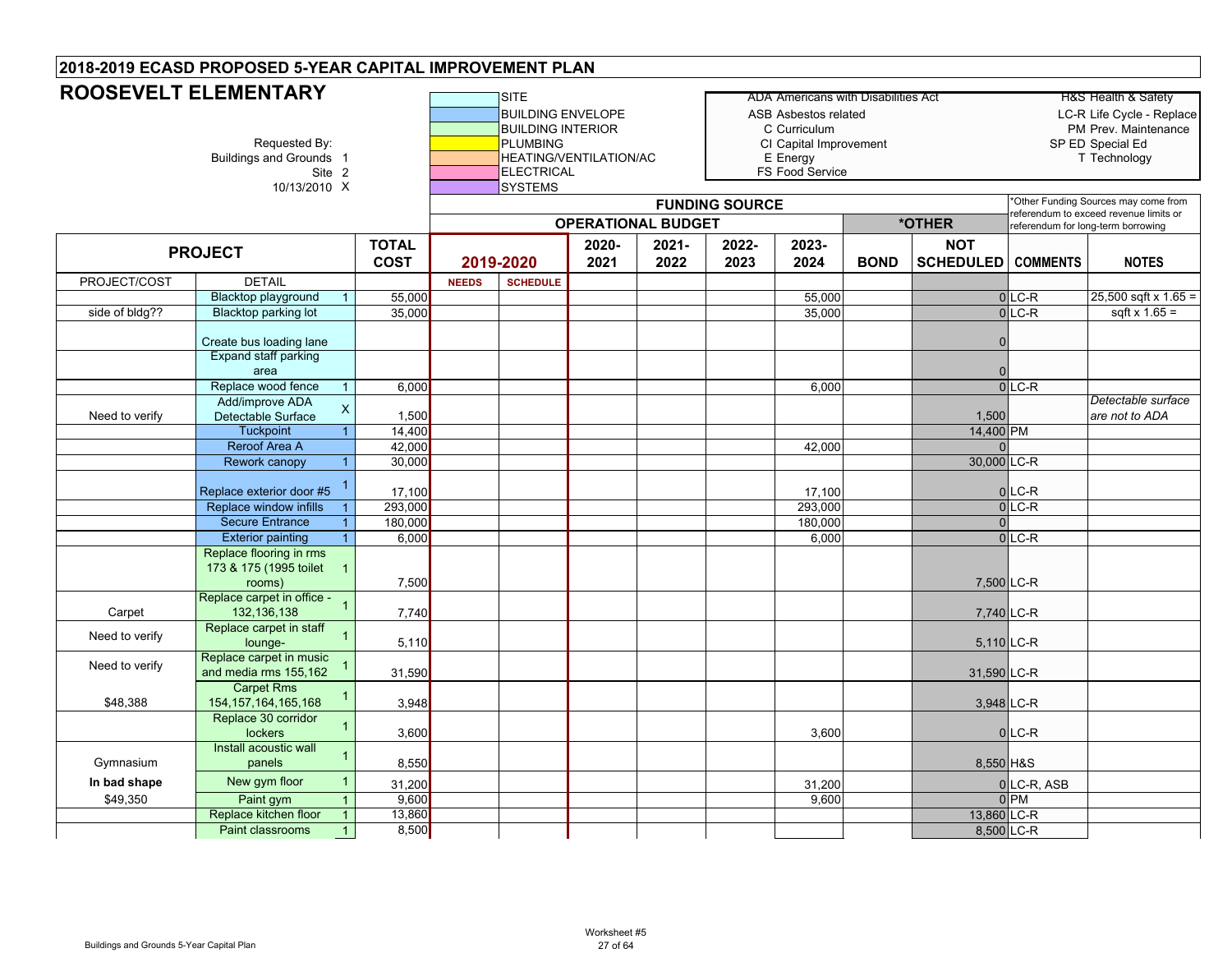# 2018-2019 ECASD PROPOSED 5-YEAR CAPITAL IMPROVEMENT PLAN

## ROOSEVELT ELEMENTARY

Requested By:
Buildings and Grounds 1
Site 2
10/13/2010 X

| Color key |
|---|
| SITE |
| BUILDING ENVELOPE |
| BUILDING INTERIOR |
| PLUMBING |
| HEATING/VENTILATION/AC |
| ELECTRICAL |
| SYSTEMS |

ADA Americans with Disabilities Act
ASB Asbestos related
C Curriculum
CI Capital Improvement
E Energy
FS Food Service

H&S Health & Safety
LC-R Life Cycle - Replace
PM Prev. Maintenance
SP ED Special Ed
T Technology

*Other Funding Sources may come from referendum to exceed revenue limits or referendum for long-term borrowing

| PROJECT | | | TOTAL COST | FUNDING SOURCE: OPERATIONAL BUDGET | | | | | | *OTHER | | | |
|---|---|---|---|---|---|---|---|---|---|---|---|---|---|
| | | | | 2019-2020 | | 2020-2021 | 2021-2022 | 2022-2023 | 2023-2024 | BOND | NOT SCHEDULED | COMMENTS | NOTES |
| PROJECT/COST | DETAIL | | | NEEDS | SCHEDULE | | | | | | | | |
| | Blacktop playground | 1 | 55,000 | | | | | | 55,000 | | 0 | LC-R | 25,500 sqft x 1.65 = |
| side of bldg?? | Blacktop parking lot | | 35,000 | | | | | | 35,000 | | 0 | LC-R | sqft x 1.65 = |
| | Create bus loading lane | | | | | | | | | | 0 | | |
| | Expand staff parking area | | | | | | | | | | 0 | | |
| | Replace wood fence | 1 | 6,000 | | | | | | 6,000 | | 0 | LC-R | |
| Need to verify | Add/improve ADA Detectable Surface | X | 1,500 | | | | | | | | 1,500 | | *Detectable surface are not to ADA* |
| | Tuckpoint | 1 | 14,400 | | | | | | | | 14,400 | PM | |
| | Reroof Area A | | 42,000 | | | | | | 42,000 | | 0 | | |
| | Rework canopy | 1 | 30,000 | | | | | | | | 30,000 | LC-R | |
| | Replace exterior door #5 | 1 | 17,100 | | | | | | 17,100 | | 0 | LC-R | |
| | Replace window infills | 1 | 293,000 | | | | | | 293,000 | | 0 | LC-R | |
| | Secure Entrance | 1 | 180,000 | | | | | | 180,000 | | 0 | | |
| | Exterior painting | 1 | 6,000 | | | | | | 6,000 | | 0 | LC-R | |
| | Replace flooring in rms 173 & 175 (1995 toilet rooms) | 1 | 7,500 | | | | | | | | 7,500 | LC-R | |
| Carpet | Replace carpet in office - 132,136,138 | 1 | 7,740 | | | | | | | | 7,740 | LC-R | |
| Need to verify | Replace carpet in staff lounge- | 1 | 5,110 | | | | | | | | 5,110 | LC-R | |
| Need to verify | Replace carpet in music and media rms 155,162 | 1 | 31,590 | | | | | | | | 31,590 | LC-R | |
| $48,388 | Carpet Rms 154,157,164,165,168 | 1 | 3,948 | | | | | | | | 3,948 | LC-R | |
| | Replace 30 corridor lockers | 1 | 3,600 | | | | | | 3,600 | | 0 | LC-R | |
| Gymnasium | Install acoustic wall panels | 1 | 8,550 | | | | | | | | 8,550 | H&S | |
| **In bad shape** | New gym floor | 1 | 31,200 | | | | | | 31,200 | | 0 | LC-R, ASB | |
| $49,350 | Paint gym | 1 | 9,600 | | | | | | 9,600 | | 0 | PM | |
| | Replace kitchen floor | 1 | 13,860 | | | | | | | | 13,860 | LC-R | |
| | Paint classrooms | 1 | 8,500 | | | | | | | | 8,500 | LC-R | |

Worksheet #5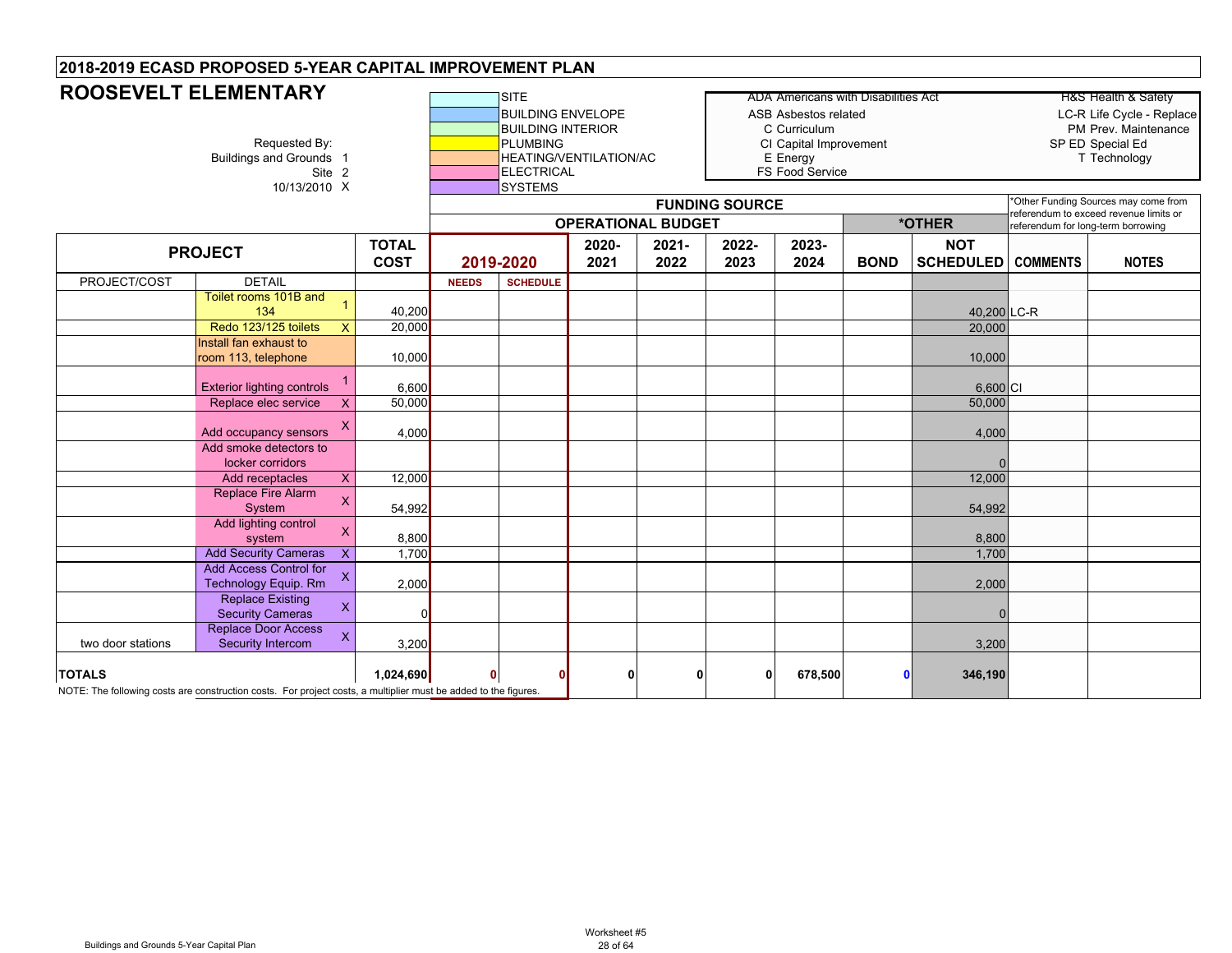## 2018-2019 ECASD PROPOSED 5-YEAR CAPITAL IMPROVEMENT PLAN

# ROOSEVELT ELEMENTARY

Requested By:
Buildings and Grounds 1
Site 2
10/13/2010 X

| Color Legend |
|---|
| SITE |
| BUILDING ENVELOPE |
| BUILDING INTERIOR |
| PLUMBING |
| HEATING/VENTILATION/AC |
| ELECTRICAL |
| SYSTEMS |

ADA Americans with Disabilities Act
ASB Asbestos related
C Curriculum
CI Capital Improvement
E Energy
FS Food Service

H&S Health & Safety
LC-R Life Cycle - Replace
PM Prev. Maintenance
SP ED Special Ed
T Technology

*Other Funding Sources may come from referendum to exceed revenue limits or referendum for long-term borrowing

| PROJECT | | | TOTAL COST | FUNDING SOURCE: OPERATIONAL BUDGET 2019-2020 | | 2020-2021 | 2021-2022 | 2022-2023 | 2023-2024 | *OTHER: BOND | NOT SCHEDULED | COMMENTS | NOTES |
|---|---|---|---|---|---|---|---|---|---|---|---|---|---|
| PROJECT/COST | DETAIL | | | NEEDS | SCHEDULE | | | | | | | | |
| | Toilet rooms 101B and 134 | 1 | 40,200 | | | | | | | | 40,200 | LC-R | |
| | Redo 123/125 toilets | X | 20,000 | | | | | | | | 20,000 | | |
| | Install fan exhaust to room 113, telephone | | 10,000 | | | | | | | | 10,000 | | |
| | Exterior lighting controls | 1 | 6,600 | | | | | | | | 6,600 | CI | |
| | Replace elec service | X | 50,000 | | | | | | | | 50,000 | | |
| | Add occupancy sensors | X | 4,000 | | | | | | | | 4,000 | | |
| | Add smoke detectors to locker corridors | | | | | | | | | | 0 | | |
| | Add receptacles | X | 12,000 | | | | | | | | 12,000 | | |
| | Replace Fire Alarm System | X | 54,992 | | | | | | | | 54,992 | | |
| | Add lighting control system | X | 8,800 | | | | | | | | 8,800 | | |
| | Add Security Cameras | X | 1,700 | | | | | | | | 1,700 | | |
| | Add Access Control for Technology Equip. Rm | X | 2,000 | | | | | | | | 2,000 | | |
| | Replace Existing Security Cameras | X | 0 | | | | | | | | 0 | | |
| two door stations | Replace Door Access Security Intercom | X | 3,200 | | | | | | | | 3,200 | | |
| **TOTALS** | | | **1,024,690** | **0** | **0** | **0** | **0** | **0** | **678,500** | **0** | **346,190** | | |

NOTE: The following costs are construction costs. For project costs, a multiplier must be added to the figures.

Buildings and Grounds 5-Year Capital Plan

Worksheet #5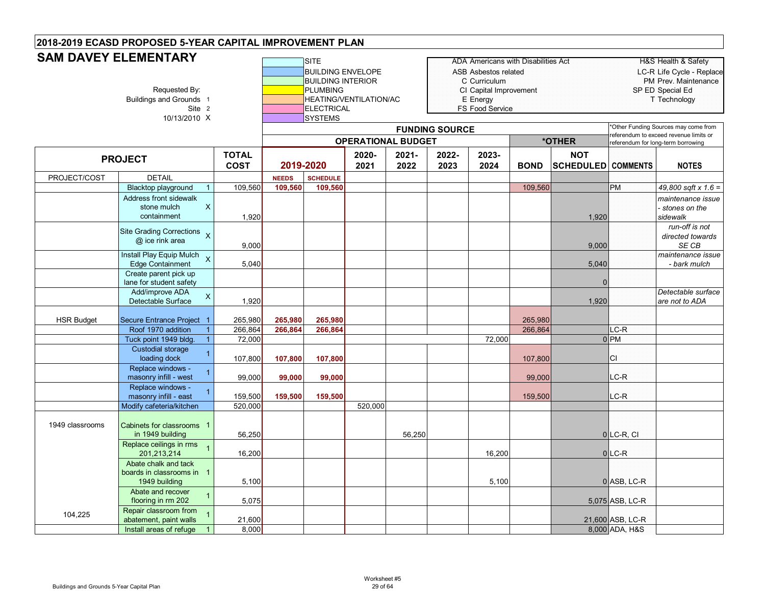## 2018-2019 ECASD PROPOSED 5-YEAR CAPITAL IMPROVEMENT PLAN

# SAM DAVEY ELEMENTARY

Requested By:
Buildings and Grounds 1
Site 2
10/13/2010 X

| Color | Category |
|---|---|
| | SITE |
| | BUILDING ENVELOPE |
| | BUILDING INTERIOR |
| | PLUMBING |
| | HEATING/VENTILATION/AC |
| | ELECTRICAL |
| | SYSTEMS |

| Code | Meaning |
|---|---|
| ADA | Americans with Disabilities Act |
| ASB | Asbestos related |
| C | Curriculum |
| CI | Capital Improvement |
| E | Energy |
| FS | Food Service |
| H&S | Health & Safety |
| LC-R | Life Cycle - Replace |
| PM | Prev. Maintenance |
| SP ED | Special Ed |
| T | Technology |

*Other Funding Sources may come from referendum to exceed revenue limits or referendum for long-term borrowing

| PROJECT | | | TOTAL COST | FUNDING SOURCE: OPERATIONAL BUDGET 2019-2020 | | 2020-2021 | 2021-2022 | 2022-2023 | 2023-2024 | *OTHER: BOND | NOT SCHEDULED | COMMENTS | NOTES |
|---|---|---|---|---|---|---|---|---|---|---|---|---|---|
| PROJECT/COST | DETAIL | | | NEEDS | SCHEDULE | | | | | | | | |
| | Blacktop playground | 1 | 109,560 | 109,560 | 109,560 | | | | | 109,560 | | PM | *49,800 sqft x 1.6 =* |
| | Address front sidewalk stone mulch containment | X | 1,920 | | | | | | | | 1,920 | | *maintenance issue - stones on the sidewalk* |
| | Site Grading Corrections @ ice rink area | X | 9,000 | | | | | | | | 9,000 | | *run-off is not directed towards SE CB* |
| | Install Play Equip Mulch Edge Containment | X | 5,040 | | | | | | | | 5,040 | | *maintenance issue - bark mulch* |
| | Create parent pick up lane for student safety | | | | | | | | | | 0 | | |
| | Add/improve ADA Detectable Surface | X | 1,920 | | | | | | | | 1,920 | | *Detectable surface are not to ADA* |
| HSR Budget | Secure Entrance Project | 1 | 265,980 | 265,980 | 265,980 | | | | | 265,980 | | | |
| | Roof 1970 addition | 1 | 266,864 | 266,864 | 266,864 | | | | | 266,864 | | LC-R | |
| | Tuck point 1949 bldg. | 1 | 72,000 | | | | | | 72,000 | | 0 | PM | |
| | Custodial storage loading dock | 1 | 107,800 | 107,800 | 107,800 | | | | | 107,800 | | CI | |
| | Replace windows - masonry infill - west | 1 | 99,000 | 99,000 | 99,000 | | | | | 99,000 | | LC-R | |
| | Replace windows - masonry infill - east | 1 | 159,500 | 159,500 | 159,500 | | | | | 159,500 | | LC-R | |
| | Modify cafeteria/kitchen | | 520,000 | | | 520,000 | | | | | | | |
| 1949 classrooms | Cabinets for classrooms in 1949 building | 1 | 56,250 | | | | 56,250 | | | | 0 | LC-R, CI | |
| | Replace ceilings in rms 201,213,214 | 1 | 16,200 | | | | | | 16,200 | | 0 | LC-R | |
| | Abate chalk and tack boards in classrooms in 1949 building | 1 | 5,100 | | | | | | 5,100 | | 0 | ASB, LC-R | |
| | Abate and recover flooring in rm 202 | 1 | 5,075 | | | | | | | | 5,075 | ASB, LC-R | |
| 104,225 | Repair classroom from abatement, paint walls | 1 | 21,600 | | | | | | | | 21,600 | ASB, LC-R | |
| | Install areas of refuge | 1 | 8,000 | | | | | | | | 8,000 | ADA, H&S | |

Buildings and Grounds 5-Year Capital Plan

Worksheet #5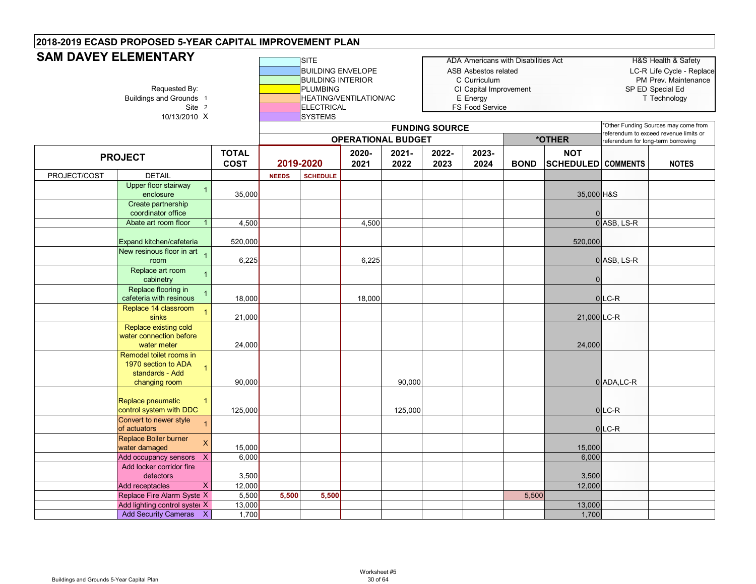## 2018-2019 ECASD PROPOSED 5-YEAR CAPITAL IMPROVEMENT PLAN

# SAM DAVEY ELEMENTARY

Requested By:
Buildings and Grounds 1
Site 2
10/13/2010 X

| Color Legend |
|---|
| SITE |
| BUILDING ENVELOPE |
| BUILDING INTERIOR |
| PLUMBING |
| HEATING/VENTILATION/AC |
| ELECTRICAL |
| SYSTEMS |

| Code | Meaning | Code | Meaning |
|---|---|---|---|
| ADA | Americans with Disabilities Act | H&S | Health & Safety |
| ASB | Asbestos related | LC-R | Life Cycle - Replace |
| C | Curriculum | PM | Prev. Maintenance |
| CI | Capital Improvement | SP ED | Special Ed |
| E | Energy | T | Technology |
| FS | Food Service | | |

*Other Funding Sources may come from referendum to exceed revenue limits or referendum for long-term borrowing

| PROJECT | | | TOTAL COST | FUNDING SOURCE: OPERATIONAL BUDGET | | | | | | *OTHER | | | |
|---|---|---|---|---|---|---|---|---|---|---|---|---|---|
| | | | | 2019-2020 | | 2020-2021 | 2021-2022 | 2022-2023 | 2023-2024 | BOND | NOT SCHEDULED | COMMENTS | NOTES |
| PROJECT/COST | DETAIL | | | NEEDS | SCHEDULE | | | | | | | | |
| | Upper floor stairway enclosure | 1 | 35,000 | | | | | | | | 35,000 | H&S | |
| | Create partnership coordinator office | | | | | | | | | | 0 | | |
| | Abate art room floor | 1 | 4,500 | | | 4,500 | | | | | 0 | ASB, LS-R | |
| | Expand kitchen/cafeteria | | 520,000 | | | | | | | | 520,000 | | |
| | New resinous floor in art room | 1 | 6,225 | | | 6,225 | | | | | 0 | ASB, LS-R | |
| | Replace art room cabinetry | 1 | | | | | | | | | 0 | | |
| | Replace flooring in cafeteria with resinous | 1 | 18,000 | | | 18,000 | | | | | 0 | LC-R | |
| | Replace 14 classroom sinks | 1 | 21,000 | | | | | | | | 21,000 | LC-R | |
| | Replace existing cold water connection before water meter | | 24,000 | | | | | | | | 24,000 | | |
| | Remodel toilet rooms in 1970 section to ADA standards - Add changing room | 1 | 90,000 | | | | 90,000 | | | | 0 | ADA,LC-R | |
| | Replace pneumatic control system with DDC | 1 | 125,000 | | | | 125,000 | | | | 0 | LC-R | |
| | Convert to newer style of actuators | 1 | | | | | | | | | 0 | LC-R | |
| | Replace Boiler burner water damaged | X | 15,000 | | | | | | | | 15,000 | | |
| | Add occupancy sensors | X | 6,000 | | | | | | | | 6,000 | | |
| | Add locker corridor fire detectors | | 3,500 | | | | | | | | 3,500 | | |
| | Add receptacles | X | 12,000 | | | | | | | | 12,000 | | |
| | Replace Fire Alarm Syste | X | 5,500 | 5,500 | 5,500 | | | | | 5,500 | | | |
| | Add lighting control syste | X | 13,000 | | | | | | | | 13,000 | | |
| | Add Security Cameras | X | 1,700 | | | | | | | | 1,700 | | |

Buildings and Grounds 5-Year Capital Plan

Worksheet #5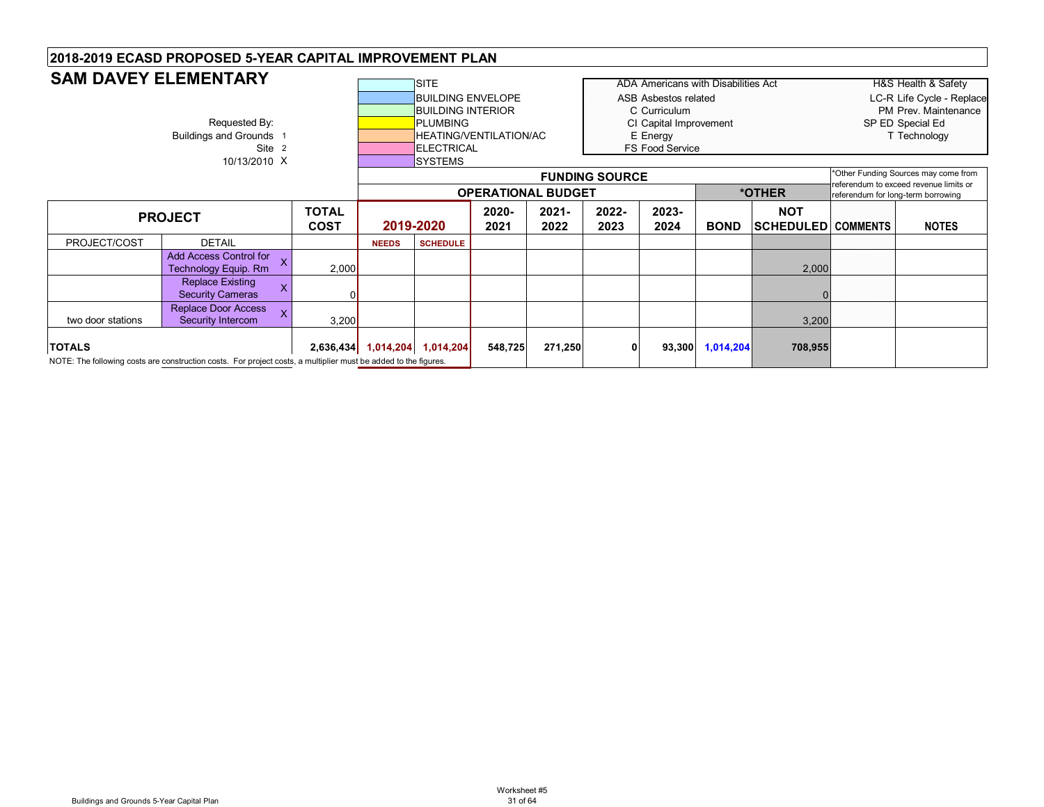## 2018-2019 ECASD PROPOSED 5-YEAR CAPITAL IMPROVEMENT PLAN

# SAM DAVEY ELEMENTARY

Requested By:
Buildings and Grounds 1
Site 2
10/13/2010 X

| Color Legend |
|---|
| SITE |
| BUILDING ENVELOPE |
| BUILDING INTERIOR |
| PLUMBING |
| HEATING/VENTILATION/AC |
| ELECTRICAL |
| SYSTEMS |

| Abbreviations | |
|---|---|
| ADA Americans with Disabilities Act | H&S Health & Safety |
| ASB Asbestos related | LC-R Life Cycle - Replace |
| C Curriculum | PM Prev. Maintenance |
| CI Capital Improvement | SP ED Special Ed |
| E Energy | T Technology |
| FS Food Service | |

*Other Funding Sources may come from referendum to exceed revenue limits or referendum for long-term borrowing

| PROJECT | | | TOTAL COST | FUNDING SOURCE: OPERATIONAL BUDGET 2019-2020 | | 2020-2021 | 2021-2022 | 2022-2023 | 2023-2024 | *OTHER: BOND | NOT SCHEDULED | COMMENTS | NOTES |
|---|---|---|---|---|---|---|---|---|---|---|---|---|---|
| PROJECT/COST | DETAIL | | | NEEDS | SCHEDULE | | | | | | | | |
| | Add Access Control for Technology Equip. Rm | X | 2,000 | | | | | | | | 2,000 | | |
| | Replace Existing Security Cameras | X | 0 | | | | | | | | 0 | | |
| two door stations | Replace Door Access Security Intercom | X | 3,200 | | | | | | | | 3,200 | | |
| **TOTALS** | | | **2,636,434** | **1,014,204** | **1,014,204** | **548,725** | **271,250** | **0** | **93,300** | **1,014,204** | **708,955** | | |

NOTE: The following costs are construction costs. For project costs, a multiplier must be added to the figures.

Worksheet #5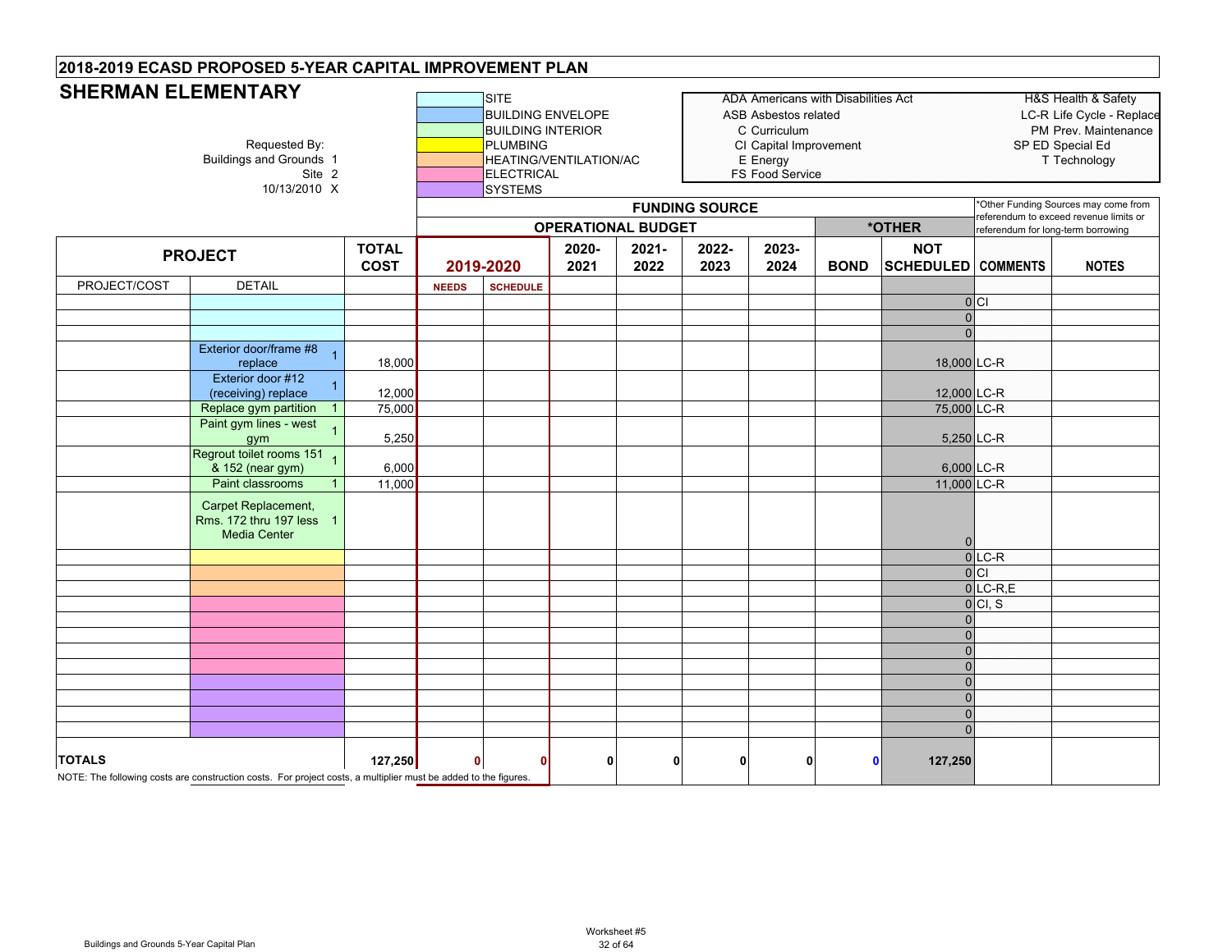## 2018-2019 ECASD PROPOSED 5-YEAR CAPITAL IMPROVEMENT PLAN

# SHERMAN ELEMENTARY

Requested By:
Buildings and Grounds 1
Site 2
10/13/2010 X

| Color Key |
|---|
| SITE |
| BUILDING ENVELOPE |
| BUILDING INTERIOR |
| PLUMBING |
| HEATING/VENTILATION/AC |
| ELECTRICAL |
| SYSTEMS |

ADA Americans with Disabilities Act
ASB Asbestos related
C Curriculum
CI Capital Improvement
E Energy
FS Food Service

H&S Health & Safety
LC-R Life Cycle - Replace
PM Prev. Maintenance
SP ED Special Ed
T Technology

*Other Funding Sources may come from referendum to exceed revenue limits or referendum for long-term borrowing

| PROJECT | | | TOTAL COST | FUNDING SOURCE: OPERATIONAL BUDGET 2019-2020 | | 2020-2021 | 2021-2022 | 2022-2023 | 2023-2024 | *OTHER: BOND | NOT SCHEDULED | COMMENTS | NOTES |
|---|---|---|---|---|---|---|---|---|---|---|---|---|---|
| PROJECT/COST | DETAIL | | | NEEDS | SCHEDULE | | | | | | | | |
| | | | | | | | | | | | 0 | CI | |
| | | | | | | | | | | | 0 | | |
| | | | | | | | | | | | 0 | | |
| | Exterior door/frame #8 replace | 1 | 18,000 | | | | | | | | 18,000 | LC-R | |
| | Exterior door #12 (receiving) replace | 1 | 12,000 | | | | | | | | 12,000 | LC-R | |
| | Replace gym partition | 1 | 75,000 | | | | | | | | 75,000 | LC-R | |
| | Paint gym lines - west gym | 1 | 5,250 | | | | | | | | 5,250 | LC-R | |
| | Regrout toilet rooms 151 & 152 (near gym) | 1 | 6,000 | | | | | | | | 6,000 | LC-R | |
| | Paint classrooms | 1 | 11,000 | | | | | | | | 11,000 | LC-R | |
| | Carpet Replacement, Rms. 172 thru 197 less Media Center | 1 | | | | | | | | | 0 | | |
| | | | | | | | | | | | 0 | LC-R | |
| | | | | | | | | | | | 0 | CI | |
| | | | | | | | | | | | 0 | LC-R,E | |
| | | | | | | | | | | | 0 | CI, S | |
| | | | | | | | | | | | 0 | | |
| | | | | | | | | | | | 0 | | |
| | | | | | | | | | | | 0 | | |
| | | | | | | | | | | | 0 | | |
| | | | | | | | | | | | 0 | | |
| | | | | | | | | | | | 0 | | |
| | | | | | | | | | | | 0 | | |
| | | | | | | | | | | | 0 | | |
| **TOTALS** | | | **127,250** | **0** | **0** | **0** | **0** | **0** | **0** | **0** | **127,250** | | |

NOTE: The following costs are construction costs. For project costs, a multiplier must be added to the figures.

Buildings and Grounds 5-Year Capital Plan

Worksheet #5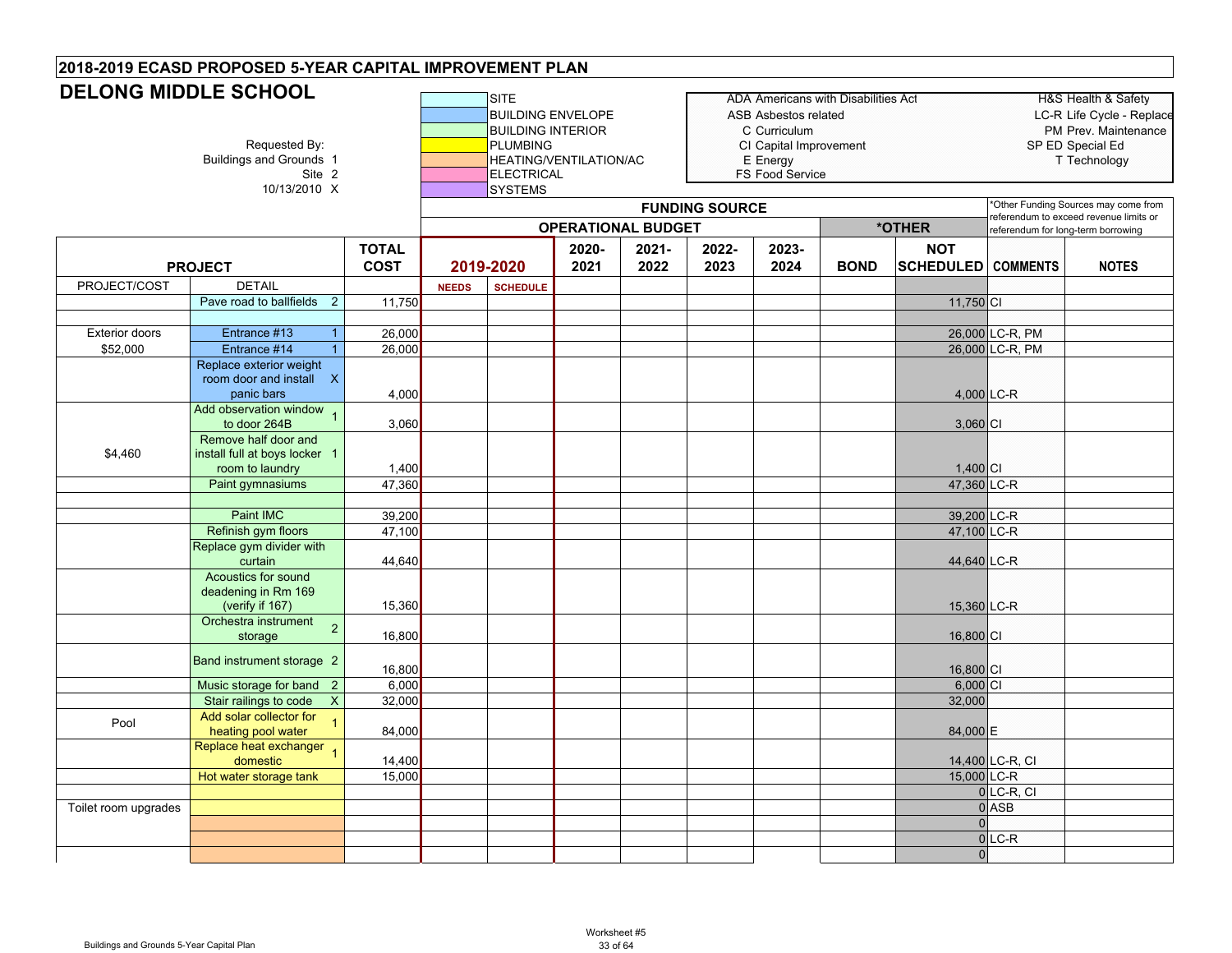## 2018-2019 ECASD PROPOSED 5-YEAR CAPITAL IMPROVEMENT PLAN

# DELONG MIDDLE SCHOOL

Requested By:
Buildings and Grounds 1
Site 2
10/13/2010 X

| Color | Category |
|---|---|
| (cyan) | SITE |
| (blue) | BUILDING ENVELOPE |
| (green) | BUILDING INTERIOR |
| (yellow) | PLUMBING |
| (orange) | HEATING/VENTILATION/AC |
| (pink) | ELECTRICAL |
| (purple) | SYSTEMS |

| Code | Meaning |
|---|---|
| ADA | Americans with Disabilities Act |
| ASB | Asbestos related |
| C | Curriculum |
| CI | Capital Improvement |
| E | Energy |
| FS | Food Service |
| H&S | Health & Safety |
| LC-R | Life Cycle - Replace |
| PM | Prev. Maintenance |
| SP ED | Special Ed |
| T | Technology |

*Other Funding Sources may come from referendum to exceed revenue limits or referendum for long-term borrowing

| PROJECT | | | TOTAL COST | FUNDING SOURCE: OPERATIONAL BUDGET 2019-2020 | | 2020-2021 | 2021-2022 | 2022-2023 | 2023-2024 | *OTHER: BOND | NOT SCHEDULED | COMMENTS | NOTES |
|---|---|---|---|---|---|---|---|---|---|---|---|---|---|
| PROJECT/COST | DETAIL | | | NEEDS | SCHEDULE | | | | | | | | |
| | Pave road to ballfields | 2 | 11,750 | | | | | | | | 11,750 | CI | |
| | | | | | | | | | | | | | |
| Exterior doors | Entrance #13 | 1 | 26,000 | | | | | | | | 26,000 | LC-R, PM | |
| $52,000 | Entrance #14 | 1 | 26,000 | | | | | | | | 26,000 | LC-R, PM | |
| | Replace exterior weight room door and install panic bars | X | 4,000 | | | | | | | | 4,000 | LC-R | |
| | Add observation window to door 264B | 1 | 3,060 | | | | | | | | 3,060 | CI | |
| $4,460 | Remove half door and install full at boys locker room to laundry | 1 | 1,400 | | | | | | | | 1,400 | CI | |
| | Paint gymnasiums | | 47,360 | | | | | | | | 47,360 | LC-R | |
| | | | | | | | | | | | | | |
| | Paint IMC | | 39,200 | | | | | | | | 39,200 | LC-R | |
| | Refinish gym floors | | 47,100 | | | | | | | | 47,100 | LC-R | |
| | Replace gym divider with curtain | | 44,640 | | | | | | | | 44,640 | LC-R | |
| | Acoustics for sound deadening in Rm 169 (verify if 167) | | 15,360 | | | | | | | | 15,360 | LC-R | |
| | Orchestra instrument storage | 2 | 16,800 | | | | | | | | 16,800 | CI | |
| | Band instrument storage | 2 | 16,800 | | | | | | | | 16,800 | CI | |
| | Music storage for band | 2 | 6,000 | | | | | | | | 6,000 | CI | |
| | Stair railings to code | X | 32,000 | | | | | | | | 32,000 | | |
| Pool | Add solar collector for heating pool water | 1 | 84,000 | | | | | | | | 84,000 | E | |
| | Replace heat exchanger domestic | 1 | 14,400 | | | | | | | | 14,400 | LC-R, CI | |
| | Hot water storage tank | | 15,000 | | | | | | | | 15,000 | LC-R | |
| | | | | | | | | | | | 0 | LC-R, CI | |
| Toilet room upgrades | | | | | | | | | | | 0 | ASB | |
| | | | | | | | | | | | 0 | | |
| | | | | | | | | | | | 0 | LC-R | |
| | | | | | | | | | | | 0 | | |

Buildings and Grounds 5-Year Capital Plan

Worksheet #5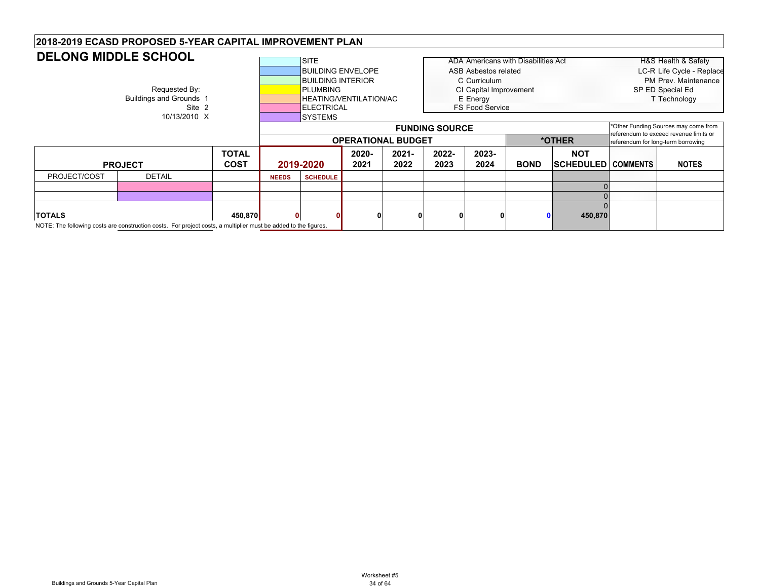## 2018-2019 ECASD PROPOSED 5-YEAR CAPITAL IMPROVEMENT PLAN

# DELONG MIDDLE SCHOOL

Requested By:
Buildings and Grounds 1
Site 2
10/13/2010 X

| Color Key |
|---|
| SITE |
| BUILDING ENVELOPE |
| BUILDING INTERIOR |
| PLUMBING |
| HEATING/VENTILATION/AC |
| ELECTRICAL |
| SYSTEMS |

| Code | Meaning |
|---|---|
| ADA | Americans with Disabilities Act |
| ASB | Asbestos related |
| C | Curriculum |
| CI | Capital Improvement |
| E | Energy |
| FS | Food Service |
| H&S | Health & Safety |
| LC-R | Life Cycle - Replace |
| PM | Prev. Maintenance |
| SP ED | Special Ed |
| T | Technology |

*Other Funding Sources may come from referendum to exceed revenue limits or referendum for long-term borrowing

| PROJECT | | TOTAL COST | FUNDING SOURCE: OPERATIONAL BUDGET 2019-2020 | | 2020-2021 | 2021-2022 | 2022-2023 | 2023-2024 | *OTHER: BOND | NOT SCHEDULED | COMMENTS | NOTES |
|---|---|---|---|---|---|---|---|---|---|---|---|---|
| PROJECT/COST | DETAIL | | NEEDS | SCHEDULE | | | | | | | | |
| | | | | | | | | | | 0 | | |
| | | | | | | | | | | 0 | | |
| **TOTALS** | | **450,870** | **0** | **0** | **0** | **0** | **0** | **0** | **0** | 0<br>**450,870** | | |

NOTE: The following costs are construction costs. For project costs, a multiplier must be added to the figures.

Buildings and Grounds 5-Year Capital Plan

Worksheet #5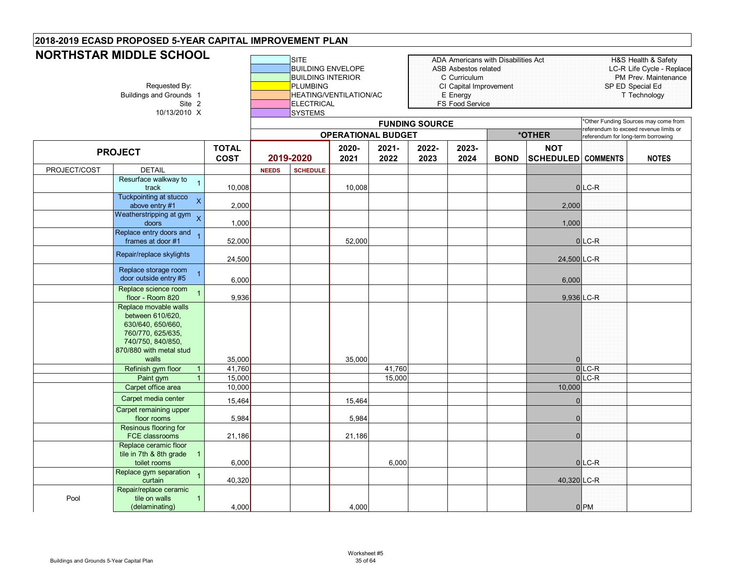## 2018-2019 ECASD PROPOSED 5-YEAR CAPITAL IMPROVEMENT PLAN

# NORTHSTAR MIDDLE SCHOOL

Requested By:
Buildings and Grounds 1
Site 2
10/13/2010 X

| Color legend |
|---|
| SITE |
| BUILDING ENVELOPE |
| BUILDING INTERIOR |
| PLUMBING |
| HEATING/VENTILATION/AC |
| ELECTRICAL |
| SYSTEMS |

| Code | Meaning | Code | Meaning |
|---|---|---|---|
| ADA | Americans with Disabilities Act | H&S | Health & Safety |
| ASB | Asbestos related | LC-R | Life Cycle - Replace |
| C | Curriculum | PM | Prev. Maintenance |
| CI | Capital Improvement | SP ED | Special Ed |
| E | Energy | T | Technology |
| FS | Food Service | | |

*Other Funding Sources may come from referendum to exceed revenue limits or referendum for long-term borrowing

| | | | FUNDING SOURCE | | | | | | | | | |
|---|---|---|---|---|---|---|---|---|---|---|---|---|
| | | | OPERATIONAL BUDGET | | | | | | *OTHER | | | |
| PROJECT | | TOTAL COST | 2019-2020 | | 2020-2021 | 2021-2022 | 2022-2023 | 2023-2024 | BOND | NOT SCHEDULED | COMMENTS | NOTES |
| PROJECT/COST | DETAIL | | NEEDS | SCHEDULE | | | | | | | | |
| | Resurface walkway to track 1 | 10,008 | | | 10,008 | | | | | 0 | LC-R | |
| | Tuckpointing at stucco above entry #1 X | 2,000 | | | | | | | | 2,000 | | |
| | Weatherstripping at gym doors X | 1,000 | | | | | | | | 1,000 | | |
| | Replace entry doors and frames at door #1 1 | 52,000 | | | 52,000 | | | | | 0 | LC-R | |
| | Repair/replace skylights | 24,500 | | | | | | | | 24,500 | LC-R | |
| | Replace storage room door outside entry #5 1 | 6,000 | | | | | | | | 6,000 | | |
| | Replace science room floor - Room 820 1 | 9,936 | | | | | | | | 9,936 | LC-R | |
| | Replace movable walls between 610/620, 630/640, 650/660, 760/770, 625/635, 740/750, 840/850, 870/880 with metal stud walls | 35,000 | | | 35,000 | | | | | 0 | | |
| | Refinish gym floor 1 | 41,760 | | | | 41,760 | | | | 0 | LC-R | |
| | Paint gym 1 | 15,000 | | | | 15,000 | | | | 0 | LC-R | |
| | Carpet office area | 10,000 | | | | | | | | 10,000 | | |
| | Carpet media center | 15,464 | | | 15,464 | | | | | 0 | | |
| | Carpet remaining upper floor rooms | 5,984 | | | 5,984 | | | | | 0 | | |
| | Resinous flooring for FCE classrooms | 21,186 | | | 21,186 | | | | | 0 | | |
| | Replace ceramic floor tile in 7th & 8th grade toilet rooms 1 | 6,000 | | | | 6,000 | | | | 0 | LC-R | |
| | Replace gym separation curtain 1 | 40,320 | | | | | | | | 40,320 | LC-R | |
| Pool | Repair/replace ceramic tile on walls (delaminating) 1 | 4,000 | | | 4,000 | | | | | 0 | PM | |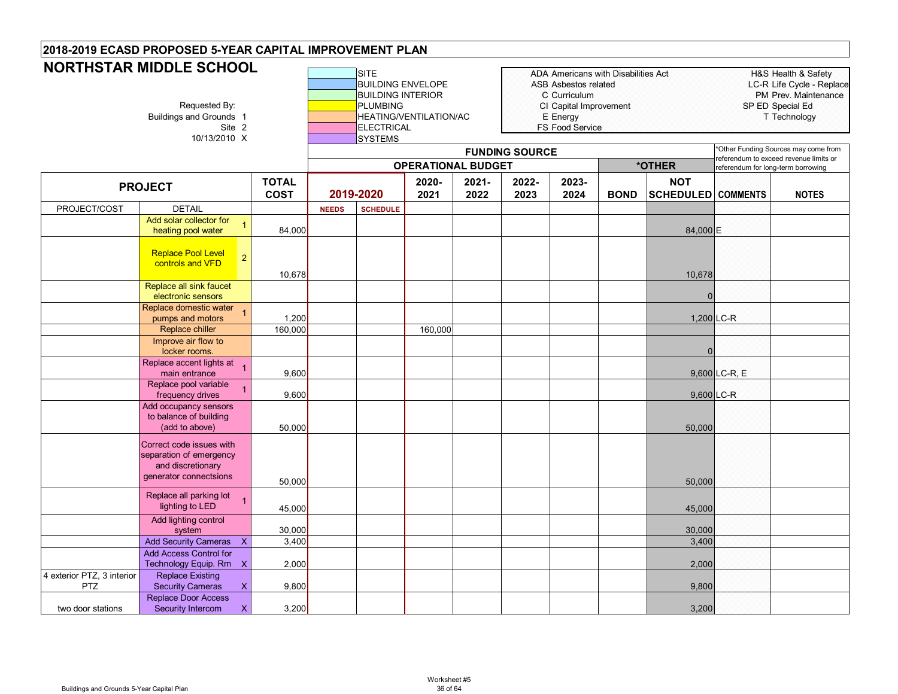## 2018-2019 ECASD PROPOSED 5-YEAR CAPITAL IMPROVEMENT PLAN

# NORTHSTAR MIDDLE SCHOOL

Requested By:
Buildings and Grounds 1
Site 2
10/13/2010 X

| Color Key |
|---|
| SITE |
| BUILDING ENVELOPE |
| BUILDING INTERIOR |
| PLUMBING |
| HEATING/VENTILATION/AC |
| ELECTRICAL |
| SYSTEMS |

| Code | Meaning | Code | Meaning |
|---|---|---|---|
| ADA | Americans with Disabilities Act | H&S | Health & Safety |
| ASB | Asbestos related | LC-R | Life Cycle - Replace |
| C | Curriculum | PM | Prev. Maintenance |
| CI | Capital Improvement | SP ED | Special Ed |
| E | Energy | T | Technology |
| FS | Food Service | | |

*Other Funding Sources may come from referendum to exceed revenue limits or referendum for long-term borrowing

| PROJECT | | | TOTAL COST | FUNDING SOURCE: OPERATIONAL BUDGET 2019-2020 | | 2020-2021 | 2021-2022 | 2022-2023 | 2023-2024 | *OTHER: BOND | NOT SCHEDULED | COMMENTS | NOTES |
|---|---|---|---|---|---|---|---|---|---|---|---|---|---|
| PROJECT/COST | DETAIL | | | NEEDS | SCHEDULE | | | | | | | | |
| | Add solar collector for heating pool water | 1 | 84,000 | | | | | | | | 84,000 | E | |
| | Replace Pool Level controls and VFD | 2 | 10,678 | | | | | | | | 10,678 | | |
| | Replace all sink faucet electronic sensors | | | | | | | | | | 0 | | |
| | Replace domestic water pumps and motors | 1 | 1,200 | | | | | | | | 1,200 | LC-R | |
| | Replace chiller | | 160,000 | | | 160,000 | | | | | | | |
| | Improve air flow to locker rooms. | | | | | | | | | | 0 | | |
| | Replace accent lights at main entrance | 1 | 9,600 | | | | | | | | 9,600 | LC-R, E | |
| | Replace pool variable frequency drives | 1 | 9,600 | | | | | | | | 9,600 | LC-R | |
| | Add occupancy sensors to balance of building (add to above) | | 50,000 | | | | | | | | 50,000 | | |
| | Correct code issues with separation of emergency and discretionary generator connectsions | | 50,000 | | | | | | | | 50,000 | | |
| | Replace all parking lot lighting to LED | 1 | 45,000 | | | | | | | | 45,000 | | |
| | Add lighting control system | | 30,000 | | | | | | | | 30,000 | | |
| | Add Security Cameras | X | 3,400 | | | | | | | | 3,400 | | |
| | Add Access Control for Technology Equip. Rm | X | 2,000 | | | | | | | | 2,000 | | |
| 4 exterior PTZ, 3 interior PTZ | Replace Existing Security Cameras | X | 9,800 | | | | | | | | 9,800 | | |
| two door stations | Replace Door Access Security Intercom | X | 3,200 | | | | | | | | 3,200 | | |

Buildings and Grounds 5-Year Capital Plan

Worksheet #5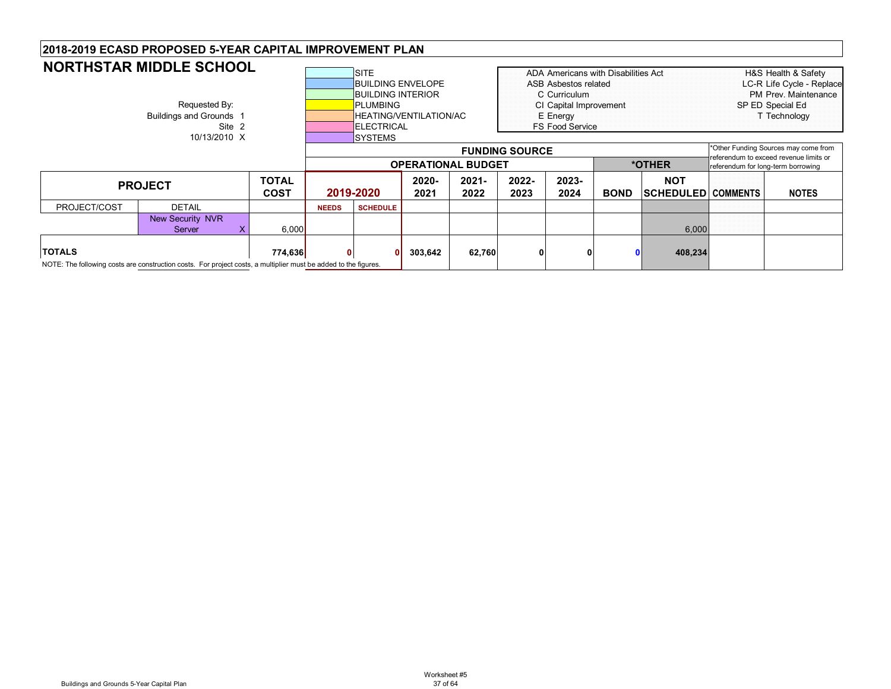## 2018-2019 ECASD PROPOSED 5-YEAR CAPITAL IMPROVEMENT PLAN

# NORTHSTAR MIDDLE SCHOOL

Requested By:
Buildings and Grounds 1
Site 2
10/13/2010 X

Color legend:
- SITE
- BUILDING ENVELOPE
- BUILDING INTERIOR
- PLUMBING
- HEATING/VENTILATION/AC
- ELECTRICAL
- SYSTEMS

Abbreviations:
- ADA Americans with Disabilities Act
- ASB Asbestos related
- C Curriculum
- CI Capital Improvement
- E Energy
- FS Food Service
- H&S Health & Safety
- LC-R Life Cycle - Replace
- PM Prev. Maintenance
- SP ED Special Ed
- T Technology

*Other Funding Sources may come from referendum to exceed revenue limits or referendum for long-term borrowing

| PROJECT | | TOTAL COST | FUNDING SOURCE: OPERATIONAL BUDGET 2019-2020 | | 2020-2021 | 2021-2022 | 2022-2023 | 2023-2024 | *OTHER: BOND | NOT SCHEDULED | COMMENTS | NOTES |
|---|---|---|---|---|---|---|---|---|---|---|---|---|
| PROJECT/COST | DETAIL | | NEEDS | SCHEDULE | | | | | | | | |
| | New Security NVR Server X | 6,000 | | | | | | | | 6,000 | | |
| **TOTALS** | | **774,636** | **0** | **0** | **303,642** | **62,760** | **0** | **0** | **0** | **408,234** | | |

NOTE: The following costs are construction costs. For project costs, a multiplier must be added to the figures.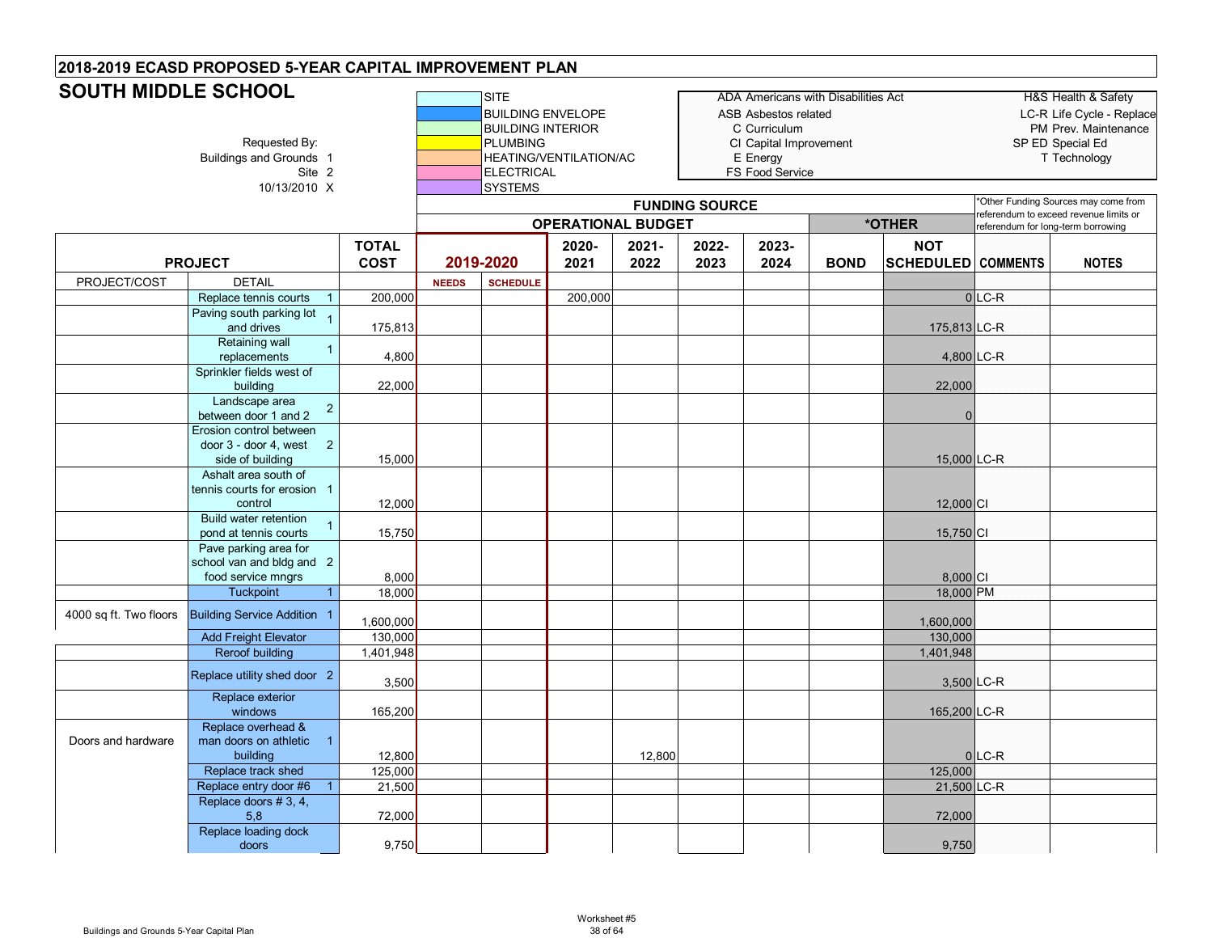## 2018-2019 ECASD PROPOSED 5-YEAR CAPITAL IMPROVEMENT PLAN

# SOUTH MIDDLE SCHOOL

Requested By:
Buildings and Grounds 1
Site 2
10/13/2010 X

| Color Legend |
|---|
| SITE |
| BUILDING ENVELOPE |
| BUILDING INTERIOR |
| PLUMBING |
| HEATING/VENTILATION/AC |
| ELECTRICAL |
| SYSTEMS |

| | |
|---|---|
| ADA Americans with Disabilities Act | H&S Health & Safety |
| ASB Asbestos related | LC-R Life Cycle - Replace |
| C Curriculum | PM Prev. Maintenance |
| CI Capital Improvement | SP ED Special Ed |
| E Energy | T Technology |
| FS Food Service | |

*Other Funding Sources may come from referendum to exceed revenue limits or referendum for long-term borrowing

| PROJECT | | | TOTAL COST | FUNDING SOURCE: OPERATIONAL BUDGET | | | | | | *OTHER | | | |
|---|---|---|---|---|---|---|---|---|---|---|---|---|---|
| | | | | 2019-2020 | | 2020-2021 | 2021-2022 | 2022-2023 | 2023-2024 | BOND | NOT SCHEDULED | COMMENTS | NOTES |
| PROJECT/COST | DETAIL | | | NEEDS | SCHEDULE | | | | | | | | |
| | Replace tennis courts | 1 | 200,000 | | | 200,000 | | | | | 0 | LC-R | |
| | Paving south parking lot and drives | 1 | 175,813 | | | | | | | | 175,813 | LC-R | |
| | Retaining wall replacements | 1 | 4,800 | | | | | | | | 4,800 | LC-R | |
| | Sprinkler fields west of building | | 22,000 | | | | | | | | 22,000 | | |
| | Landscape area between door 1 and 2 | 2 | | | | | | | | | 0 | | |
| | Erosion control between door 3 - door 4, west side of building | 2 | 15,000 | | | | | | | | 15,000 | LC-R | |
| | Ashalt area south of tennis courts for erosion control | 1 | 12,000 | | | | | | | | 12,000 | CI | |
| | Build water retention pond at tennis courts | 1 | 15,750 | | | | | | | | 15,750 | CI | |
| | Pave parking area for school van and bldg and food service mngrs | 2 | 8,000 | | | | | | | | 8,000 | CI | |
| | Tuckpoint | 1 | 18,000 | | | | | | | | 18,000 | PM | |
| 4000 sq ft. Two floors | Building Service Addition | 1 | 1,600,000 | | | | | | | | 1,600,000 | | |
| | Add Freight Elevator | | 130,000 | | | | | | | | 130,000 | | |
| | Reroof building | | 1,401,948 | | | | | | | | 1,401,948 | | |
| | Replace utility shed door | 2 | 3,500 | | | | | | | | 3,500 | LC-R | |
| | Replace exterior windows | | 165,200 | | | | | | | | 165,200 | LC-R | |
| Doors and hardware | Replace overhead & man doors on athletic building | 1 | 12,800 | | | | 12,800 | | | | 0 | LC-R | |
| | Replace track shed | | 125,000 | | | | | | | | 125,000 | | |
| | Replace entry door #6 | 1 | 21,500 | | | | | | | | 21,500 | LC-R | |
| | Replace doors # 3, 4, 5,8 | | 72,000 | | | | | | | | 72,000 | | |
| | Replace loading dock doors | | 9,750 | | | | | | | | 9,750 | | |

Buildings and Grounds 5-Year Capital Plan

Worksheet #5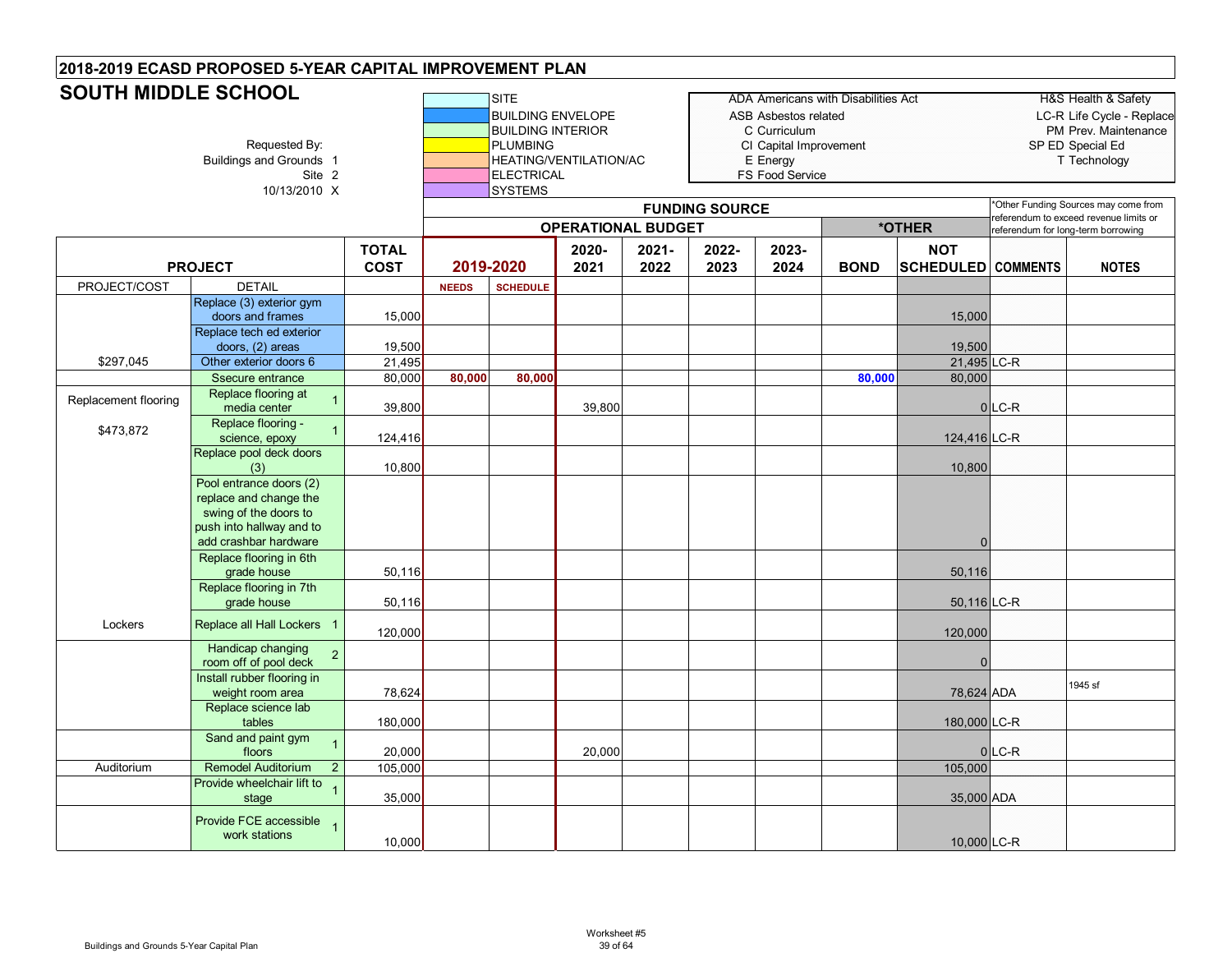## 2018-2019 ECASD PROPOSED 5-YEAR CAPITAL IMPROVEMENT PLAN

# SOUTH MIDDLE SCHOOL

Requested By:
Buildings and Grounds 1
Site 2
10/13/2010 X

| Color | Category |
|---|---|
| | SITE |
| | BUILDING ENVELOPE |
| | BUILDING INTERIOR |
| | PLUMBING |
| | HEATING/VENTILATION/AC |
| | ELECTRICAL |
| | SYSTEMS |

ADA Americans with Disabilities Act
ASB Asbestos related
C Curriculum
CI Capital Improvement
E Energy
FS Food Service

H&S Health & Safety
LC-R Life Cycle - Replace
PM Prev. Maintenance
SP ED Special Ed
T Technology

*Other Funding Sources may come from referendum to exceed revenue limits or referendum for long-term borrowing

| PROJECT | | TOTAL COST | FUNDING SOURCE – OPERATIONAL BUDGET 2019-2020 | | 2020-2021 | 2021-2022 | 2022-2023 | 2023-2024 | *OTHER BOND | NOT SCHEDULED | COMMENTS | NOTES |
|---|---|---|---|---|---|---|---|---|---|---|---|---|
| PROJECT/COST | DETAIL | | NEEDS | SCHEDULE | | | | | | | | |
| | Replace (3) exterior gym doors and frames | 15,000 | | | | | | | | 15,000 | | |
| | Replace tech ed exterior doors, (2) areas | 19,500 | | | | | | | | 19,500 | | |
| $297,045 | Other exterior doors 6 | 21,495 | | | | | | | | 21,495 | LC-R | |
| | Ssecure entrance | 80,000 | 80,000 | 80,000 | | | | | 80,000 | 80,000 | | |
| Replacement flooring | Replace flooring at media center 1 | 39,800 | | | 39,800 | | | | | 0 | LC-R | |
| $473,872 | Replace flooring - science, epoxy 1 | 124,416 | | | | | | | | 124,416 | LC-R | |
| | Replace pool deck doors (3) | 10,800 | | | | | | | | 10,800 | | |
| | Pool entrance doors (2) replace and change the swing of the doors to push into hallway and to add crashbar hardware | | | | | | | | | 0 | | |
| | Replace flooring in 6th grade house | 50,116 | | | | | | | | 50,116 | | |
| | Replace flooring in 7th grade house | 50,116 | | | | | | | | 50,116 | LC-R | |
| Lockers | Replace all Hall Lockers 1 | 120,000 | | | | | | | | 120,000 | | |
| | Handicap changing room off of pool deck 2 | | | | | | | | | 0 | | |
| | Install rubber flooring in weight room area | 78,624 | | | | | | | | 78,624 | ADA | 1945 sf |
| | Replace science lab tables | 180,000 | | | | | | | | 180,000 | LC-R | |
| | Sand and paint gym floors 1 | 20,000 | | | 20,000 | | | | | 0 | LC-R | |
| Auditorium | Remodel Auditorium 2 | 105,000 | | | | | | | | 105,000 | | |
| | Provide wheelchair lift to stage 1 | 35,000 | | | | | | | | 35,000 | ADA | |
| | Provide FCE accessible work stations 1 | 10,000 | | | | | | | | 10,000 | LC-R | |

Worksheet #5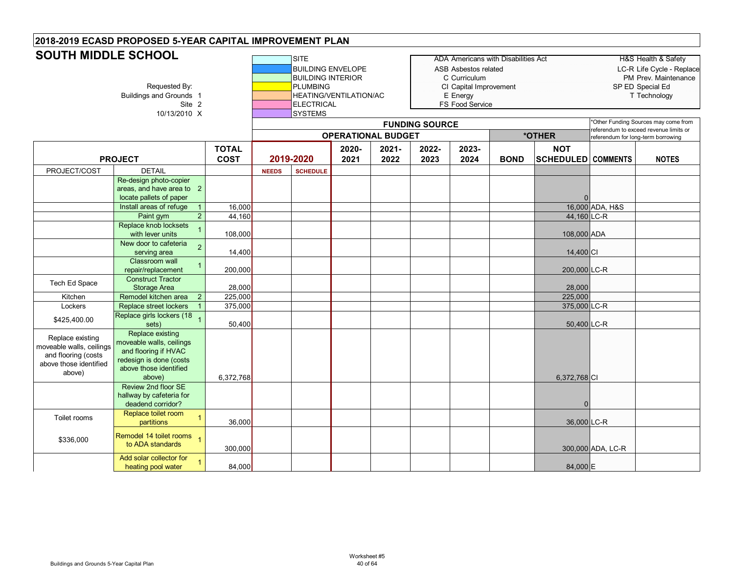## 2018-2019 ECASD PROPOSED 5-YEAR CAPITAL IMPROVEMENT PLAN

# SOUTH MIDDLE SCHOOL

Requested By:
Buildings and Grounds 1
Site 2
10/13/2010 X

Color legend: SITE; BUILDING ENVELOPE; BUILDING INTERIOR; PLUMBING; HEATING/VENTILATION/AC; ELECTRICAL; SYSTEMS

ADA Americans with Disabilities Act
ASB Asbestos related
C Curriculum
CI Capital Improvement
E Energy
FS Food Service

H&S Health & Safety
LC-R Life Cycle - Replace
PM Prev. Maintenance
SP ED Special Ed
T Technology

*Other Funding Sources may come from referendum to exceed revenue limits or referendum for long-term borrowing

| PROJECT | | TOTAL COST | FUNDING SOURCE: OPERATIONAL BUDGET 2019-2020 | | 2020-2021 | 2021-2022 | 2022-2023 | 2023-2024 | *OTHER: BOND | NOT SCHEDULED | COMMENTS | NOTES |
|---|---|---|---|---|---|---|---|---|---|---|---|---|
| PROJECT/COST | DETAIL | | NEEDS | SCHEDULE | | | | | | | | |
| | Re-design photo-copier areas, and have area to locate pallets of paper 2 | | | | | | | | | 0 | | |
| | Install areas of refuge 1 | 16,000 | | | | | | | | 16,000 | ADA, H&S | |
| | Paint gym 2 | 44,160 | | | | | | | | 44,160 | LC-R | |
| | Replace knob locksets with lever units 1 | 108,000 | | | | | | | | 108,000 | ADA | |
| | New door to cafeteria serving area 2 | 14,400 | | | | | | | | 14,400 | CI | |
| | Classroom wall repair/replacement 1 | 200,000 | | | | | | | | 200,000 | LC-R | |
| Tech Ed Space | Construct Tractor Storage Area | 28,000 | | | | | | | | 28,000 | | |
| Kitchen | Remodel kitchen area 2 | 225,000 | | | | | | | | 225,000 | | |
| Lockers | Replace street lockers 1 | 375,000 | | | | | | | | 375,000 | LC-R | |
| $425,400.00 | Replace girls lockers (18 sets) 1 | 50,400 | | | | | | | | 50,400 | LC-R | |
| Replace existing moveable walls, ceilings and flooring (costs above those identified above) | Replace existing moveable walls, ceilings and flooring if HVAC redesign is done (costs above those identified above) | 6,372,768 | | | | | | | | 6,372,768 | CI | |
| | Review 2nd floor SE hallway by cafeteria for deadend corridor? | | | | | | | | | 0 | | |
| Toilet rooms | Replace toilet room partitions 1 | 36,000 | | | | | | | | 36,000 | LC-R | |
| $336,000 | Remodel 14 toilet rooms to ADA standards 1 | 300,000 | | | | | | | | 300,000 | ADA, LC-R | |
| | Add solar collector for heating pool water 1 | 84,000 | | | | | | | | 84,000 | E | |

Worksheet #5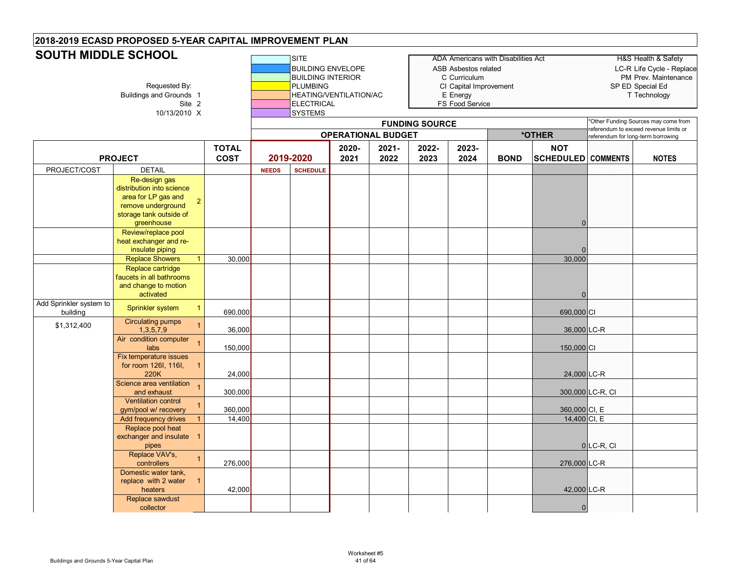# 2018-2019 ECASD PROPOSED 5-YEAR CAPITAL IMPROVEMENT PLAN

## SOUTH MIDDLE SCHOOL

Requested By:
Buildings and Grounds 1
Site 2
10/13/2010 X

| Color Key |
|---|
| SITE |
| BUILDING ENVELOPE |
| BUILDING INTERIOR |
| PLUMBING |
| HEATING/VENTILATION/AC |
| ELECTRICAL |
| SYSTEMS |

| Abbreviations | |
|---|---|
| ADA Americans with Disabilities Act | H&S Health & Safety |
| ASB Asbestos related | LC-R Life Cycle - Replace |
| C Curriculum | PM Prev. Maintenance |
| CI Capital Improvement | SP ED Special Ed |
| E Energy | T Technology |
| FS Food Service | |

*Other Funding Sources may come from referendum to exceed revenue limits or referendum for long-term borrowing

| PROJECT | | | TOTAL COST | FUNDING SOURCE — OPERATIONAL BUDGET | | | | | | *OTHER | | | |
|---|---|---|---|---|---|---|---|---|---|---|---|---|---|
| | | | | 2019-2020 | | 2020-2021 | 2021-2022 | 2022-2023 | 2023-2024 | BOND | NOT SCHEDULED | COMMENTS | NOTES |
| PROJECT/COST | DETAIL | | | NEEDS | SCHEDULE | | | | | | | | |
| | Re-design gas distribution into science area for LP gas and remove underground storage tank outside of greenhouse | 2 | | | | | | | | | 0 | | |
| | Review/replace pool heat exchanger and re-insulate piping | | | | | | | | | | 0 | | |
| | Replace Showers | 1 | 30,000 | | | | | | | | 30,000 | | |
| | Replace cartridge faucets in all bathrooms and change to motion activated | | | | | | | | | | 0 | | |
| Add Sprinkler system to building | Sprinkler system | 1 | 690,000 | | | | | | | | 690,000 | CI | |
| $1,312,400 | Circulating pumps 1,3,5,7,9 | 1 | 36,000 | | | | | | | | 36,000 | LC-R | |
| | Air condition computer labs | 1 | 150,000 | | | | | | | | 150,000 | CI | |
| | Fix temperature issues for room 126I, 116I, 220K | 1 | 24,000 | | | | | | | | 24,000 | LC-R | |
| | Science area ventilation and exhaust | 1 | 300,000 | | | | | | | | 300,000 | LC-R, CI | |
| | Ventilation control gym/pool w/ recovery | 1 | 360,000 | | | | | | | | 360,000 | CI, E | |
| | Add frequency drives | 1 | 14,400 | | | | | | | | 14,400 | CI, E | |
| | Replace pool heat exchanger and insulate pipes | 1 | | | | | | | | | 0 | LC-R, CI | |
| | Replace VAV's, controllers | 1 | 276,000 | | | | | | | | 276,000 | LC-R | |
| | Domestic water tank, replace with 2 water heaters | 1 | 42,000 | | | | | | | | 42,000 | LC-R | |
| | Replace sawdust collector | | | | | | | | | | 0 | | |

Worksheet #5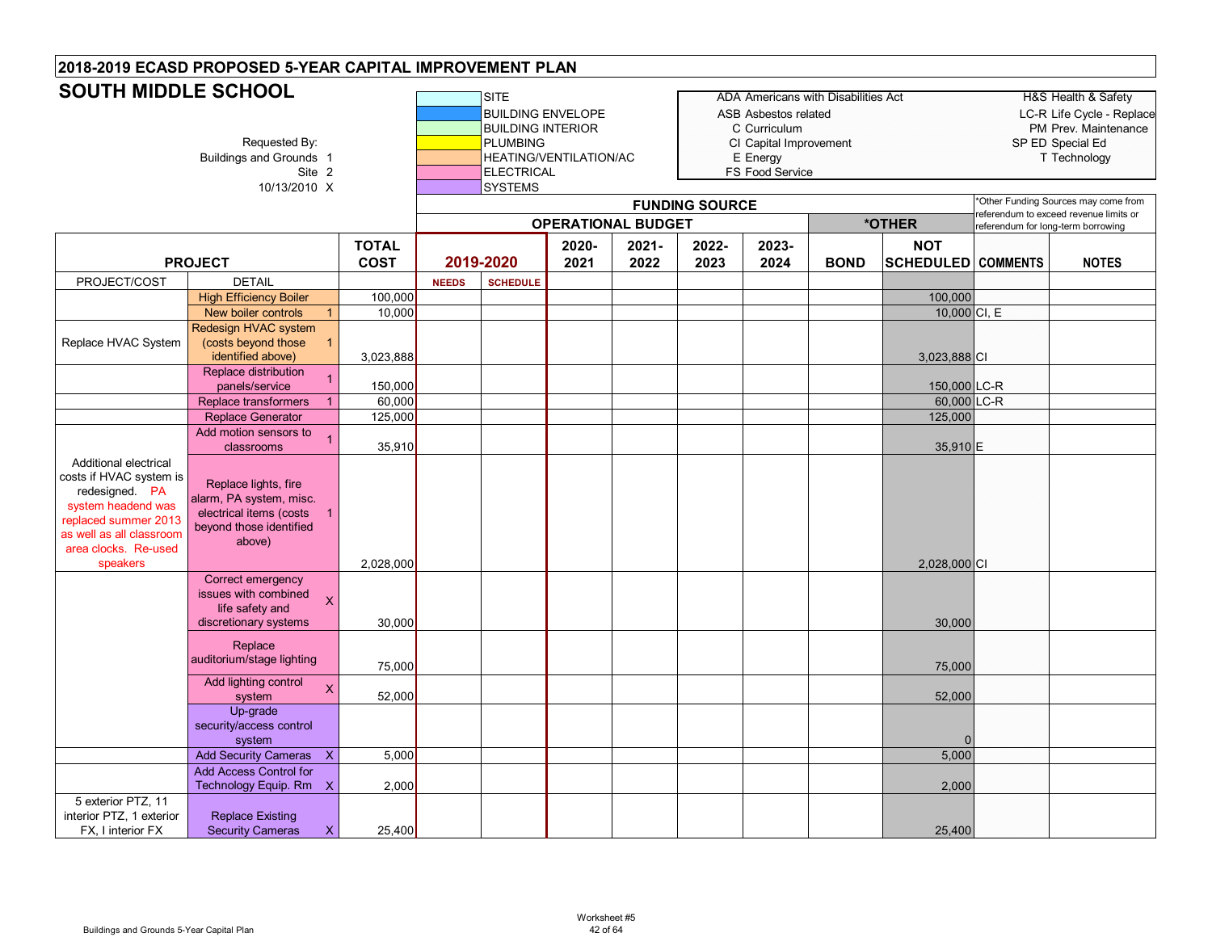## 2018-2019 ECASD PROPOSED 5-YEAR CAPITAL IMPROVEMENT PLAN

# SOUTH MIDDLE SCHOOL

Requested By:
Buildings and Grounds 1
Site 2
10/13/2010 X

Color legend: SITE; BUILDING ENVELOPE; BUILDING INTERIOR; PLUMBING; HEATING/VENTILATION/AC; ELECTRICAL; SYSTEMS

| | |
|---|---|
| ADA Americans with Disabilities Act | H&S Health & Safety |
| ASB Asbestos related | LC-R Life Cycle - Replace |
| C Curriculum | PM Prev. Maintenance |
| CI Capital Improvement | SP ED Special Ed |
| E Energy | T Technology |
| FS Food Service | |

*Other Funding Sources may come from referendum to exceed revenue limits or referendum for long-term borrowing

| PROJECT | | TOTAL COST | FUNDING SOURCE: OPERATIONAL BUDGET 2019-2020 | | 2020-2021 | 2021-2022 | 2022-2023 | 2023-2024 | *OTHER: BOND | NOT SCHEDULED | COMMENTS | NOTES |
|---|---|---|---|---|---|---|---|---|---|---|---|---|
| PROJECT/COST | DETAIL | | NEEDS | SCHEDULE | | | | | | | | |
| | High Efficiency Boiler | 100,000 | | | | | | | | 100,000 | | |
| | New boiler controls 1 | 10,000 | | | | | | | | 10,000 | CI, E | |
| Replace HVAC System | Redesign HVAC system (costs beyond those identified above) 1 | 3,023,888 | | | | | | | | 3,023,888 | CI | |
| | Replace distribution panels/service 1 | 150,000 | | | | | | | | 150,000 | LC-R | |
| | Replace transformers 1 | 60,000 | | | | | | | | 60,000 | LC-R | |
| | Replace Generator | 125,000 | | | | | | | | 125,000 | | |
| | Add motion sensors to classrooms 1 | 35,910 | | | | | | | | 35,910 | E | |
| Additional electrical costs if HVAC system is redesigned. PA system headend was replaced summer 2013 as well as all classroom area clocks. Re-used speakers | Replace lights, fire alarm, PA system, misc. electrical items (costs beyond those identified above) 1 | 2,028,000 | | | | | | | | 2,028,000 | CI | |
| | Correct emergency issues with combined life safety and discretionary systems X | 30,000 | | | | | | | | 30,000 | | |
| | Replace auditorium/stage lighting | 75,000 | | | | | | | | 75,000 | | |
| | Add lighting control system X | 52,000 | | | | | | | | 52,000 | | |
| | Up-grade security/access control system | | | | | | | | | 0 | | |
| | Add Security Cameras X | 5,000 | | | | | | | | 5,000 | | |
| | Add Access Control for Technology Equip. Rm X | 2,000 | | | | | | | | 2,000 | | |
| 5 exterior PTZ, 11 interior PTZ, 1 exterior FX, I interior FX | Replace Existing Security Cameras X | 25,400 | | | | | | | | 25,400 | | |

Buildings and Grounds 5-Year Capital Plan

Worksheet #5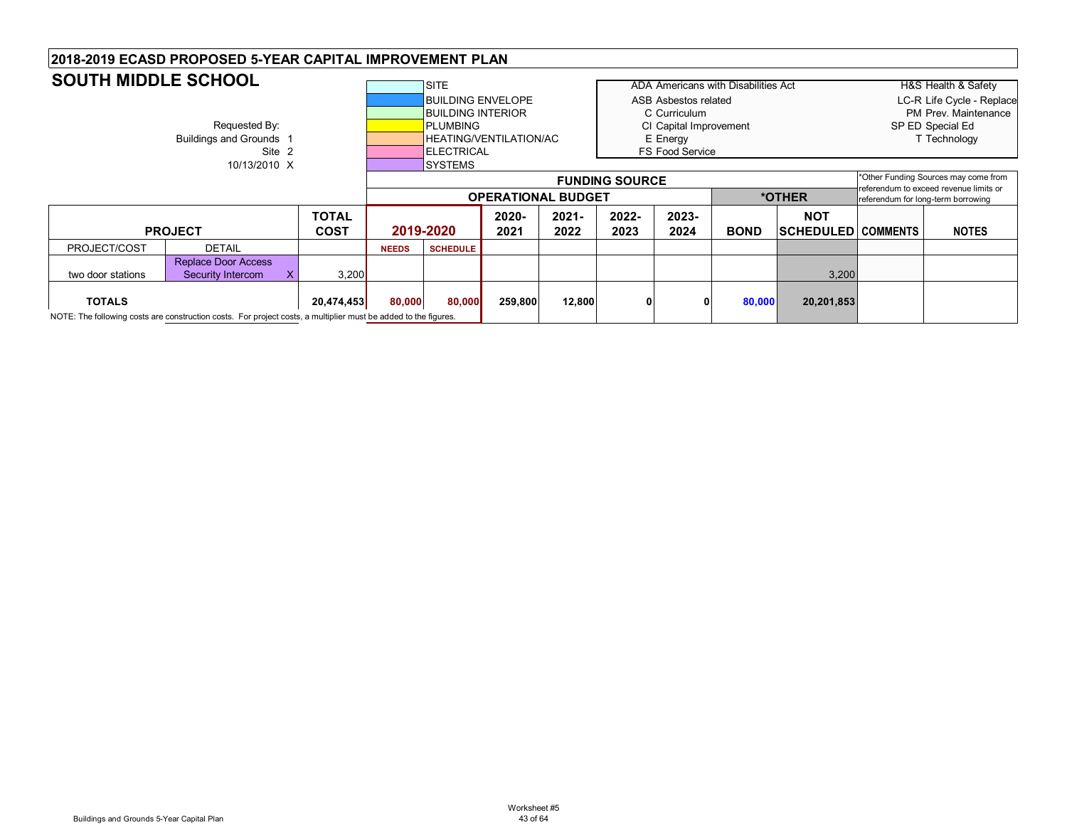# 2018-2019 ECASD PROPOSED 5-YEAR CAPITAL IMPROVEMENT PLAN

## SOUTH MIDDLE SCHOOL

Requested By:
Buildings and Grounds 1
Site 2
10/13/2010 X

| Color | Category |
|---|---|
| | SITE |
| | BUILDING ENVELOPE |
| | BUILDING INTERIOR |
| | PLUMBING |
| | HEATING/VENTILATION/AC |
| | ELECTRICAL |
| | SYSTEMS |

| Code | Meaning | Code | Meaning |
|---|---|---|---|
| ADA | Americans with Disabilities Act | H&S | Health & Safety |
| ASB | Asbestos related | LC-R | Life Cycle - Replace |
| C | Curriculum | PM | Prev. Maintenance |
| CI | Capital Improvement | SP ED | Special Ed |
| E | Energy | T | Technology |
| FS | Food Service | | |

*Other Funding Sources may come from referendum to exceed revenue limits or referendum for long-term borrowing

| PROJECT | | TOTAL COST | FUNDING SOURCE: OPERATIONAL BUDGET 2019-2020 | | 2020-2021 | 2021-2022 | 2022-2023 | 2023-2024 | *OTHER: BOND | NOT SCHEDULED | COMMENTS | NOTES |
|---|---|---|---|---|---|---|---|---|---|---|---|---|
| PROJECT/COST | DETAIL | | NEEDS | SCHEDULE | | | | | | | | |
| two door stations | Replace Door Access Security Intercom X | 3,200 | | | | | | | | 3,200 | | |
| **TOTALS** | | **20,474,453** | **80,000** | **80,000** | **259,800** | **12,800** | **0** | **0** | **80,000** | **20,201,853** | | |

NOTE: The following costs are construction costs. For project costs, a multiplier must be added to the figures.

Worksheet #5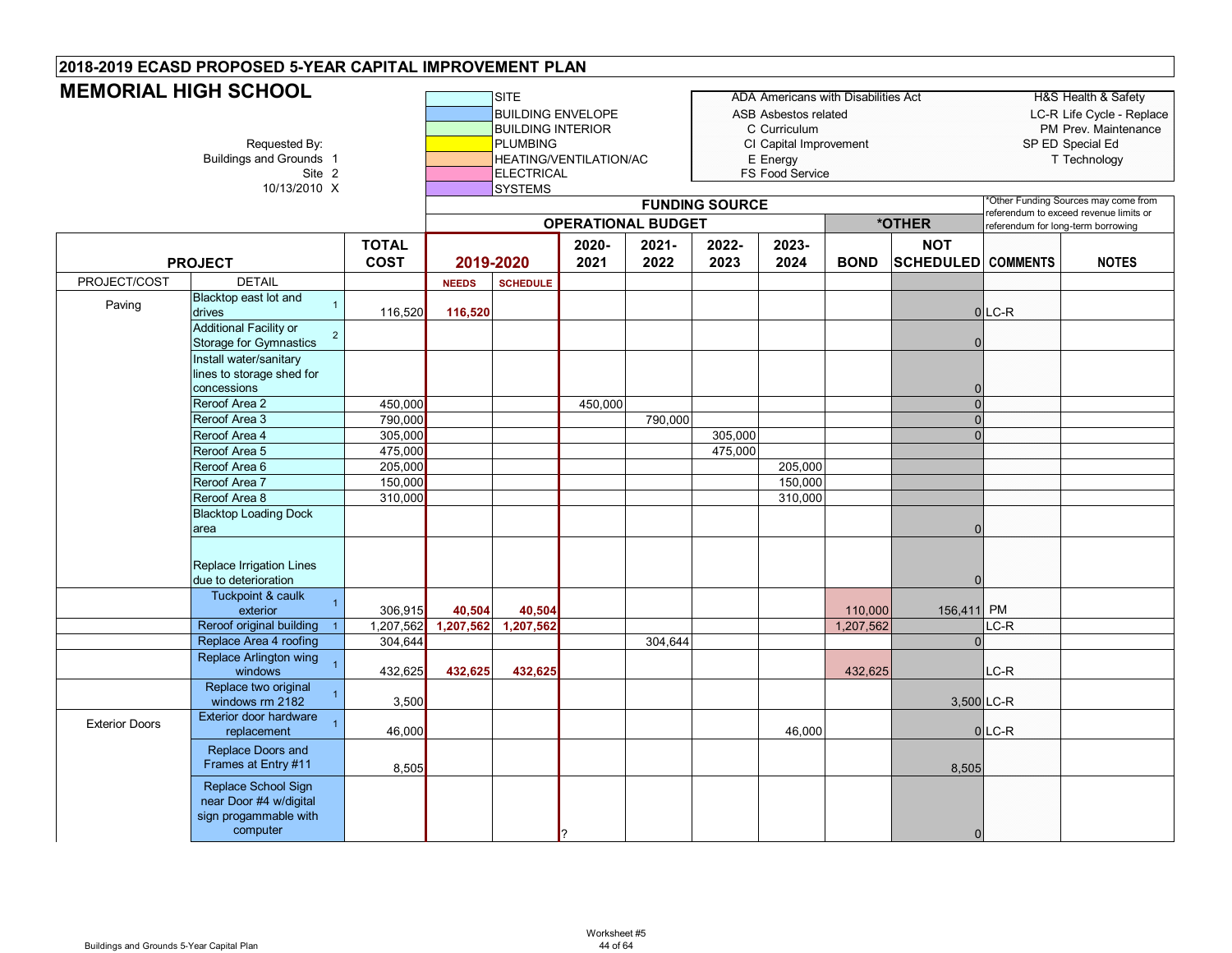## 2018-2019 ECASD PROPOSED 5-YEAR CAPITAL IMPROVEMENT PLAN

# MEMORIAL HIGH SCHOOL

Requested By:
Buildings and Grounds 1
Site 2
10/13/2010 X

Color legend: SITE; BUILDING ENVELOPE; BUILDING INTERIOR; PLUMBING; HEATING/VENTILATION/AC; ELECTRICAL; SYSTEMS

ADA Americans with Disabilities Act
ASB Asbestos related
C Curriculum
CI Capital Improvement
E Energy
FS Food Service

H&S Health & Safety
LC-R Life Cycle - Replace
PM Prev. Maintenance
SP ED Special Ed
T Technology

*Other Funding Sources may come from referendum to exceed revenue limits or referendum for long-term borrowing

| PROJECT | | TOTAL COST | FUNDING SOURCE – OPERATIONAL BUDGET 2019-2020 | | 2020-2021 | 2021-2022 | 2022-2023 | 2023-2024 | *OTHER – BOND | NOT SCHEDULED | COMMENTS | NOTES |
|---|---|---|---|---|---|---|---|---|---|---|---|---|
| PROJECT/COST | DETAIL | | NEEDS | SCHEDULE | | | | | | | | |
| Paving | Blacktop east lot and drives 1 | 116,520 | 116,520 | | | | | | | 0 | LC-R | |
| | Additional Facility or Storage for Gymnastics 2 | | | | | | | | | 0 | | |
| | Install water/sanitary lines to storage shed for concessions | | | | | | | | | 0 | | |
| | Reroof Area 2 | 450,000 | | | 450,000 | | | | | 0 | | |
| | Reroof Area 3 | 790,000 | | | | 790,000 | | | | 0 | | |
| | Reroof Area 4 | 305,000 | | | | | 305,000 | | | 0 | | |
| | Reroof Area 5 | 475,000 | | | | | 475,000 | | | | | |
| | Reroof Area 6 | 205,000 | | | | | | 205,000 | | | | |
| | Reroof Area 7 | 150,000 | | | | | | 150,000 | | | | |
| | Reroof Area 8 | 310,000 | | | | | | 310,000 | | | | |
| | Blacktop Loading Dock area | | | | | | | | | 0 | | |
| | Replace Irrigation Lines due to deterioration | | | | | | | | | 0 | | |
| | Tuckpoint & caulk exterior 1 | 306,915 | 40,504 | 40,504 | | | | | 110,000 | 156,411 | PM | |
| | Reroof original building 1 | 1,207,562 | 1,207,562 | 1,207,562 | | | | | 1,207,562 | | LC-R | |
| | Replace Area 4 roofing | 304,644 | | | | 304,644 | | | | 0 | | |
| | Replace Arlington wing windows 1 | 432,625 | 432,625 | 432,625 | | | | | 432,625 | | LC-R | |
| | Replace two original windows rm 2182 1 | 3,500 | | | | | | | | 3,500 | LC-R | |
| Exterior Doors | Exterior door hardware replacement 1 | 46,000 | | | | | | 46,000 | | 0 | LC-R | |
| | Replace Doors and Frames at Entry #11 | 8,505 | | | | | | | | 8,505 | | |
| | Replace School Sign near Door #4 w/digital sign progammable with computer | | | | ? | | | | | 0 | | |

Worksheet #5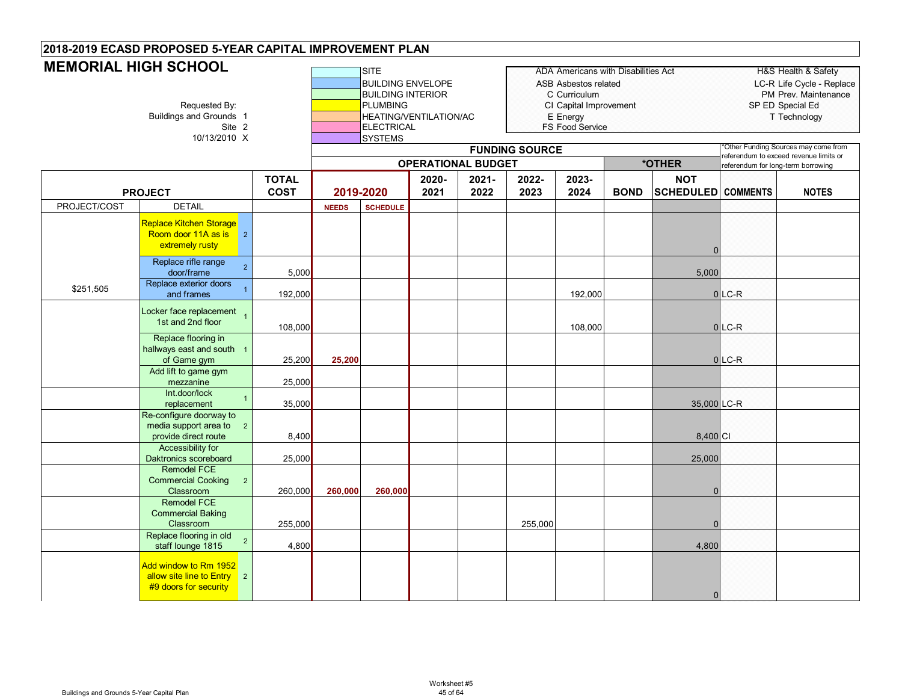# 2018-2019 ECASD PROPOSED 5-YEAR CAPITAL IMPROVEMENT PLAN

## MEMORIAL HIGH SCHOOL

Requested By:
Buildings and Grounds 1
Site 2
10/13/2010 X

| Color Legend | Code Legend | |
|---|---|---|
| SITE | ADA Americans with Disabilities Act | H&S Health & Safety |
| BUILDING ENVELOPE | ASB Asbestos related | LC-R Life Cycle - Replace |
| BUILDING INTERIOR | C Curriculum | PM Prev. Maintenance |
| PLUMBING | CI Capital Improvement | SP ED Special Ed |
| HEATING/VENTILATION/AC | E Energy | T Technology |
| ELECTRICAL | FS Food Service | |
| SYSTEMS | | |

*Other Funding Sources may come from referendum to exceed revenue limits or referendum for long-term borrowing

| PROJECT | | | TOTAL COST | FUNDING SOURCE: OPERATIONAL BUDGET 2019-2020 | | 2020-2021 | 2021-2022 | 2022-2023 | 2023-2024 | *OTHER: BOND | NOT SCHEDULED | COMMENTS | NOTES |
|---|---|---|---|---|---|---|---|---|---|---|---|---|---|
| PROJECT/COST | DETAIL | | | NEEDS | SCHEDULE | | | | | | | | |
| | Replace Kitchen Storage Room door 11A as is extremely rusty | 2 | | | | | | | | | 0 | | |
| | Replace rifle range door/frame | 2 | 5,000 | | | | | | | | 5,000 | | |
| $251,505 | Replace exterior doors and frames | 1 | 192,000 | | | | | | 192,000 | | 0 | LC-R | |
| | Locker face replacement 1st and 2nd floor | 1 | 108,000 | | | | | | 108,000 | | 0 | LC-R | |
| | Replace flooring in hallways east and south of Game gym | 1 | 25,200 | 25,200 | | | | | | | 0 | LC-R | |
| | Add lift to game gym mezzanine | | 25,000 | | | | | | | | | | |
| | Int.door/lock replacement | 1 | 35,000 | | | | | | | | 35,000 | LC-R | |
| | Re-configure doorway to media support area to provide direct route | 2 | 8,400 | | | | | | | | 8,400 | CI | |
| | Accessibility for Daktronics scoreboard | | 25,000 | | | | | | | | 25,000 | | |
| | Remodel FCE Commercial Cooking Classroom | 2 | 260,000 | 260,000 | 260,000 | | | | | | 0 | | |
| | Remodel FCE Commercial Baking Classroom | | 255,000 | | | | | 255,000 | | | 0 | | |
| | Replace flooring in old staff lounge 1815 | 2 | 4,800 | | | | | | | | 4,800 | | |
| | Add window to Rm 1952 allow site line to Entry #9 doors for security | 2 | | | | | | | | | 0 | | |

Buildings and Grounds 5-Year Capital Plan

Worksheet #5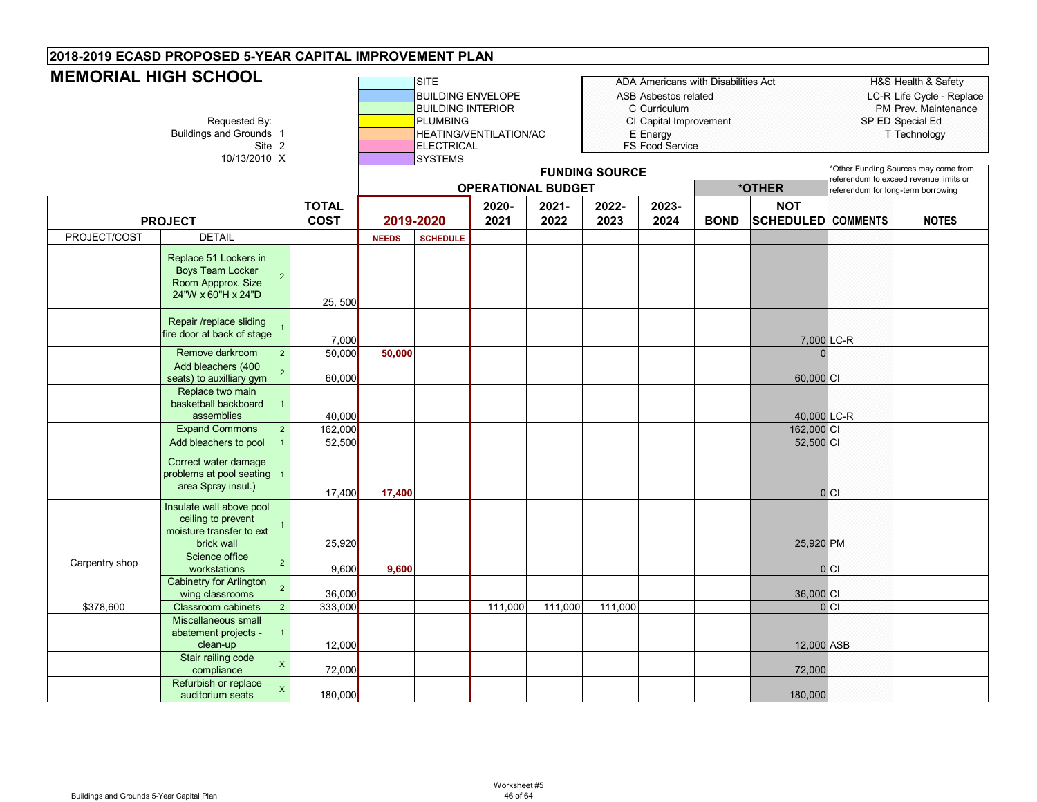# 2018-2019 ECASD PROPOSED 5-YEAR CAPITAL IMPROVEMENT PLAN

## MEMORIAL HIGH SCHOOL

Requested By:
Buildings and Grounds 1
Site 2
10/13/2010 X

| Color | Category |
|---|---|
| | SITE |
| | BUILDING ENVELOPE |
| | BUILDING INTERIOR |
| | PLUMBING |
| | HEATING/VENTILATION/AC |
| | ELECTRICAL |
| | SYSTEMS |

ADA Americans with Disabilities Act
ASB Asbestos related
C Curriculum
CI Capital Improvement
E Energy
FS Food Service

H&S Health & Safety
LC-R Life Cycle - Replace
PM Prev. Maintenance
SP ED Special Ed
T Technology

*Other Funding Sources may come from referendum to exceed revenue limits or referendum for long-term borrowing

| PROJECT | | | TOTAL COST | FUNDING SOURCE – OPERATIONAL BUDGET: 2019-2020 | | 2020-2021 | 2021-2022 | 2022-2023 | 2023-2024 | *OTHER: BOND | NOT SCHEDULED | COMMENTS | NOTES |
|---|---|---|---|---|---|---|---|---|---|---|---|---|---|
| PROJECT/COST | DETAIL | | | NEEDS | SCHEDULE | | | | | | | | |
| | Replace 51 Lockers in Boys Team Locker Room Appprox. Size 24"W x 60"H x 24"D | 2 | 25, 500 | | | | | | | | | | |
| | Repair /replace sliding fire door at back of stage | 1 | 7,000 | | | | | | | | 7,000 | LC-R | |
| | Remove darkroom | 2 | 50,000 | 50,000 | | | | | | | 0 | | |
| | Add bleachers (400 seats) to auxilliary gym | 2 | 60,000 | | | | | | | | 60,000 | CI | |
| | Replace two main basketball backboard assemblies | 1 | 40,000 | | | | | | | | 40,000 | LC-R | |
| | Expand Commons | 2 | 162,000 | | | | | | | | 162,000 | CI | |
| | Add bleachers to pool | 1 | 52,500 | | | | | | | | 52,500 | CI | |
| | Correct water damage problems at pool seating area Spray insul.) | 1 | 17,400 | 17,400 | | | | | | | 0 | CI | |
| | Insulate wall above pool ceiling to prevent moisture transfer to ext brick wall | 1 | 25,920 | | | | | | | | 25,920 | PM | |
| Carpentry shop | Science office workstations | 2 | 9,600 | 9,600 | | | | | | | 0 | CI | |
| | Cabinetry for Arlington wing classrooms | 2 | 36,000 | | | | | | | | 36,000 | CI | |
| $378,600 | Classroom cabinets | 2 | 333,000 | | | 111,000 | 111,000 | 111,000 | | | 0 | CI | |
| | Miscellaneous small abatement projects - clean-up | 1 | 12,000 | | | | | | | | 12,000 | ASB | |
| | Stair railing code compliance | X | 72,000 | | | | | | | | 72,000 | | |
| | Refurbish or replace auditorium seats | X | 180,000 | | | | | | | | 180,000 | | |

Worksheet #5

Buildings and Grounds 5-Year Capital Plan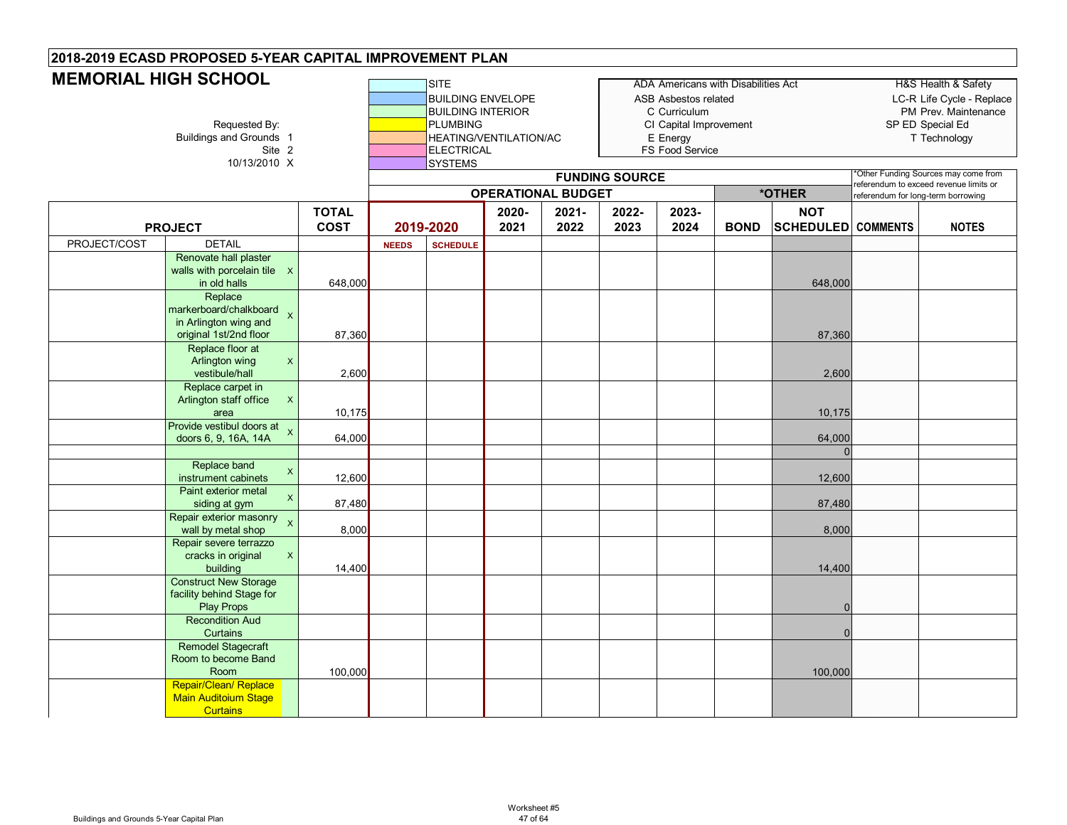## 2018-2019 ECASD PROPOSED 5-YEAR CAPITAL IMPROVEMENT PLAN

# MEMORIAL HIGH SCHOOL

Requested By:
Buildings and Grounds 1
Site 2
10/13/2010 X

| Color Key |
|---|
| SITE |
| BUILDING ENVELOPE |
| BUILDING INTERIOR |
| PLUMBING |
| HEATING/VENTILATION/AC |
| ELECTRICAL |
| SYSTEMS |

ADA Americans with Disabilities Act
ASB Asbestos related
C Curriculum
CI Capital Improvement
E Energy
FS Food Service

H&S Health & Safety
LC-R Life Cycle - Replace
PM Prev. Maintenance
SP ED Special Ed
T Technology

*Other Funding Sources may come from referendum to exceed revenue limits or referendum for long-term borrowing

| PROJECT | | | TOTAL COST | FUNDING SOURCE – OPERATIONAL BUDGET 2019-2020 | | 2020-2021 | 2021-2022 | 2022-2023 | 2023-2024 | *OTHER | | COMMENTS | NOTES |
|---|---|---|---|---|---|---|---|---|---|---|---|---|---|
| PROJECT/COST | DETAIL | | | NEEDS | SCHEDULE | | | | | BOND | NOT SCHEDULED | | |
| | Renovate hall plaster walls with porcelain tile in old halls | X | 648,000 | | | | | | | | 648,000 | | |
| | Replace markerboard/chalkboard in Arlington wing and original 1st/2nd floor | X | 87,360 | | | | | | | | 87,360 | | |
| | Replace floor at Arlington wing vestibule/hall | X | 2,600 | | | | | | | | 2,600 | | |
| | Replace carpet in Arlington staff office area | X | 10,175 | | | | | | | | 10,175 | | |
| | Provide vestibul doors at doors 6, 9, 16A, 14A | X | 64,000 | | | | | | | | 64,000 | | |
| | | | | | | | | | | | 0 | | |
| | Replace band instrument cabinets | X | 12,600 | | | | | | | | 12,600 | | |
| | Paint exterior metal siding at gym | X | 87,480 | | | | | | | | 87,480 | | |
| | Repair exterior masonry wall by metal shop | X | 8,000 | | | | | | | | 8,000 | | |
| | Repair severe terrazzo cracks in original building | X | 14,400 | | | | | | | | 14,400 | | |
| | Construct New Storage facility behind Stage for Play Props | | | | | | | | | | 0 | | |
| | Recondition Aud Curtains | | | | | | | | | | 0 | | |
| | Remodel Stagecraft Room to become Band Room | | 100,000 | | | | | | | | 100,000 | | |
| | Repair/Clean/ Replace Main Auditoium Stage Curtains | | | | | | | | | | | | |

Worksheet #5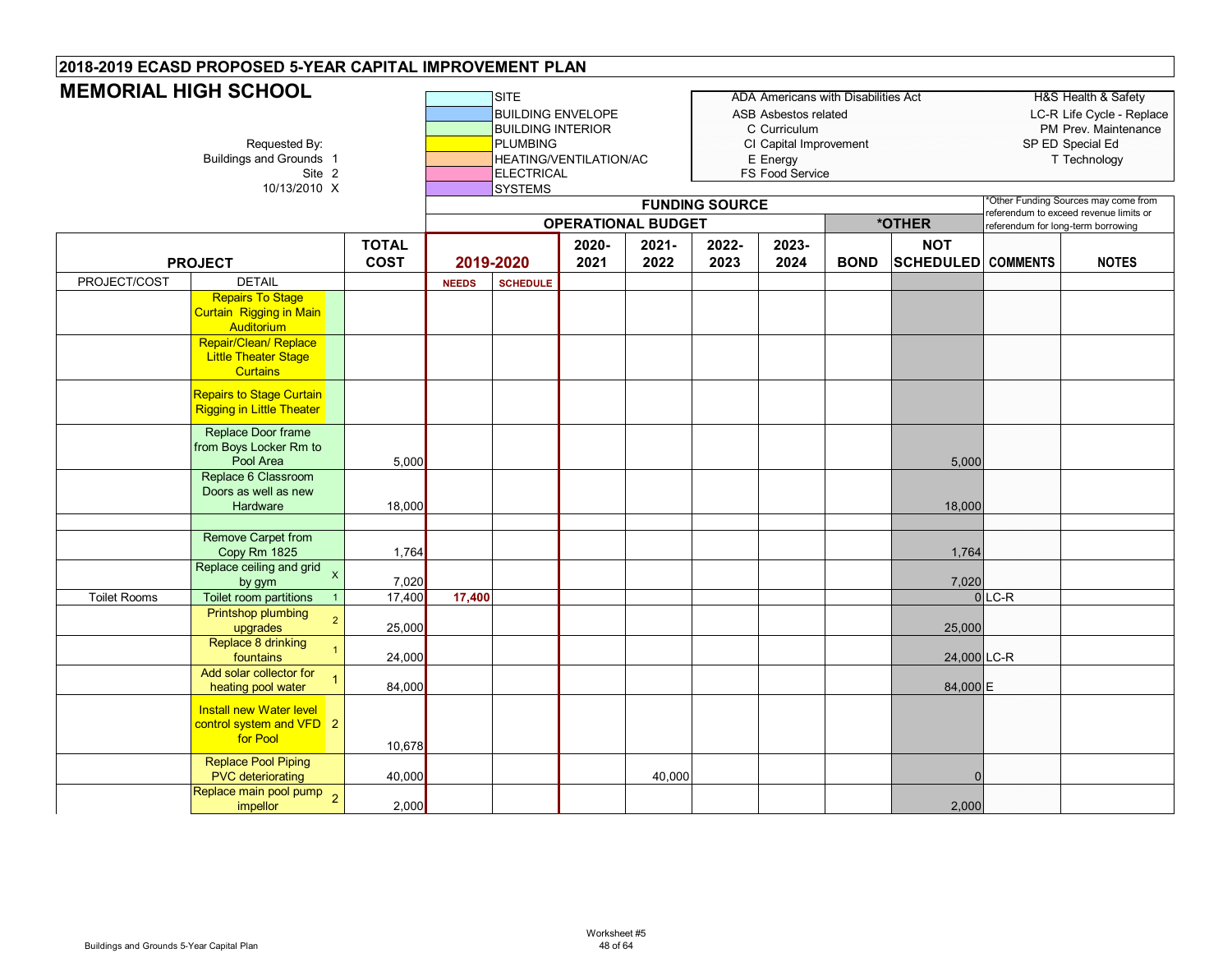## 2018-2019 ECASD PROPOSED 5-YEAR CAPITAL IMPROVEMENT PLAN

# MEMORIAL HIGH SCHOOL

Requested By:
Buildings and Grounds 1
Site 2
10/13/2010 X

| Color Key |
|---|
| SITE |
| BUILDING ENVELOPE |
| BUILDING INTERIOR |
| PLUMBING |
| HEATING/VENTILATION/AC |
| ELECTRICAL |
| SYSTEMS |

ADA Americans with Disabilities Act
ASB Asbestos related
C Curriculum
CI Capital Improvement
E Energy
FS Food Service

H&S Health & Safety
LC-R Life Cycle - Replace
PM Prev. Maintenance
SP ED Special Ed
T Technology

*Other Funding Sources may come from referendum to exceed revenue limits or referendum for long-term borrowing

| PROJECT | | | TOTAL COST | FUNDING SOURCE: OPERATIONAL BUDGET 2019-2020 | | 2020-2021 | 2021-2022 | 2022-2023 | 2023-2024 | *OTHER: BOND | NOT SCHEDULED | COMMENTS | NOTES |
|---|---|---|---|---|---|---|---|---|---|---|---|---|---|
| PROJECT/COST | DETAIL | | | NEEDS | SCHEDULE | | | | | | | | |
| | Repairs To Stage Curtain Rigging in Main Auditorium | | | | | | | | | | | | |
| | Repair/Clean/ Replace Little Theater Stage Curtains | | | | | | | | | | | | |
| | Repairs to Stage Curtain Rigging in Little Theater | | | | | | | | | | | | |
| | Replace Door frame from Boys Locker Rm to Pool Area | | 5,000 | | | | | | | | 5,000 | | |
| | Replace 6 Classroom Doors as well as new Hardware | | 18,000 | | | | | | | | 18,000 | | |
| | | | | | | | | | | | | | |
| | Remove Carpet from Copy Rm 1825 | | 1,764 | | | | | | | | 1,764 | | |
| | Replace ceiling and grid by gym | X | 7,020 | | | | | | | | 7,020 | | |
| Toilet Rooms | Toilet room partitions | 1 | 17,400 | 17,400 | | | | | | | 0 | LC-R | |
| | Printshop plumbing upgrades | 2 | 25,000 | | | | | | | | 25,000 | | |
| | Replace 8 drinking fountains | 1 | 24,000 | | | | | | | | 24,000 | LC-R | |
| | Add solar collector for heating pool water | 1 | 84,000 | | | | | | | | 84,000 | E | |
| | Install new Water level control system and VFD for Pool | 2 | 10,678 | | | | | | | | | | |
| | Replace Pool Piping PVC deteriorating | | 40,000 | | | | 40,000 | | | | 0 | | |
| | Replace main pool pump impellor | 2 | 2,000 | | | | | | | | 2,000 | | |

Buildings and Grounds 5-Year Capital Plan

Worksheet #5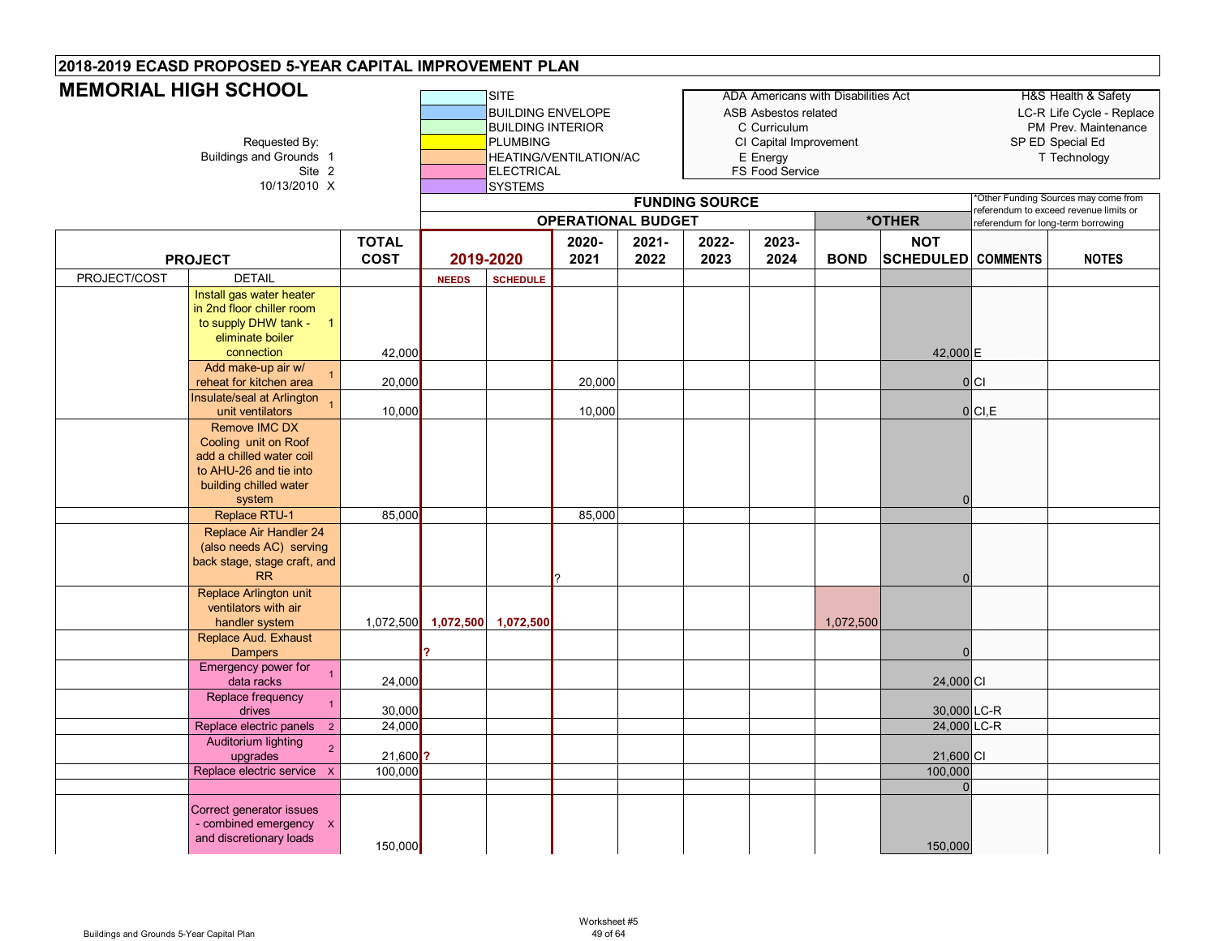## 2018-2019 ECASD PROPOSED 5-YEAR CAPITAL IMPROVEMENT PLAN

# MEMORIAL HIGH SCHOOL

Requested By:
Buildings and Grounds 1
Site 2
10/13/2010 X

Color legend: SITE; BUILDING ENVELOPE; BUILDING INTERIOR; PLUMBING; HEATING/VENTILATION/AC; ELECTRICAL; SYSTEMS

| Code | Meaning | Code | Meaning |
|---|---|---|---|
| ADA | Americans with Disabilities Act | H&S | Health & Safety |
| ASB | Asbestos related | LC-R | Life Cycle - Replace |
| C | Curriculum | PM | Prev. Maintenance |
| CI | Capital Improvement | SP ED | Special Ed |
| E | Energy | T | Technology |
| FS | Food Service | | |

*Other Funding Sources may come from referendum to exceed revenue limits or referendum for long-term borrowing

| PROJECT | | | TOTAL COST | FUNDING SOURCE: OPERATIONAL BUDGET 2019-2020 | | 2020-2021 | 2021-2022 | 2022-2023 | 2023-2024 | *OTHER: BOND | NOT SCHEDULED | COMMENTS | NOTES |
|---|---|---|---|---|---|---|---|---|---|---|---|---|---|
| PROJECT/COST | DETAIL | | | NEEDS | SCHEDULE | | | | | | | | |
| | Install gas water heater in 2nd floor chiller room to supply DHW tank - eliminate boiler connection | 1 | 42,000 | | | | | | | | 42,000 | E | |
| | Add make-up air w/ reheat for kitchen area | 1 | 20,000 | | | 20,000 | | | | | 0 | CI | |
| | Insulate/seal at Arlington unit ventilators | 1 | 10,000 | | | 10,000 | | | | | 0 | CI,E | |
| | Remove IMC DX Cooling unit on Roof add a chilled water coil to AHU-26 and tie into building chilled water system | | | | | | | | | | 0 | | |
| | Replace RTU-1 | | 85,000 | | | 85,000 | | | | | | | |
| | Replace Air Handler 24 (also needs AC) serving back stage, stage craft, and RR | | | | | ? | | | | | 0 | | |
| | Replace Arlington unit ventilators with air handler system | | 1,072,500 | 1,072,500 | 1,072,500 | | | | | 1,072,500 | | | |
| | Replace Aud. Exhaust Dampers | | | ? | | | | | | | 0 | | |
| | Emergency power for data racks | 1 | 24,000 | | | | | | | | 24,000 | CI | |
| | Replace frequency drives | 1 | 30,000 | | | | | | | | 30,000 | LC-R | |
| | Replace electric panels | 2 | 24,000 | | | | | | | | 24,000 | LC-R | |
| | Auditorium lighting upgrades | 2 | 21,600 | ? | | | | | | | 21,600 | CI | |
| | Replace electric service | X | 100,000 | | | | | | | | 100,000 | | |
| | | | | | | | | | | | 0 | | |
| | Correct generator issues - combined emergency and discretionary loads | X | 150,000 | | | | | | | | 150,000 | | |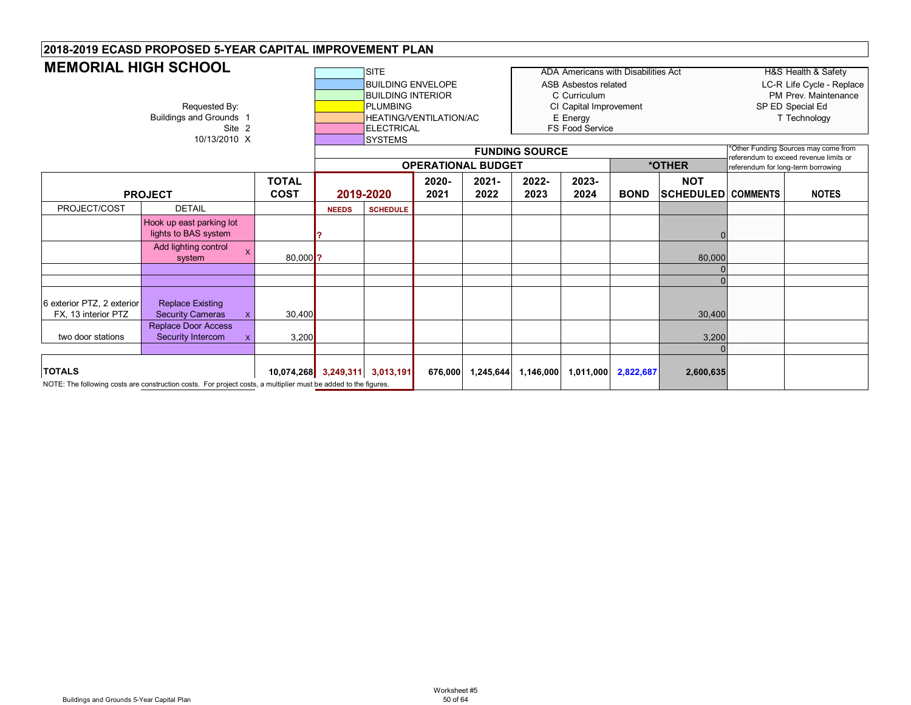# 2018-2019 ECASD PROPOSED 5-YEAR CAPITAL IMPROVEMENT PLAN

## MEMORIAL HIGH SCHOOL

Requested By:
Buildings and Grounds 1
Site 2
10/13/2010 X

| Color Legend |
|---|
| SITE |
| BUILDING ENVELOPE |
| BUILDING INTERIOR |
| PLUMBING |
| HEATING/VENTILATION/AC |
| ELECTRICAL |
| SYSTEMS |

| Abbreviation | Meaning |
|---|---|
| ADA | Americans with Disabilities Act |
| ASB | Asbestos related |
| C | Curriculum |
| CI | Capital Improvement |
| E | Energy |
| FS | Food Service |
| H&S | Health & Safety |
| LC-R | Life Cycle - Replace |
| PM | Prev. Maintenance |
| SP ED | Special Ed |
| T | Technology |

*Other Funding Sources may come from referendum to exceed revenue limits or referendum for long-term borrowing

| PROJECT | | | TOTAL COST | FUNDING SOURCE: OPERATIONAL BUDGET 2019-2020 | | 2020-2021 | 2021-2022 | 2022-2023 | 2023-2024 | *OTHER: BOND | NOT SCHEDULED | COMMENTS | NOTES |
|---|---|---|---|---|---|---|---|---|---|---|---|---|---|
| PROJECT/COST | DETAIL | | | NEEDS | SCHEDULE | | | | | | | | |
| | Hook up east parking lot lights to BAS system | | | ? | | | | | | | 0 | | |
| | Add lighting control system | X | 80,000 | ? | | | | | | | 80,000 | | |
| | | | | | | | | | | | 0 | | |
| | | | | | | | | | | | 0 | | |
| 6 exterior PTZ, 2 exterior FX, 13 interior PTZ | Replace Existing Security Cameras | X | 30,400 | | | | | | | | 30,400 | | |
| two door stations | Replace Door Access Security Intercom | X | 3,200 | | | | | | | | 3,200 | | |
| | | | | | | | | | | | 0 | | |
| **TOTALS** | | | **10,074,268** | **3,249,311** | **3,013,191** | **676,000** | **1,245,644** | **1,146,000** | **1,011,000** | **2,822,687** | **2,600,635** | | |

NOTE: The following costs are construction costs. For project costs, a multiplier must be added to the figures.

Buildings and Grounds 5-Year Capital Plan

Worksheet #5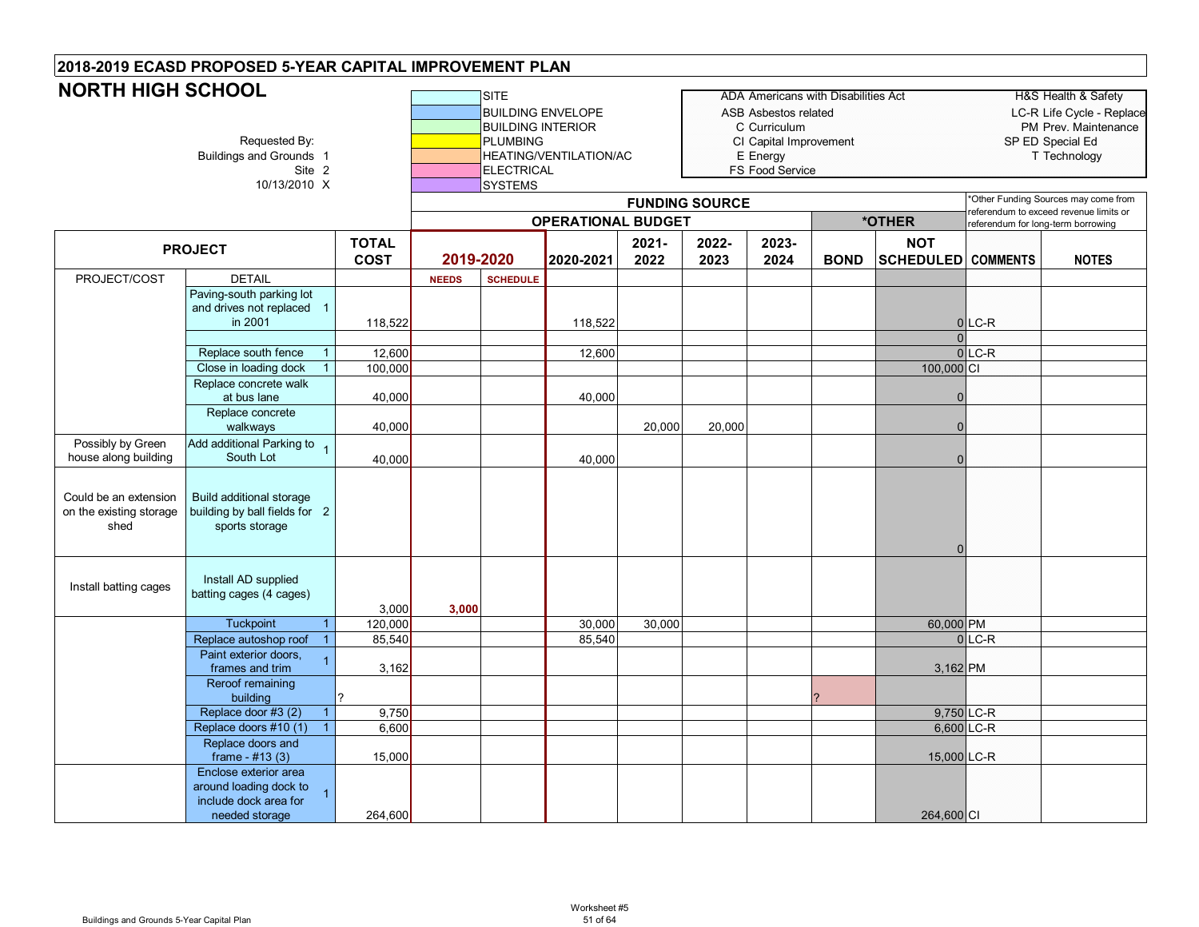## 2018-2019 ECASD PROPOSED 5-YEAR CAPITAL IMPROVEMENT PLAN

# NORTH HIGH SCHOOL

Requested By:
Buildings and Grounds 1
Site 2
10/13/2010 X

| Color Key |
|---|
| SITE |
| BUILDING ENVELOPE |
| BUILDING INTERIOR |
| PLUMBING |
| HEATING/VENTILATION/AC |
| ELECTRICAL |
| SYSTEMS |

| Abbreviation | Meaning | Abbreviation | Meaning |
|---|---|---|---|
| ADA | Americans with Disabilities Act | H&S | Health & Safety |
| ASB | Asbestos related | LC-R | Life Cycle - Replace |
| C | Curriculum | PM | Prev. Maintenance |
| CI | Capital Improvement | SP ED | Special Ed |
| E | Energy | T | Technology |
| FS | Food Service | | |

*Other Funding Sources may come from referendum to exceed revenue limits or referendum for long-term borrowing

| PROJECT | | TOTAL COST | FUNDING SOURCE – OPERATIONAL BUDGET | | | | | | *OTHER | | | |
|---|---|---|---|---|---|---|---|---|---|---|---|---|
| | | | 2019-2020 | | 2020-2021 | 2021-2022 | 2022-2023 | 2023-2024 | BOND | NOT SCHEDULED | COMMENTS | NOTES |
| PROJECT/COST | DETAIL | | NEEDS | SCHEDULE | | | | | | | | |
| | Paving-south parking lot and drives not replaced in 2001 1 | 118,522 | | | 118,522 | | | | | 0 | LC-R | |
| | | | | | | | | | | 0 | | |
| | Replace south fence 1 | 12,600 | | | 12,600 | | | | | 0 | LC-R | |
| | Close in loading dock 1 | 100,000 | | | | | | | | 100,000 | CI | |
| | Replace concrete walk at bus lane | 40,000 | | | 40,000 | | | | | 0 | | |
| | Replace concrete walkways | 40,000 | | | | 20,000 | 20,000 | | | 0 | | |
| Possibly by Green house along building | Add additional Parking to South Lot 1 | 40,000 | | | 40,000 | | | | | 0 | | |
| Could be an extension on the existing storage shed | Build additional storage building by ball fields for sports storage 2 | | | | | | | | | 0 | | |
| Install batting cages | Install AD supplied batting cages (4 cages) | 3,000 | 3,000 | | | | | | | | | |
| | Tuckpoint 1 | 120,000 | | | 30,000 | 30,000 | | | | 60,000 | PM | |
| | Replace autoshop roof 1 | 85,540 | | | 85,540 | | | | | 0 | LC-R | |
| | Paint exterior doors, frames and trim 1 | 3,162 | | | | | | | | 3,162 | PM | |
| | Reroof remaining building | ? | | | | | | | ? | | | |
| | Replace door #3 (2) 1 | 9,750 | | | | | | | | 9,750 | LC-R | |
| | Replace doors #10 (1) 1 | 6,600 | | | | | | | | 6,600 | LC-R | |
| | Replace doors and frame - #13 (3) | 15,000 | | | | | | | | 15,000 | LC-R | |
| | Enclose exterior area around loading dock to include dock area for needed storage 1 | 264,600 | | | | | | | | 264,600 | CI | |

Worksheet #5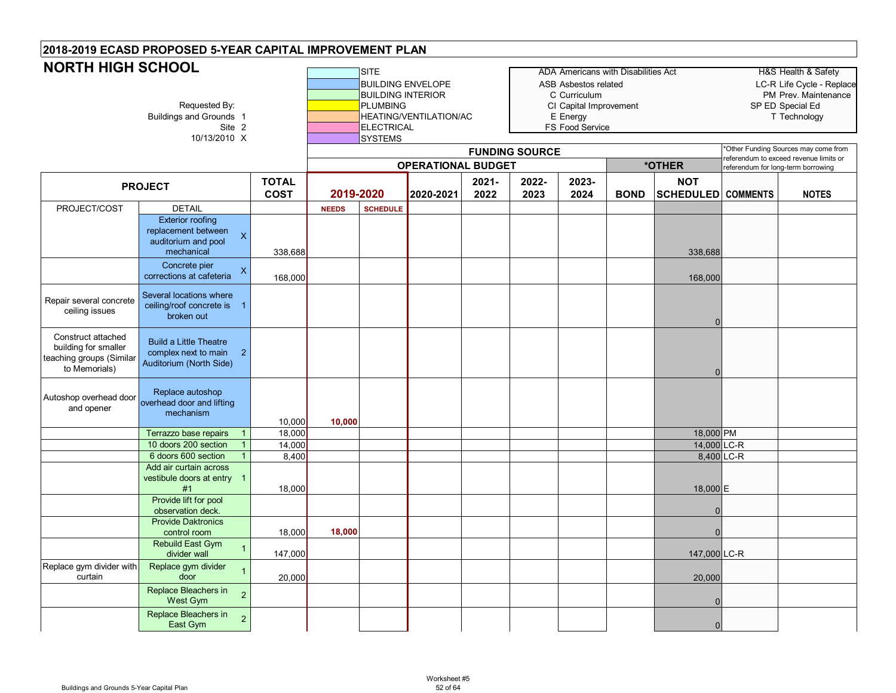## 2018-2019 ECASD PROPOSED 5-YEAR CAPITAL IMPROVEMENT PLAN

# NORTH HIGH SCHOOL

Requested By:
Buildings and Grounds 1
Site 2
10/13/2010 X

| Color Key |
|---|
| SITE |
| BUILDING ENVELOPE |
| BUILDING INTERIOR |
| PLUMBING |
| HEATING/VENTILATION/AC |
| ELECTRICAL |
| SYSTEMS |

| Code | Meaning | Code | Meaning |
|---|---|---|---|
| ADA | Americans with Disabilities Act | H&S | Health & Safety |
| ASB | Asbestos related | LC-R | Life Cycle - Replace |
| C | Curriculum | PM | Prev. Maintenance |
| CI | Capital Improvement | SP ED | Special Ed |
| E | Energy | T | Technology |
| FS | Food Service | | |

*Other Funding Sources may come from referendum to exceed revenue limits or referendum for long-term borrowing

| PROJECT | | | TOTAL COST | FUNDING SOURCE: OPERATIONAL BUDGET 2019-2020 | | 2020-2021 | 2021-2022 | 2022-2023 | 2023-2024 | *OTHER: BOND | NOT SCHEDULED | COMMENTS | NOTES |
|---|---|---|---|---|---|---|---|---|---|---|---|---|---|
| PROJECT/COST | DETAIL | | | NEEDS | SCHEDULE | | | | | | | | |
| | Exterior roofing replacement between auditorium and pool mechanical | X | 338,688 | | | | | | | | 338,688 | | |
| | Concrete pier corrections at cafeteria | X | 168,000 | | | | | | | | 168,000 | | |
| Repair several concrete ceiling issues | Several locations where ceiling/roof concrete is broken out | 1 | | | | | | | | | 0 | | |
| Construct attached building for smaller teaching groups (Similar to Memorials) | Build a Little Theatre complex next to main Auditorium (North Side) | 2 | | | | | | | | | 0 | | |
| Autoshop overhead door and opener | Replace autoshop overhead door and lifting mechanism | | 10,000 | 10,000 | | | | | | | | | |
| | Terrazzo base repairs | 1 | 18,000 | | | | | | | | 18,000 | PM | |
| | 10 doors 200 section | 1 | 14,000 | | | | | | | | 14,000 | LC-R | |
| | 6 doors 600 section | 1 | 8,400 | | | | | | | | 8,400 | LC-R | |
| | Add air curtain across vestibule doors at entry #1 | 1 | 18,000 | | | | | | | | 18,000 | E | |
| | Provide lift for pool observation deck. | | | | | | | | | | 0 | | |
| | Provide Daktronics control room | | 18,000 | 18,000 | | | | | | | 0 | | |
| | Rebuild East Gym divider wall | 1 | 147,000 | | | | | | | | 147,000 | LC-R | |
| Replace gym divider with curtain | Replace gym divider door | 1 | 20,000 | | | | | | | | 20,000 | | |
| | Replace Bleachers in West Gym | 2 | | | | | | | | | 0 | | |
| | Replace Bleachers in East Gym | 2 | | | | | | | | | 0 | | |

Buildings and Grounds 5-Year Capital Plan

Worksheet #5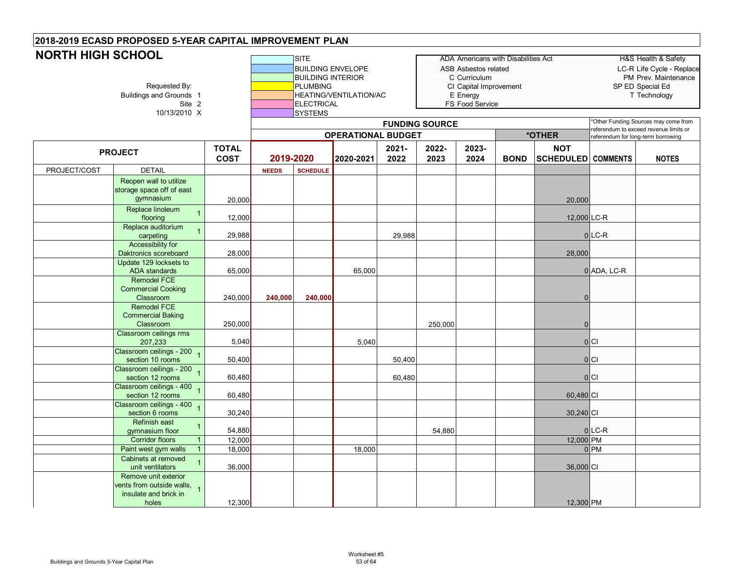## 2018-2019 ECASD PROPOSED 5-YEAR CAPITAL IMPROVEMENT PLAN

# NORTH HIGH SCHOOL

Requested By:
Buildings and Grounds 1
Site 2
10/13/2010 X

**Color legend:**
- SITE
- BUILDING ENVELOPE
- BUILDING INTERIOR
- PLUMBING
- HEATING/VENTILATION/AC
- ELECTRICAL
- SYSTEMS

**Abbreviations:**
- ADA Americans with Disabilities Act
- ASB Asbestos related
- C Curriculum
- CI Capital Improvement
- E Energy
- FS Food Service
- H&S Health & Safety
- LC-R Life Cycle - Replace
- PM Prev. Maintenance
- SP ED Special Ed
- T Technology

*Other Funding Sources may come from referendum to exceed revenue limits or referendum for long-term borrowing

| PROJECT | | TOTAL COST | FUNDING SOURCE — OPERATIONAL BUDGET | | | | | | *OTHER | | | |
|---|---|---|---|---|---|---|---|---|---|---|---|---|
| | | | 2019-2020 | | 2020-2021 | 2021-2022 | 2022-2023 | 2023-2024 | BOND | NOT SCHEDULED | COMMENTS | NOTES |
| PROJECT/COST | DETAIL | | NEEDS | SCHEDULE | | | | | | | | |
| | Reopen wall to utilize storage space off of east gymnasium | 20,000 | | | | | | | | 20,000 | | |
| | Replace linoleum flooring 1 | 12,000 | | | | | | | | 12,000 | LC-R | |
| | Replace auditorium carpeting 1 | 29,988 | | | | 29,988 | | | | 0 | LC-R | |
| | Accessibility for Daktronics scoreboard | 28,000 | | | | | | | | 28,000 | | |
| | Update 129 locksets to ADA standards | 65,000 | | | 65,000 | | | | | 0 | ADA, LC-R | |
| | Remodel FCE Commercial Cooking Classroom | 240,000 | **240,000** | **240,000** | | | | | | 0 | | |
| | Remodel FCE Commercial Baking Classroom | 250,000 | | | | | 250,000 | | | 0 | | |
| | Classroom ceilings rms 207,233 | 5,040 | | | 5,040 | | | | | 0 | CI | |
| | Classroom ceilings - 200 section 10 rooms 1 | 50,400 | | | | 50,400 | | | | 0 | CI | |
| | Classroom ceilings - 200 section 12 rooms 1 | 60,480 | | | | 60,480 | | | | 0 | CI | |
| | Classroom ceilings - 400 section 12 rooms 1 | 60,480 | | | | | | | | 60,480 | CI | |
| | Classroom ceilings - 400 section 6 rooms 1 | 30,240 | | | | | | | | 30,240 | CI | |
| | Refinish east gymnasium floor 1 | 54,880 | | | | | 54,880 | | | 0 | LC-R | |
| | Corridor floors 1 | 12,000 | | | | | | | | 12,000 | PM | |
| | Paint west gym walls 1 | 18,000 | | | 18,000 | | | | | 0 | PM | |
| | Cabinets at removed unit ventilators 1 | 36,000 | | | | | | | | 36,000 | CI | |
| | Remove unit exterior vents from outside walls, insulate and brick in holes 1 | 12,300 | | | | | | | | 12,300 | PM | |

Worksheet #5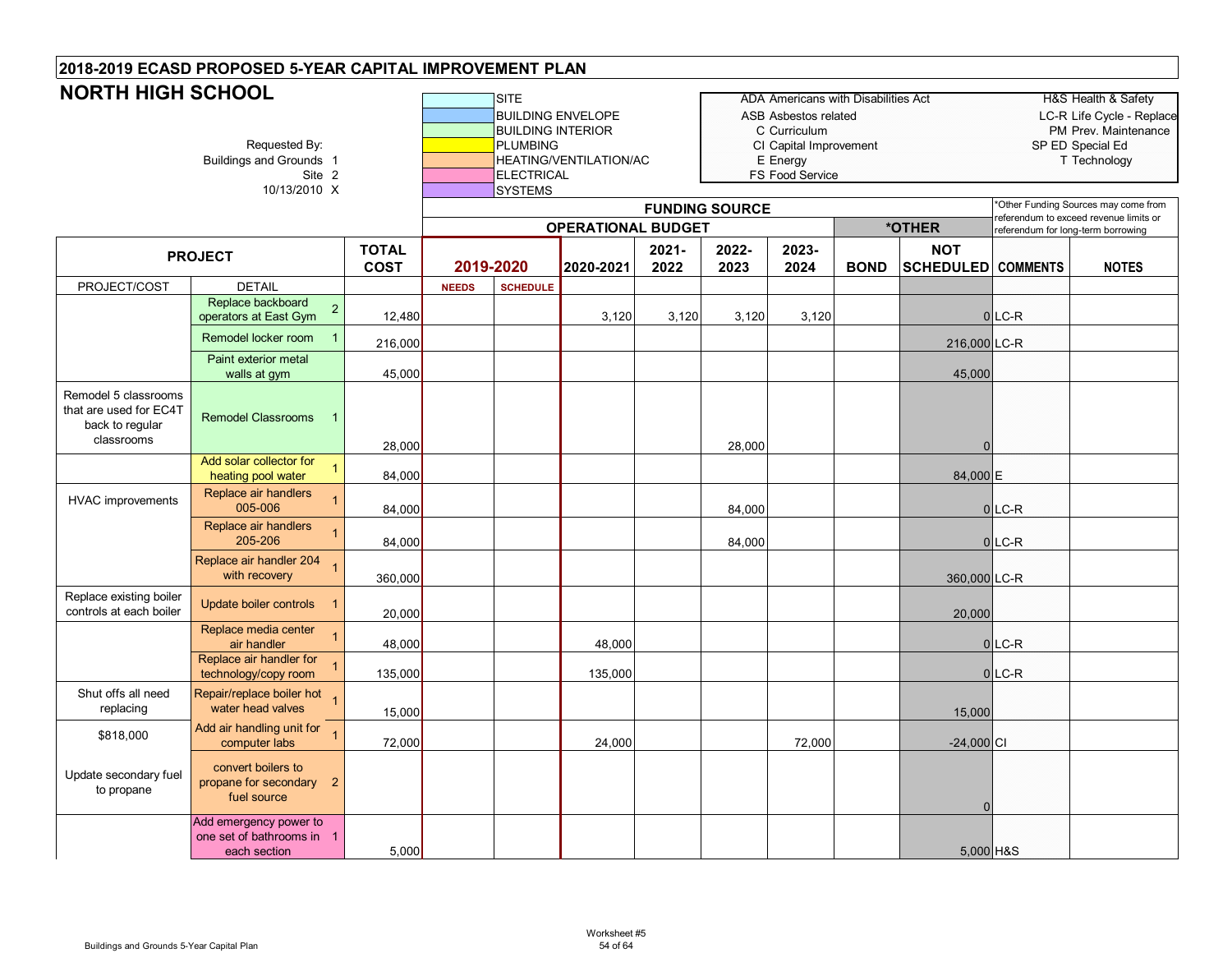# 2018-2019 ECASD PROPOSED 5-YEAR CAPITAL IMPROVEMENT PLAN

## NORTH HIGH SCHOOL

Requested By:
Buildings and Grounds 1
Site 2
10/13/2010 X

**Color legend:**
- SITE
- BUILDING ENVELOPE
- BUILDING INTERIOR
- PLUMBING
- HEATING/VENTILATION/AC
- ELECTRICAL
- SYSTEMS

**Abbreviations:**
- ADA Americans with Disabilities Act
- ASB Asbestos related
- C Curriculum
- CI Capital Improvement
- E Energy
- FS Food Service
- H&S Health & Safety
- LC-R Life Cycle - Replace
- PM Prev. Maintenance
- SP ED Special Ed
- T Technology

*Other Funding Sources may come from referendum to exceed revenue limits or referendum for long-term borrowing

| PROJECT | | TOTAL COST | FUNDING SOURCE: OPERATIONAL BUDGET: 2019-2020 | | | | | | *OTHER | | | |
|---|---|---|---|---|---|---|---|---|---|---|---|---|
| | | | 2019-2020 | | 2020-2021 | 2021-2022 | 2022-2023 | 2023-2024 | BOND | NOT SCHEDULED | COMMENTS | NOTES |
| PROJECT/COST | DETAIL | | NEEDS | SCHEDULE | | | | | | | | |
| | Replace backboard operators at East Gym 2 | 12,480 | | | 3,120 | 3,120 | 3,120 | 3,120 | | 0 | LC-R | |
| | Remodel locker room 1 | 216,000 | | | | | | | | 216,000 | LC-R | |
| | Paint exterior metal walls at gym | 45,000 | | | | | | | | 45,000 | | |
| Remodel 5 classrooms that are used for EC4T back to regular classrooms | Remodel Classrooms 1 | 28,000 | | | | | 28,000 | | | 0 | | |
| | Add solar collector for heating pool water 1 | 84,000 | | | | | | | | 84,000 | E | |
| HVAC improvements | Replace air handlers 005-006 1 | 84,000 | | | | | 84,000 | | | 0 | LC-R | |
| | Replace air handlers 205-206 1 | 84,000 | | | | | 84,000 | | | 0 | LC-R | |
| | Replace air handler 204 with recovery 1 | 360,000 | | | | | | | | 360,000 | LC-R | |
| Replace existing boiler controls at each boiler | Update boiler controls 1 | 20,000 | | | | | | | | 20,000 | | |
| | Replace media center air handler 1 | 48,000 | | | 48,000 | | | | | 0 | LC-R | |
| | Replace air handler for technology/copy room 1 | 135,000 | | | 135,000 | | | | | 0 | LC-R | |
| Shut offs all need replacing | Repair/replace boiler hot water head valves 1 | 15,000 | | | | | | | | 15,000 | | |
| $818,000 | Add air handling unit for computer labs 1 | 72,000 | | | 24,000 | | | 72,000 | | -24,000 | CI | |
| Update secondary fuel to propane | convert boilers to propane for secondary fuel source 2 | | | | | | | | | 0 | | |
| | Add emergency power to one set of bathrooms in each section 1 | 5,000 | | | | | | | | 5,000 | H&S | |

Buildings and Grounds 5-Year Capital Plan

Worksheet #5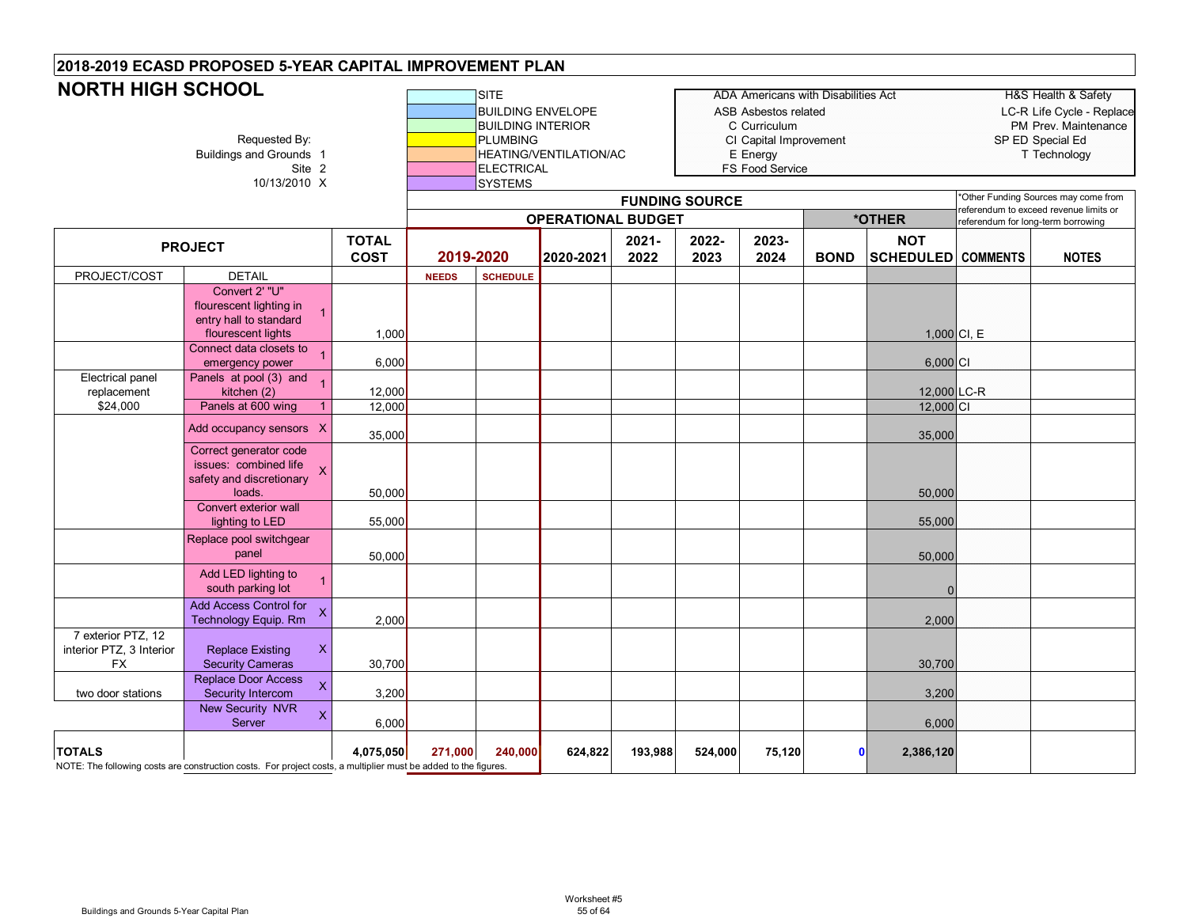# 2018-2019 ECASD PROPOSED 5-YEAR CAPITAL IMPROVEMENT PLAN

## NORTH HIGH SCHOOL

Requested By:
Buildings and Grounds 1
Site 2
10/13/2010 X

| Color Key |
|---|
| SITE |
| BUILDING ENVELOPE |
| BUILDING INTERIOR |
| PLUMBING |
| HEATING/VENTILATION/AC |
| ELECTRICAL |
| SYSTEMS |

| Abbreviation | Meaning | Abbreviation | Meaning |
|---|---|---|---|
| ADA | Americans with Disabilities Act | H&S | Health & Safety |
| ASB | Asbestos related | LC-R | Life Cycle - Replace |
| C | Curriculum | PM | Prev. Maintenance |
| CI | Capital Improvement | SP ED | Special Ed |
| E | Energy | T | Technology |
| FS | Food Service | | |

*Other Funding Sources may come from referendum to exceed revenue limits or referendum for long-term borrowing

| PROJECT | | | TOTAL COST | FUNDING SOURCE – OPERATIONAL BUDGET: 2019-2020 | | 2020-2021 | 2021-2022 | 2022-2023 | 2023-2024 | *OTHER: BOND | NOT SCHEDULED | COMMENTS | NOTES |
|---|---|---|---|---|---|---|---|---|---|---|---|---|---|
| PROJECT/COST | DETAIL | | | NEEDS | SCHEDULE | | | | | | | | |
| | Convert 2' "U" flourescent lighting in entry hall to standard flourescent lights | 1 | 1,000 | | | | | | | | 1,000 | CI, E | |
| | Connect data closets to emergency power | 1 | 6,000 | | | | | | | | 6,000 | CI | |
| Electrical panel replacement $24,000 | Panels at pool (3) and kitchen (2) | 1 | 12,000 | | | | | | | | 12,000 | LC-R | |
| | Panels at 600 wing | 1 | 12,000 | | | | | | | | 12,000 | CI | |
| | Add occupancy sensors | X | 35,000 | | | | | | | | 35,000 | | |
| | Correct generator code issues: combined life safety and discretionary loads. | X | 50,000 | | | | | | | | 50,000 | | |
| | Convert exterior wall lighting to LED | | 55,000 | | | | | | | | 55,000 | | |
| | Replace pool switchgear panel | | 50,000 | | | | | | | | 50,000 | | |
| | Add LED lighting to south parking lot | 1 | | | | | | | | | 0 | | |
| | Add Access Control for Technology Equip. Rm | X | 2,000 | | | | | | | | 2,000 | | |
| 7 exterior PTZ, 12 interior PTZ, 3 Interior FX | Replace Existing Security Cameras | X | 30,700 | | | | | | | | 30,700 | | |
| two door stations | Replace Door Access Security Intercom | X | 3,200 | | | | | | | | 3,200 | | |
| | New Security NVR Server | X | 6,000 | | | | | | | | 6,000 | | |
| **TOTALS** | | | **4,075,050** | **271,000** | **240,000** | **624,822** | **193,988** | **524,000** | **75,120** | **0** | **2,386,120** | | |

NOTE: The following costs are construction costs. For project costs, a multiplier must be added to the figures.

Worksheet #5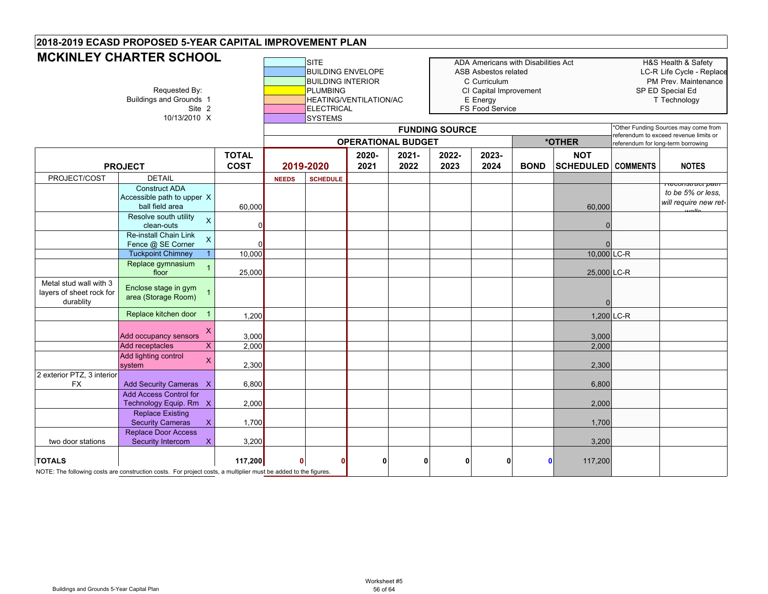# 2018-2019 ECASD PROPOSED 5-YEAR CAPITAL IMPROVEMENT PLAN

## MCKINLEY CHARTER SCHOOL

Requested By:
Buildings and Grounds 1
Site 2
10/13/2010 X

| Color | Category |
|---|---|
| (light cyan) | SITE |
| (blue) | BUILDING ENVELOPE |
| (light green) | BUILDING INTERIOR |
| (yellow) | PLUMBING |
| (peach) | HEATING/VENTILATION/AC |
| (pink) | ELECTRICAL |
| (purple) | SYSTEMS |

| Code | Meaning |
|---|---|
| ADA | Americans with Disabilities Act |
| ASB | Asbestos related |
| C | Curriculum |
| CI | Capital Improvement |
| E | Energy |
| FS | Food Service |
| H&S | Health & Safety |
| LC-R | Life Cycle - Replace |
| PM | Prev. Maintenance |
| SP ED | Special Ed |
| T | Technology |

*Other Funding Sources may come from referendum to exceed revenue limits or referendum for long-term borrowing

| PROJECT | | | TOTAL COST | FUNDING SOURCE: OPERATIONAL BUDGET 2019-2020 | | 2020-2021 | 2021-2022 | 2022-2023 | 2023-2024 | *OTHER: BOND | NOT SCHEDULED | COMMENTS | NOTES |
|---|---|---|---|---|---|---|---|---|---|---|---|---|---|
| PROJECT/COST | DETAIL | | | NEEDS | SCHEDULE | | | | | | | | |
| | Construct ADA Accessible path to upper ball field area | X | 60,000 | | | | | | | | 60,000 | | *Reconstruct path to be 5% or less, will require new ret-walls* |
| | Resolve south utility clean-outs | X | 0 | | | | | | | | 0 | | |
| | Re-install Chain Link Fence @ SE Corner | X | 0 | | | | | | | | 0 | | |
| | Tuckpoint Chimney | 1 | 10,000 | | | | | | | | 10,000 | LC-R | |
| | Replace gymnasium floor | 1 | 25,000 | | | | | | | | 25,000 | LC-R | |
| Metal stud wall with 3 layers of sheet rock for durablity | Enclose stage in gym area (Storage Room) | 1 | | | | | | | | | 0 | | |
| | Replace kitchen door | 1 | 1,200 | | | | | | | | 1,200 | LC-R | |
| | Add occupancy sensors | X | 3,000 | | | | | | | | 3,000 | | |
| | Add receptacles | X | 2,000 | | | | | | | | 2,000 | | |
| | Add lighting control system | X | 2,300 | | | | | | | | 2,300 | | |
| 2 exterior PTZ, 3 interior FX | Add Security Cameras | X | 6,800 | | | | | | | | 6,800 | | |
| | Add Access Control for Technology Equip. Rm | X | 2,000 | | | | | | | | 2,000 | | |
| | Replace Existing Security Cameras | X | 1,700 | | | | | | | | 1,700 | | |
| two door stations | Replace Door Access Security Intercom | X | 3,200 | | | | | | | | 3,200 | | |
| **TOTALS** | | | **117,200** | **0** | **0** | **0** | **0** | **0** | **0** | **0** | 117,200 | | |

NOTE: The following costs are construction costs. For project costs, a multiplier must be added to the figures.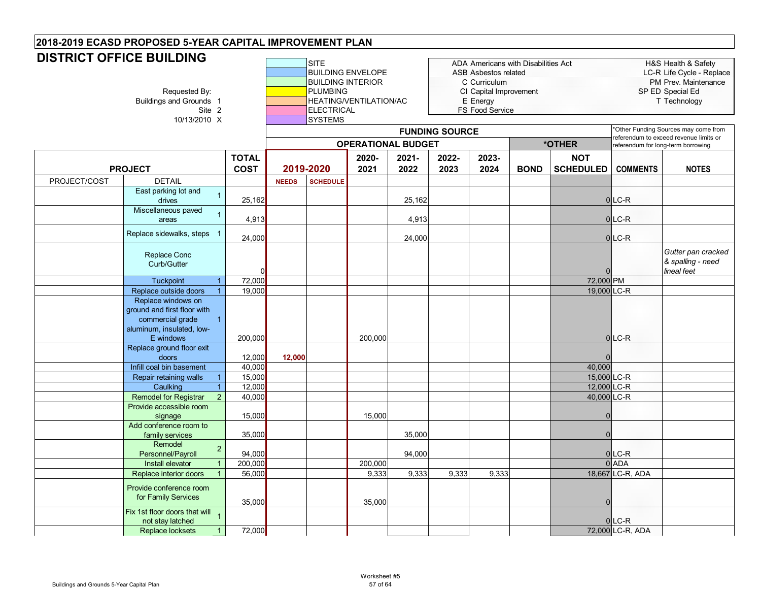## 2018-2019 ECASD PROPOSED 5-YEAR CAPITAL IMPROVEMENT PLAN

# DISTRICT OFFICE BUILDING

Requested By:
Buildings and Grounds 1
Site 2
10/13/2010 X

Color legend: SITE, BUILDING ENVELOPE, BUILDING INTERIOR, PLUMBING, HEATING/VENTILATION/AC, ELECTRICAL, SYSTEMS

ADA Americans with Disabilities Act
ASB Asbestos related
C Curriculum
CI Capital Improvement
E Energy
FS Food Service

H&S Health & Safety
LC-R Life Cycle - Replace
PM Prev. Maintenance
SP ED Special Ed
T Technology

*Other Funding Sources may come from referendum to exceed revenue limits or referendum for long-term borrowing

| PROJECT/COST | DETAIL | | TOTAL COST | 2019-2020 NEEDS | 2019-2020 SCHEDULE | 2020-2021 | 2021-2022 | 2022-2023 | 2023-2024 | BOND | NOT SCHEDULED | COMMENTS | NOTES |
|---|---|---|---|---|---|---|---|---|---|---|---|---|---|
| | | | | FUNDING SOURCE: OPERATIONAL BUDGET | | | | | | *OTHER | | | |
| | East parking lot and drives | 1 | 25,162 | | | | 25,162 | | | | 0 | LC-R | |
| | Miscellaneous paved areas | 1 | 4,913 | | | | 4,913 | | | | 0 | LC-R | |
| | Replace sidewalks, steps | 1 | 24,000 | | | | 24,000 | | | | 0 | LC-R | |
| | Replace Conc Curb/Gutter | | 0 | | | | | | | | 0 | | *Gutter pan cracked & spalling - need lineal feet* |
| | Tuckpoint | 1 | 72,000 | | | | | | | | 72,000 | PM | |
| | Replace outside doors | 1 | 19,000 | | | | | | | | 19,000 | LC-R | |
| | Replace windows on ground and first floor with commercial grade aluminum, insulated, low-E windows | 1 | 200,000 | | | 200,000 | | | | | 0 | LC-R | |
| | Replace ground floor exit doors | | 12,000 | 12,000 | | | | | | | 0 | | |
| | Infill coal bin basement | | 40,000 | | | | | | | | 40,000 | | |
| | Repair retaining walls | 1 | 15,000 | | | | | | | | 15,000 | LC-R | |
| | Caulking | 1 | 12,000 | | | | | | | | 12,000 | LC-R | |
| | Remodel for Registrar | 2 | 40,000 | | | | | | | | 40,000 | LC-R | |
| | Provide accessible room signage | | 15,000 | | | 15,000 | | | | | 0 | | |
| | Add conference room to family services | | 35,000 | | | | 35,000 | | | | 0 | | |
| | Remodel Personnel/Payroll | 2 | 94,000 | | | | 94,000 | | | | 0 | LC-R | |
| | Install elevator | 1 | 200,000 | | | 200,000 | | | | | 0 | ADA | |
| | Replace interior doors | 1 | 56,000 | | | 9,333 | 9,333 | 9,333 | 9,333 | | 18,667 | LC-R, ADA | |
| | Provide conference room for Family Services | | 35,000 | | | 35,000 | | | | | 0 | | |
| | Fix 1st floor doors that will not stay latched | 1 | | | | | | | | | 0 | LC-R | |
| | Replace locksets | 1 | 72,000 | | | | | | | | 72,000 | LC-R, ADA | |

Buildings and Grounds 5-Year Capital Plan

Worksheet #5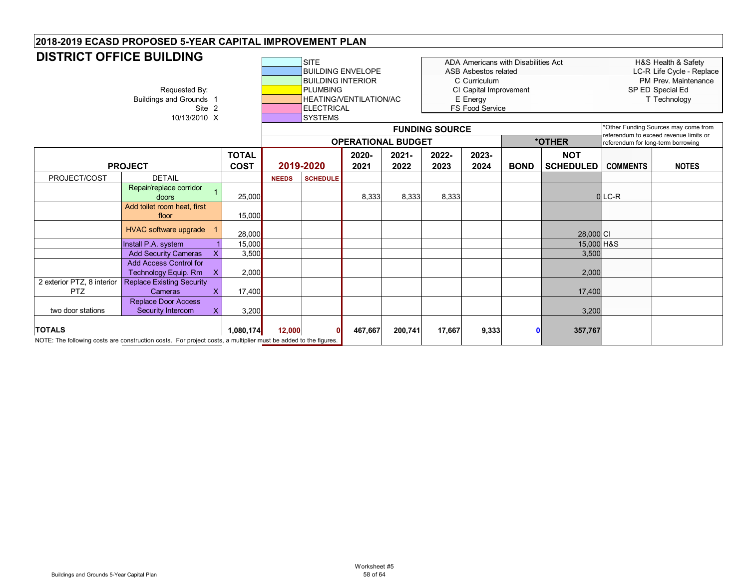## 2018-2019 ECASD PROPOSED 5-YEAR CAPITAL IMPROVEMENT PLAN

# DISTRICT OFFICE BUILDING

Requested By:
Buildings and Grounds 1
Site 2
10/13/2010 X

| Color Key |
|---|
| SITE |
| BUILDING ENVELOPE |
| BUILDING INTERIOR |
| PLUMBING |
| HEATING/VENTILATION/AC |
| ELECTRICAL |
| SYSTEMS |

ADA Americans with Disabilities Act
ASB Asbestos related
C Curriculum
CI Capital Improvement
E Energy
FS Food Service

H&S Health & Safety
LC-R Life Cycle - Replace
PM Prev. Maintenance
SP ED Special Ed
T Technology

*Other Funding Sources may come from referendum to exceed revenue limits or referendum for long-term borrowing

| PROJECT | | | TOTAL COST | FUNDING SOURCE: OPERATIONAL BUDGET 2019-2020 | | 2020-2021 | 2021-2022 | 2022-2023 | 2023-2024 | *OTHER: BOND | NOT SCHEDULED | COMMENTS | NOTES |
|---|---|---|---|---|---|---|---|---|---|---|---|---|---|
| PROJECT/COST | DETAIL | | | NEEDS | SCHEDULE | | | | | | | | |
| | Repair/replace corridor doors | 1 | 25,000 | | | 8,333 | 8,333 | 8,333 | | | 0 | LC-R | |
| | Add toilet room heat, first floor | | 15,000 | | | | | | | | | | |
| | HVAC software upgrade | 1 | 28,000 | | | | | | | | 28,000 | CI | |
| | Install P.A. system | 1 | 15,000 | | | | | | | | 15,000 | H&S | |
| | Add Security Cameras | X | 3,500 | | | | | | | | 3,500 | | |
| | Add Access Control for Technology Equip. Rm | X | 2,000 | | | | | | | | 2,000 | | |
| 2 exterior PTZ, 8 interior PTZ | Replace Existing Security Cameras | X | 17,400 | | | | | | | | 17,400 | | |
| two door stations | Replace Door Access Security Intercom | X | 3,200 | | | | | | | | 3,200 | | |
| **TOTALS** | | | **1,080,174** | **12,000** | **0** | **467,667** | **200,741** | **17,667** | **9,333** | **0** | **357,767** | | |

NOTE: The following costs are construction costs. For project costs, a multiplier must be added to the figures.

Buildings and Grounds 5-Year Capital Plan

Worksheet #5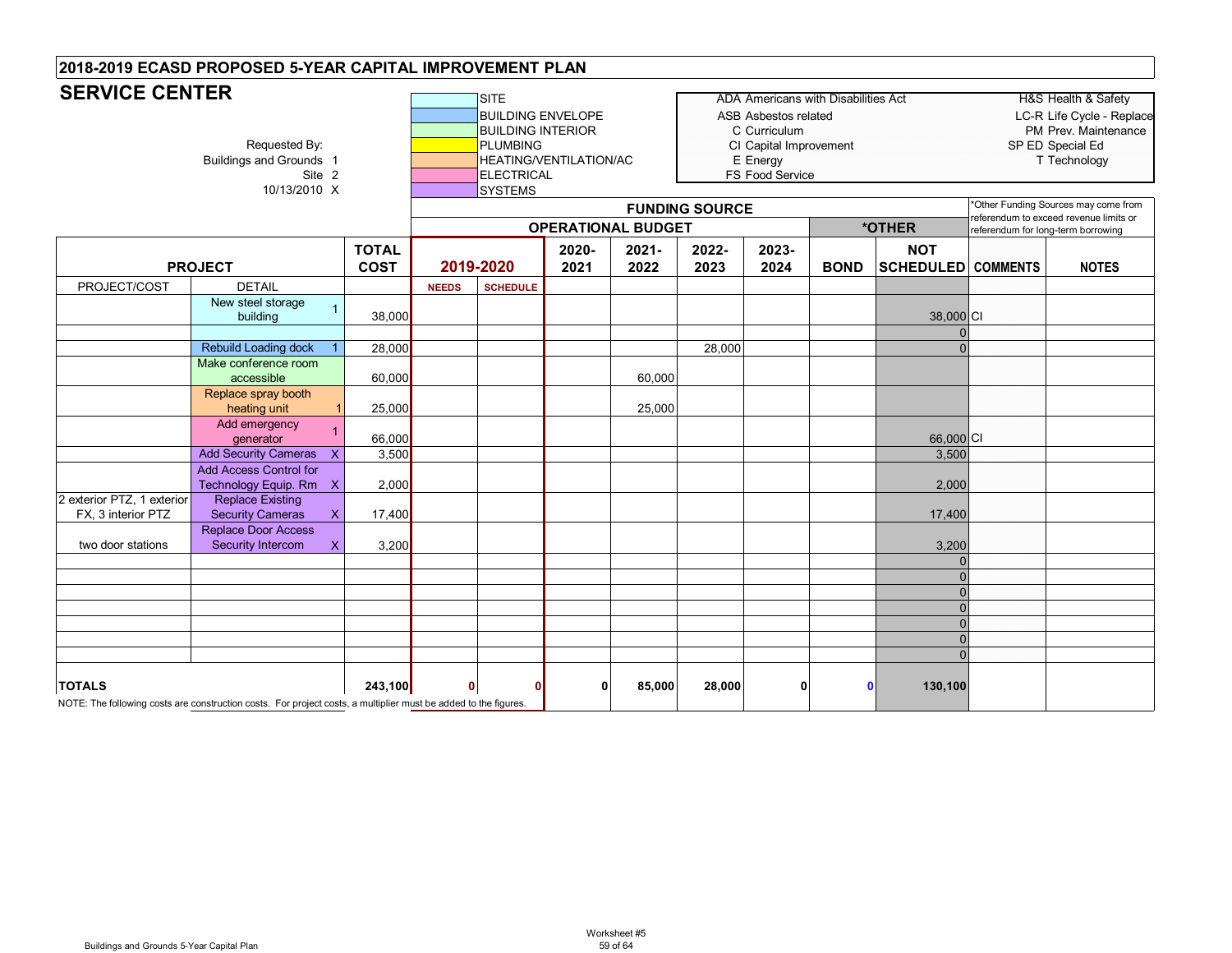## 2018-2019 ECASD PROPOSED 5-YEAR CAPITAL IMPROVEMENT PLAN

# SERVICE CENTER

Requested By:
Buildings and Grounds 1
Site 2
10/13/2010 X

| Color Legend |
|---|
| SITE |
| BUILDING ENVELOPE |
| BUILDING INTERIOR |
| PLUMBING |
| HEATING/VENTILATION/AC |
| ELECTRICAL |
| SYSTEMS |

| Code | Description |
|---|---|
| ADA | Americans with Disabilities Act |
| ASB | Asbestos related |
| C | Curriculum |
| CI | Capital Improvement |
| E | Energy |
| FS | Food Service |
| H&S | Health & Safety |
| LC-R | Life Cycle - Replace |
| PM | Prev. Maintenance |
| SP ED | Special Ed |
| T | Technology |

*Other Funding Sources may come from referendum to exceed revenue limits or referendum for long-term borrowing

| PROJECT | | | TOTAL COST | 2019-2020 | | 2020-2021 | 2021-2022 | 2022-2023 | 2023-2024 | BOND | NOT SCHEDULED | COMMENTS | NOTES |
|---|---|---|---|---|---|---|---|---|---|---|---|---|---|
| | | | | FUNDING SOURCE: OPERATIONAL BUDGET | | | | | | *OTHER | | | |
| PROJECT/COST | DETAIL | | | NEEDS | SCHEDULE | | | | | | | | |
| | New steel storage building | 1 | 38,000 | | | | | | | | 38,000 | CI | |
| | | | | | | | | | | | 0 | | |
| | Rebuild Loading dock | 1 | 28,000 | | | | | 28,000 | | | 0 | | |
| | Make conference room accessible | | 60,000 | | | | 60,000 | | | | | | |
| | Replace spray booth heating unit | 1 | 25,000 | | | | 25,000 | | | | | | |
| | Add emergency generator | 1 | 66,000 | | | | | | | | 66,000 | CI | |
| | Add Security Cameras | X | 3,500 | | | | | | | | 3,500 | | |
| | Add Access Control for Technology Equip. Rm | X | 2,000 | | | | | | | | 2,000 | | |
| 2 exterior PTZ, 1 exterior FX, 3 interior PTZ | Replace Existing Security Cameras | X | 17,400 | | | | | | | | 17,400 | | |
| two door stations | Replace Door Access Security Intercom | X | 3,200 | | | | | | | | 3,200 | | |
| | | | | | | | | | | | 0 | | |
| | | | | | | | | | | | 0 | | |
| | | | | | | | | | | | 0 | | |
| | | | | | | | | | | | 0 | | |
| | | | | | | | | | | | 0 | | |
| | | | | | | | | | | | 0 | | |
| | | | | | | | | | | | 0 | | |
| **TOTALS** | | | **243,100** | **0** | **0** | **0** | **85,000** | **28,000** | **0** | **0** | **130,100** | | |

NOTE: The following costs are construction costs. For project costs, a multiplier must be added to the figures.

Worksheet #5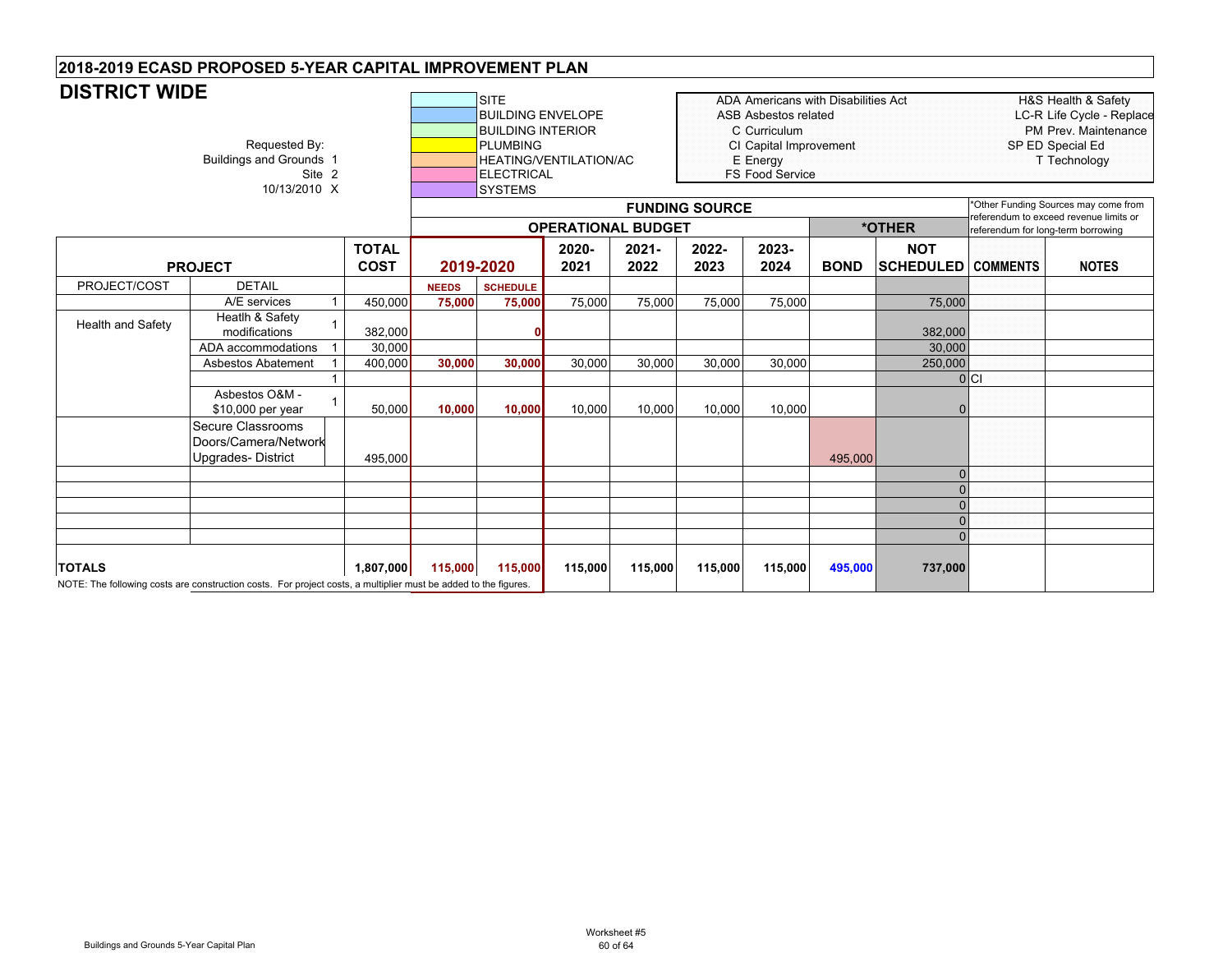## 2018-2019 ECASD PROPOSED 5-YEAR CAPITAL IMPROVEMENT PLAN

# DISTRICT WIDE

Requested By:
Buildings and Grounds 1
Site 2
10/13/2010 X

| Color Key |
|---|
| SITE |
| BUILDING ENVELOPE |
| BUILDING INTERIOR |
| PLUMBING |
| HEATING/VENTILATION/AC |
| ELECTRICAL |
| SYSTEMS |

ADA Americans with Disabilities Act
ASB Asbestos related
C Curriculum
CI Capital Improvement
E Energy
FS Food Service

H&S Health & Safety
LC-R Life Cycle - Replace
PM Prev. Maintenance
SP ED Special Ed
T Technology

*Other Funding Sources may come from referendum to exceed revenue limits or referendum for long-term borrowing

| | | | | FUNDING SOURCE | | | | | | | | | |
|---|---|---|---|---|---|---|---|---|---|---|---|---|---|
| | | | | OPERATIONAL BUDGET | | | | | | *OTHER | | | |
| **PROJECT** | | | **TOTAL COST** | **2019-2020** | | **2020-2021** | **2021-2022** | **2022-2023** | **2023-2024** | **BOND** | **NOT SCHEDULED** | **COMMENTS** | **NOTES** |
| PROJECT/COST | DETAIL | | | **NEEDS** | **SCHEDULE** | | | | | | | | |
| | A/E services | 1 | 450,000 | **75,000** | **75,000** | 75,000 | 75,000 | 75,000 | 75,000 | | 75,000 | | |
| Health and Safety | Heatlh & Safety modifications | 1 | 382,000 | | **0** | | | | | | 382,000 | | |
| | ADA accommodations | 1 | 30,000 | | | | | | | | 30,000 | | |
| | Asbestos Abatement | 1 | 400,000 | **30,000** | **30,000** | 30,000 | 30,000 | 30,000 | 30,000 | | 250,000 | | |
| | | 1 | | | | | | | | | 0 | CI | |
| | Asbestos O&M - $10,000 per year | 1 | 50,000 | **10,000** | **10,000** | 10,000 | 10,000 | 10,000 | 10,000 | | 0 | | |
| | Secure Classrooms Doors/Camera/Network Upgrades- District | | 495,000 | | | | | | | 495,000 | | | |
| | | | | | | | | | | | 0 | | |
| | | | | | | | | | | | 0 | | |
| | | | | | | | | | | | 0 | | |
| | | | | | | | | | | | 0 | | |
| | | | | | | | | | | | 0 | | |
| **TOTALS** | | | **1,807,000** | **115,000** | **115,000** | **115,000** | **115,000** | **115,000** | **115,000** | **495,000** | **737,000** | | |

NOTE: The following costs are construction costs. For project costs, a multiplier must be added to the figures.

Worksheet #5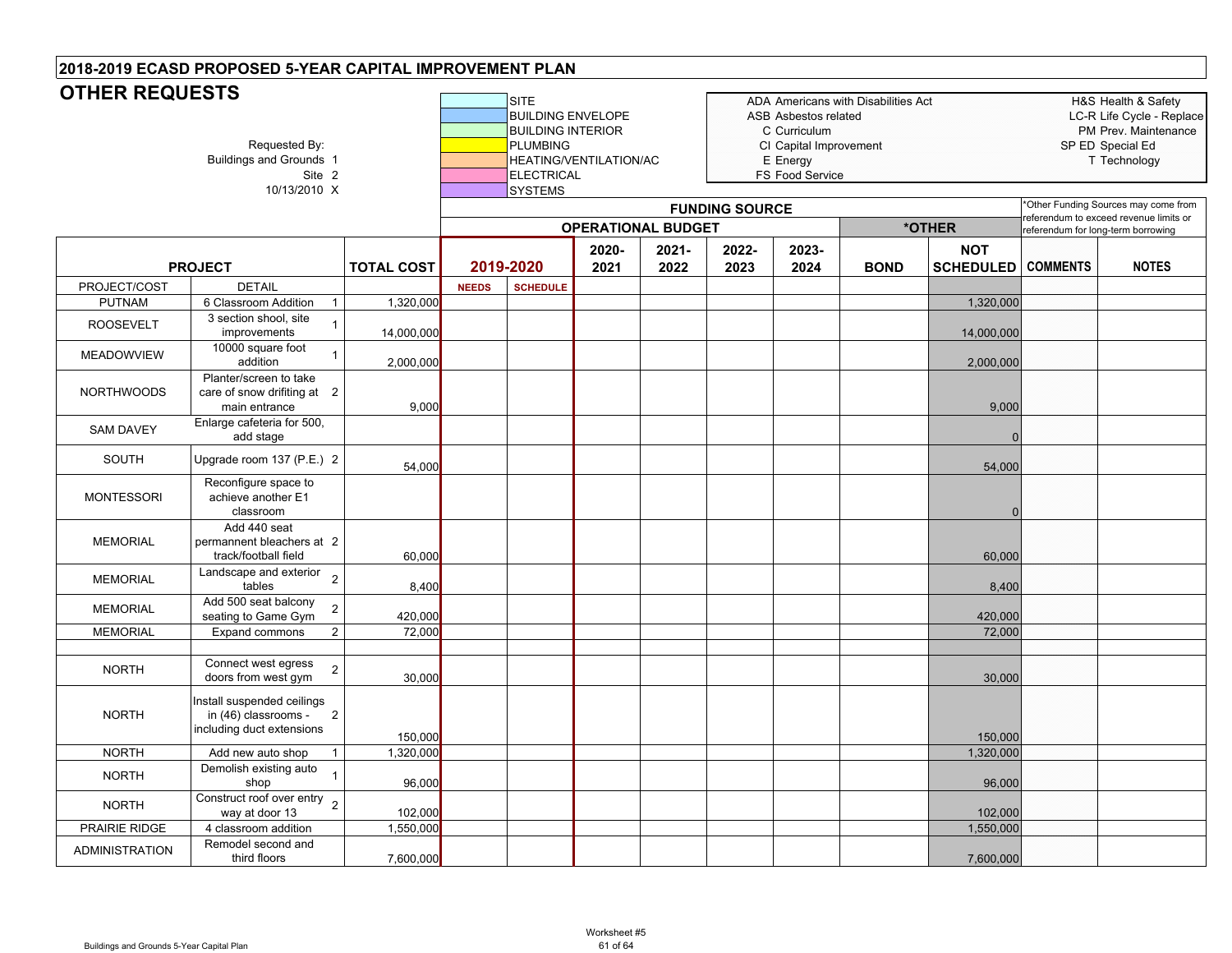## 2018-2019 ECASD PROPOSED 5-YEAR CAPITAL IMPROVEMENT PLAN

# OTHER REQUESTS

Requested By:
Buildings and Grounds 1
Site 2
10/13/2010 X

| Color Key |
|---|
| SITE |
| BUILDING ENVELOPE |
| BUILDING INTERIOR |
| PLUMBING |
| HEATING/VENTILATION/AC |
| ELECTRICAL |
| SYSTEMS |

ADA Americans with Disabilities Act
ASB Asbestos related
C Curriculum
CI Capital Improvement
E Energy
FS Food Service

H&S Health & Safety
LC-R Life Cycle - Replace
PM Prev. Maintenance
SP ED Special Ed
T Technology

*Other Funding Sources may come from referendum to exceed revenue limits or referendum for long-term borrowing

| PROJECT | | | TOTAL COST | FUNDING SOURCE: OPERATIONAL BUDGET 2019-2020 | | 2020-2021 | 2021-2022 | 2022-2023 | 2023-2024 | *OTHER: BOND | NOT SCHEDULED | COMMENTS | NOTES |
|---|---|---|---|---|---|---|---|---|---|---|---|---|---|
| PROJECT/COST | DETAIL | | | NEEDS | SCHEDULE | | | | | | | | |
| PUTNAM | 6 Classroom Addition | 1 | 1,320,000 | | | | | | | | 1,320,000 | | |
| ROOSEVELT | 3 section shool, site improvements | 1 | 14,000,000 | | | | | | | | 14,000,000 | | |
| MEADOWVIEW | 10000 square foot addition | 1 | 2,000,000 | | | | | | | | 2,000,000 | | |
| NORTHWOODS | Planter/screen to take care of snow drifiting at main entrance | 2 | 9,000 | | | | | | | | 9,000 | | |
| SAM DAVEY | Enlarge cafeteria for 500, add stage | | | | | | | | | | 0 | | |
| SOUTH | Upgrade room 137 (P.E.) | 2 | 54,000 | | | | | | | | 54,000 | | |
| MONTESSORI | Reconfigure space to achieve another E1 classroom | | | | | | | | | | 0 | | |
| MEMORIAL | Add 440 seat permannent bleachers at track/football field | 2 | 60,000 | | | | | | | | 60,000 | | |
| MEMORIAL | Landscape and exterior tables | 2 | 8,400 | | | | | | | | 8,400 | | |
| MEMORIAL | Add 500 seat balcony seating to Game Gym | 2 | 420,000 | | | | | | | | 420,000 | | |
| MEMORIAL | Expand commons | 2 | 72,000 | | | | | | | | 72,000 | | |
| | | | | | | | | | | | | | |
| NORTH | Connect west egress doors from west gym | 2 | 30,000 | | | | | | | | 30,000 | | |
| NORTH | Install suspended ceilings in (46) classrooms - including duct extensions | 2 | 150,000 | | | | | | | | 150,000 | | |
| NORTH | Add new auto shop | 1 | 1,320,000 | | | | | | | | 1,320,000 | | |
| NORTH | Demolish existing auto shop | 1 | 96,000 | | | | | | | | 96,000 | | |
| NORTH | Construct roof over entry way at door 13 | 2 | 102,000 | | | | | | | | 102,000 | | |
| PRAIRIE RIDGE | 4 classroom addition | | 1,550,000 | | | | | | | | 1,550,000 | | |
| ADMINISTRATION | Remodel second and third floors | | 7,600,000 | | | | | | | | 7,600,000 | | |

Buildings and Grounds 5-Year Capital Plan

Worksheet #5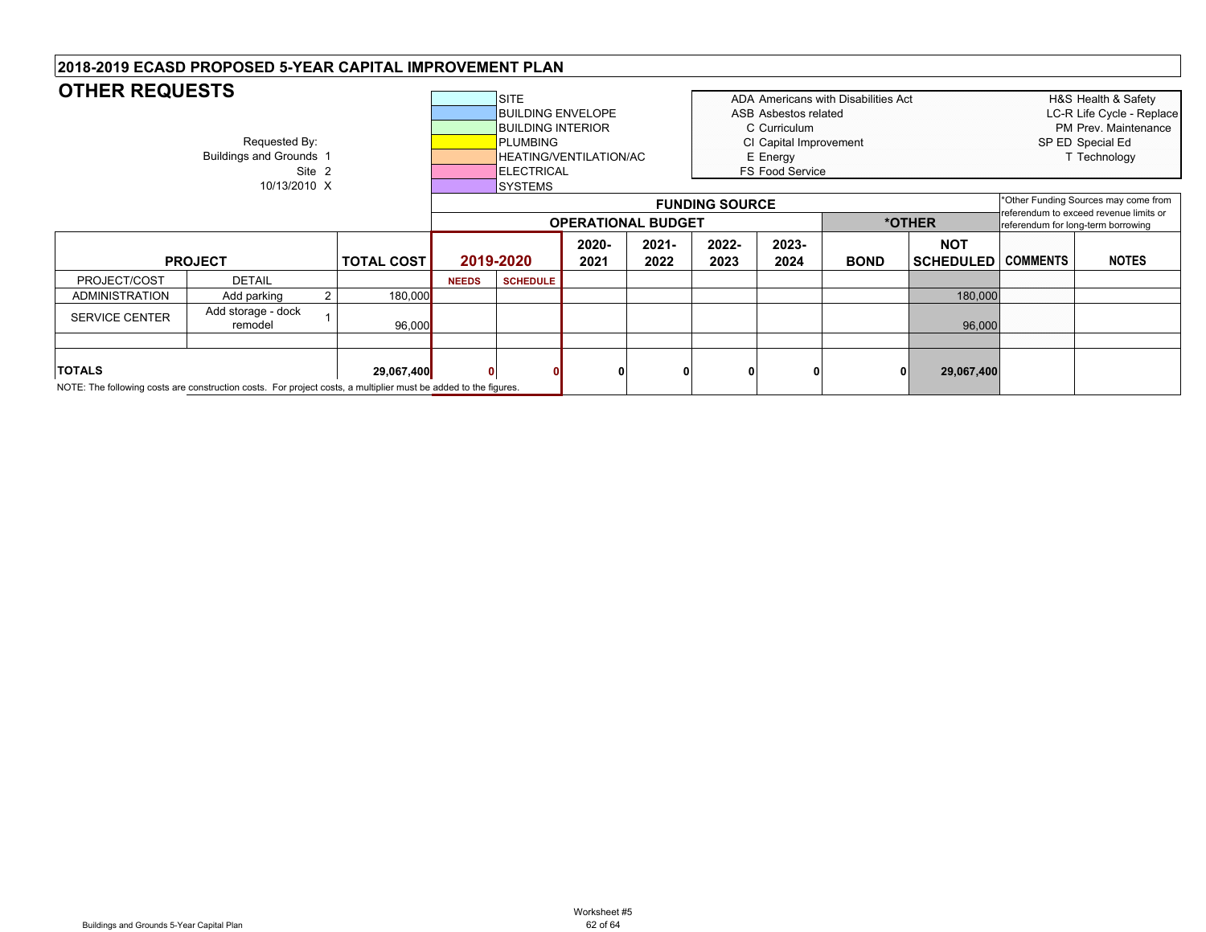## 2018-2019 ECASD PROPOSED 5-YEAR CAPITAL IMPROVEMENT PLAN

# OTHER REQUESTS

Requested By:
Buildings and Grounds 1
Site 2
10/13/2010 X

| Color | Category |
|---|---|
| | SITE |
| | BUILDING ENVELOPE |
| | BUILDING INTERIOR |
| | PLUMBING |
| | HEATING/VENTILATION/AC |
| | ELECTRICAL |
| | SYSTEMS |

| | |
|---|---|
| ADA | Americans with Disabilities Act |
| ASB | Asbestos related |
| C | Curriculum |
| CI | Capital Improvement |
| E | Energy |
| FS | Food Service |
| H&S | Health & Safety |
| LC-R | Life Cycle - Replace |
| PM | Prev. Maintenance |
| SP ED | Special Ed |
| T | Technology |

*Other Funding Sources may come from referendum to exceed revenue limits or referendum for long-term borrowing

| | | | | FUNDING SOURCE | | | | | | | | | |
|---|---|---|---|---|---|---|---|---|---|---|---|---|---|
| | | | | OPERATIONAL BUDGET | | | | | | *OTHER | | | |
| PROJECT | | | TOTAL COST | 2019-2020 | | 2020-2021 | 2021-2022 | 2022-2023 | 2023-2024 | BOND | NOT SCHEDULED | COMMENTS | NOTES |
| PROJECT/COST | DETAIL | | | NEEDS | SCHEDULE | | | | | | | | |
| ADMINISTRATION | Add parking | 2 | 180,000 | | | | | | | | 180,000 | | |
| SERVICE CENTER | Add storage - dock remodel | 1 | 96,000 | | | | | | | | 96,000 | | |
| | | | | | | | | | | | | | |
| TOTALS | | | 29,067,400 | 0 | 0 | 0 | 0 | 0 | 0 | 0 | 29,067,400 | | |

NOTE: The following costs are construction costs. For project costs, a multiplier must be added to the figures.

Worksheet #5